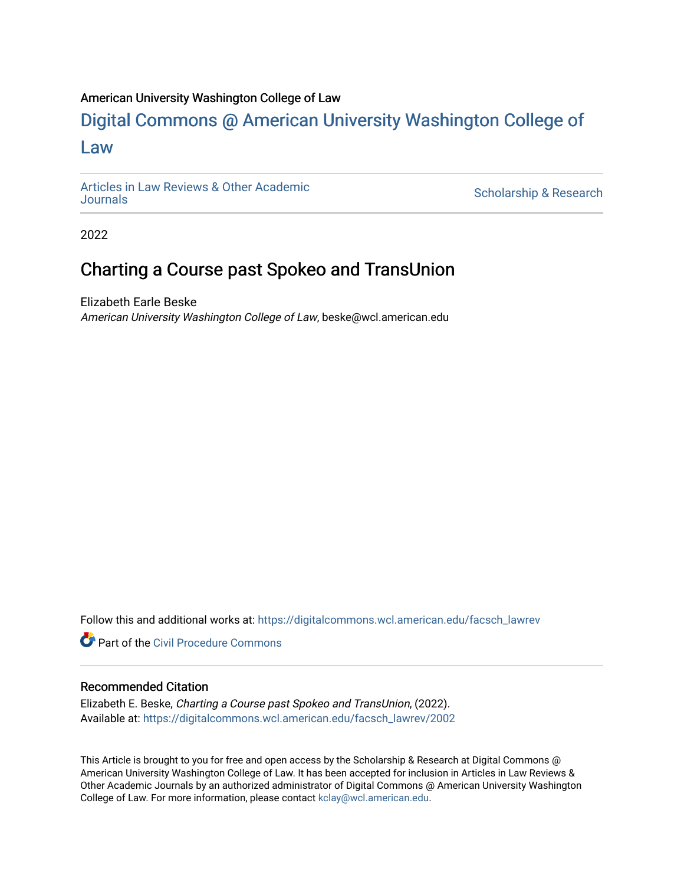American University Washington College of Law

# Digital Commons @ American University Washington College of Law

Articles in Law Reviews & Other Academic Journals

Scholarship & Research

2022

## Charting a Course past Spokeo and TransUnion

Elizabeth Earle Beske
*American University Washington College of Law*, beske@wcl.american.edu

Follow this and additional works at: https://digitalcommons.wcl.american.edu/facsch_lawrev

Part of the Civil Procedure Commons

### Recommended Citation

Elizabeth E. Beske, *Charting a Course past Spokeo and TransUnion*, (2022).
Available at: https://digitalcommons.wcl.american.edu/facsch_lawrev/2002

This Article is brought to you for free and open access by the Scholarship & Research at Digital Commons @ American University Washington College of Law. It has been accepted for inclusion in Articles in Law Reviews & Other Academic Journals by an authorized administrator of Digital Commons @ American University Washington College of Law. For more information, please contact kclay@wcl.american.edu.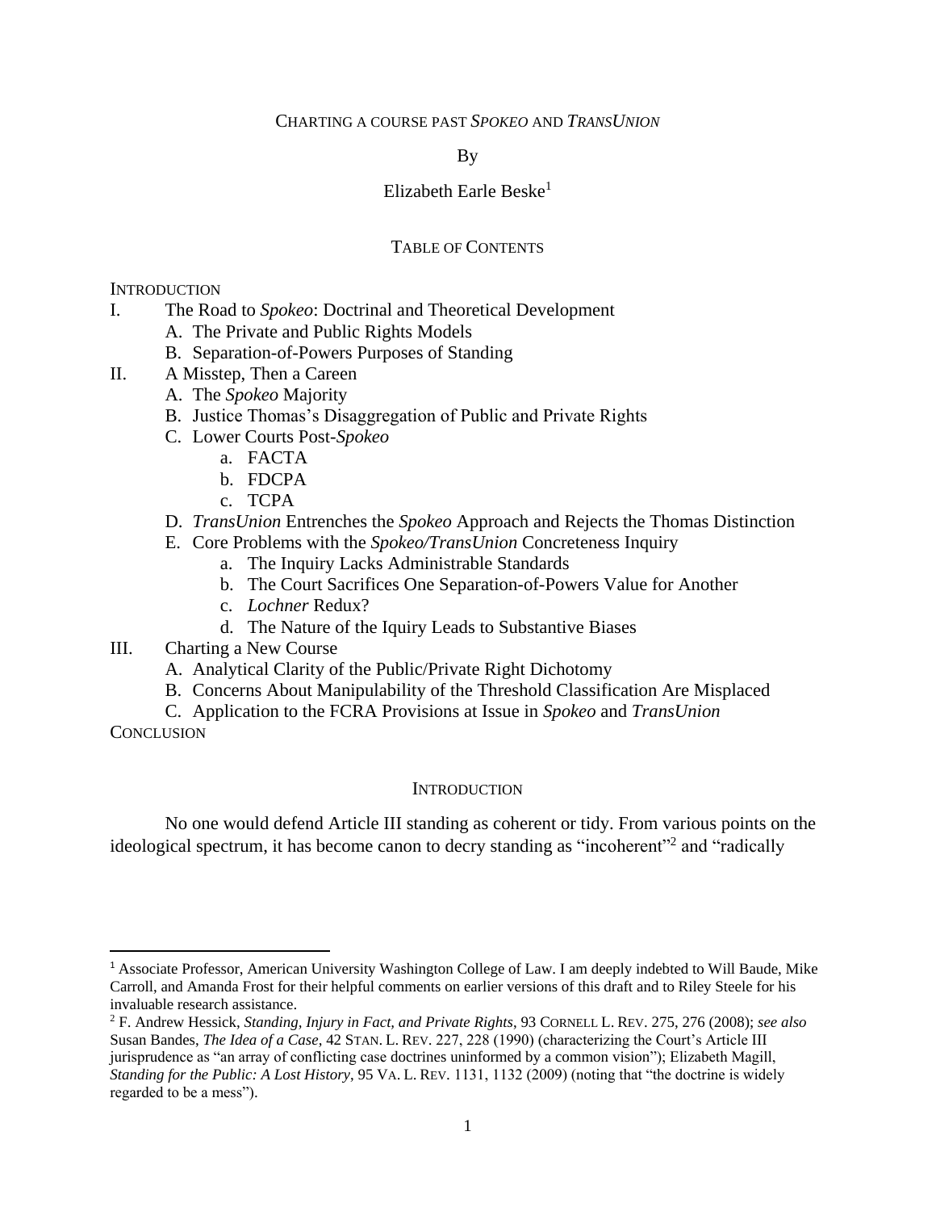CHARTING A COURSE PAST *SPOKEO* AND *TRANSUNION*

By

Elizabeth Earle Beske[1]

TABLE OF CONTENTS

INTRODUCTION

I. The Road to *Spokeo*: Doctrinal and Theoretical Development
   - A. The Private and Public Rights Models
   - B. Separation-of-Powers Purposes of Standing

II. A Misstep, Then a Careen
   - A. The *Spokeo* Majority
   - B. Justice Thomas's Disaggregation of Public and Private Rights
   - C. Lower Courts Post-*Spokeo*
     - a. FACTA
     - b. FDCPA
     - c. TCPA
   - D. *TransUnion* Entrenches the *Spokeo* Approach and Rejects the Thomas Distinction
   - E. Core Problems with the *Spokeo/TransUnion* Concreteness Inquiry
     - a. The Inquiry Lacks Administrable Standards
     - b. The Court Sacrifices One Separation-of-Powers Value for Another
     - c. *Lochner* Redux?
     - d. The Nature of the Iquiry Leads to Substantive Biases

III. Charting a New Course
   - A. Analytical Clarity of the Public/Private Right Dichotomy
   - B. Concerns About Manipulability of the Threshold Classification Are Misplaced
   - C. Application to the FCRA Provisions at Issue in *Spokeo* and *TransUnion*

CONCLUSION

## INTRODUCTION

No one would defend Article III standing as coherent or tidy. From various points on the ideological spectrum, it has become canon to decry standing as "incoherent"[2] and "radically

---

[1] Associate Professor, American University Washington College of Law. I am deeply indebted to Will Baude, Mike Carroll, and Amanda Frost for their helpful comments on earlier versions of this draft and to Riley Steele for his invaluable research assistance.

[2] F. Andrew Hessick, *Standing, Injury in Fact, and Private Rights*, 93 CORNELL L. REV. 275, 276 (2008); *see also* Susan Bandes, *The Idea of a Case*, 42 STAN. L. REV. 227, 228 (1990) (characterizing the Court's Article III jurisprudence as "an array of conflicting case doctrines uninformed by a common vision"); Elizabeth Magill, *Standing for the Public: A Lost History*, 95 VA. L. REV. 1131, 1132 (2009) (noting that "the doctrine is widely regarded to be a mess").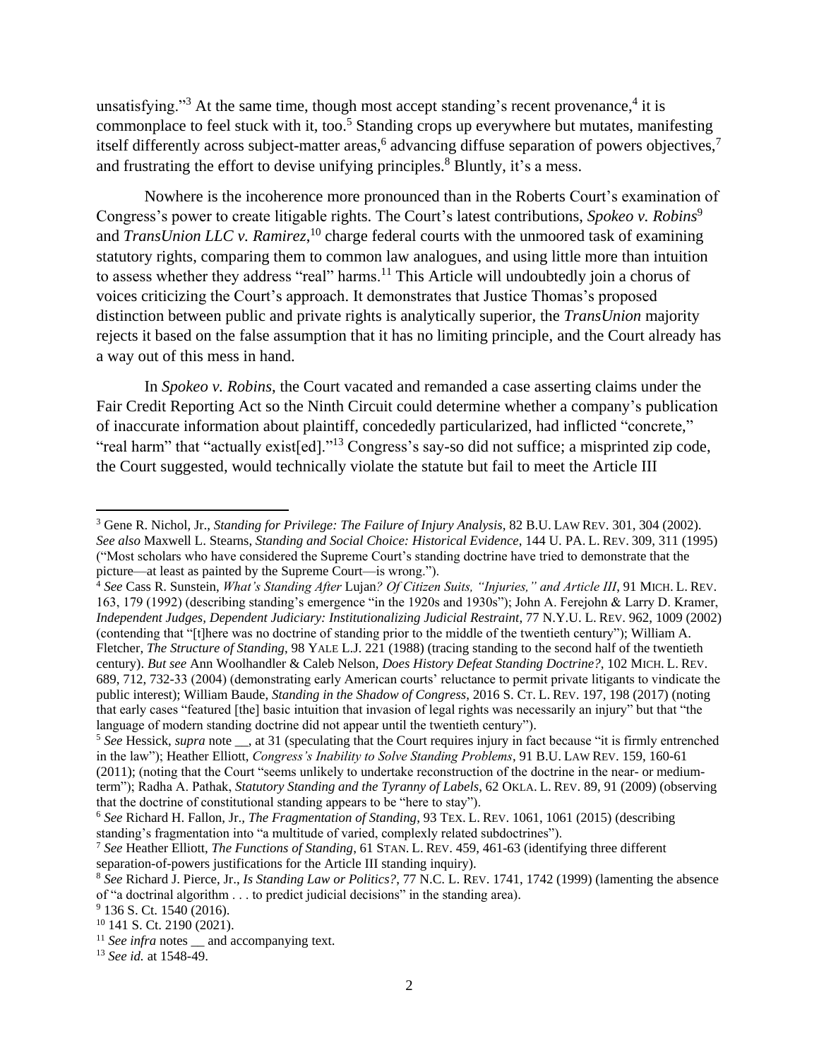unsatisfying."[3] At the same time, though most accept standing's recent provenance,[4] it is commonplace to feel stuck with it, too.[5] Standing crops up everywhere but mutates, manifesting itself differently across subject-matter areas,[6] advancing diffuse separation of powers objectives,[7] and frustrating the effort to devise unifying principles.[8] Bluntly, it's a mess.

Nowhere is the incoherence more pronounced than in the Roberts Court's examination of Congress's power to create litigable rights. The Court's latest contributions, *Spokeo v. Robins*[9] and *TransUnion LLC v. Ramirez*,[10] charge federal courts with the unmoored task of examining statutory rights, comparing them to common law analogues, and using little more than intuition to assess whether they address "real" harms.[11] This Article will undoubtedly join a chorus of voices criticizing the Court's approach. It demonstrates that Justice Thomas's proposed distinction between public and private rights is analytically superior, the *TransUnion* majority rejects it based on the false assumption that it has no limiting principle, and the Court already has a way out of this mess in hand.

In *Spokeo v. Robins*, the Court vacated and remanded a case asserting claims under the Fair Credit Reporting Act so the Ninth Circuit could determine whether a company's publication of inaccurate information about plaintiff, concededly particularized, had inflicted "concrete," "real harm" that "actually exist[ed]."[13] Congress's say-so did not suffice; a misprinted zip code, the Court suggested, would technically violate the statute but fail to meet the Article III

---

[3] Gene R. Nichol, Jr., *Standing for Privilege: The Failure of Injury Analysis*, 82 B.U. LAW REV. 301, 304 (2002). *See also* Maxwell L. Stearns, *Standing and Social Choice: Historical Evidence*, 144 U. PA. L. REV. 309, 311 (1995) ("Most scholars who have considered the Supreme Court's standing doctrine have tried to demonstrate that the picture—at least as painted by the Supreme Court—is wrong.").

[4] *See* Cass R. Sunstein, *What's Standing After* Lujan*? Of Citizen Suits, "Injuries," and Article III*, 91 MICH. L. REV. 163, 179 (1992) (describing standing's emergence "in the 1920s and 1930s"); John A. Ferejohn & Larry D. Kramer, *Independent Judges, Dependent Judiciary: Institutionalizing Judicial Restraint*, 77 N.Y.U. L. REV. 962, 1009 (2002) (contending that "[t]here was no doctrine of standing prior to the middle of the twentieth century"); William A. Fletcher, *The Structure of Standing*, 98 YALE L.J. 221 (1988) (tracing standing to the second half of the twentieth century). *But see* Ann Woolhandler & Caleb Nelson, *Does History Defeat Standing Doctrine?*, 102 MICH. L. REV. 689, 712, 732-33 (2004) (demonstrating early American courts' reluctance to permit private litigants to vindicate the public interest); William Baude, *Standing in the Shadow of Congress*, 2016 S. CT. L. REV. 197, 198 (2017) (noting that early cases "featured [the] basic intuition that invasion of legal rights was necessarily an injury" but that "the language of modern standing doctrine did not appear until the twentieth century").

[5] *See* Hessick, *supra* note __, at 31 (speculating that the Court requires injury in fact because "it is firmly entrenched in the law"); Heather Elliott, *Congress's Inability to Solve Standing Problems*, 91 B.U. LAW REV. 159, 160-61 (2011); (noting that the Court "seems unlikely to undertake reconstruction of the doctrine in the near- or medium-term"); Radha A. Pathak, *Statutory Standing and the Tyranny of Labels*, 62 OKLA. L. REV. 89, 91 (2009) (observing that the doctrine of constitutional standing appears to be "here to stay").

[6] *See* Richard H. Fallon, Jr., *The Fragmentation of Standing*, 93 TEX. L. REV. 1061, 1061 (2015) (describing standing's fragmentation into "a multitude of varied, complexly related subdoctrines").

[7] *See* Heather Elliott, *The Functions of Standing*, 61 STAN. L. REV. 459, 461-63 (identifying three different separation-of-powers justifications for the Article III standing inquiry).

[8] *See* Richard J. Pierce, Jr., *Is Standing Law or Politics?*, 77 N.C. L. REV. 1741, 1742 (1999) (lamenting the absence of "a doctrinal algorithm . . . to predict judicial decisions" in the standing area).

[9] 136 S. Ct. 1540 (2016).

[10] 141 S. Ct. 2190 (2021).

[11] *See infra* notes __ and accompanying text.

[13] *See id.* at 1548-49.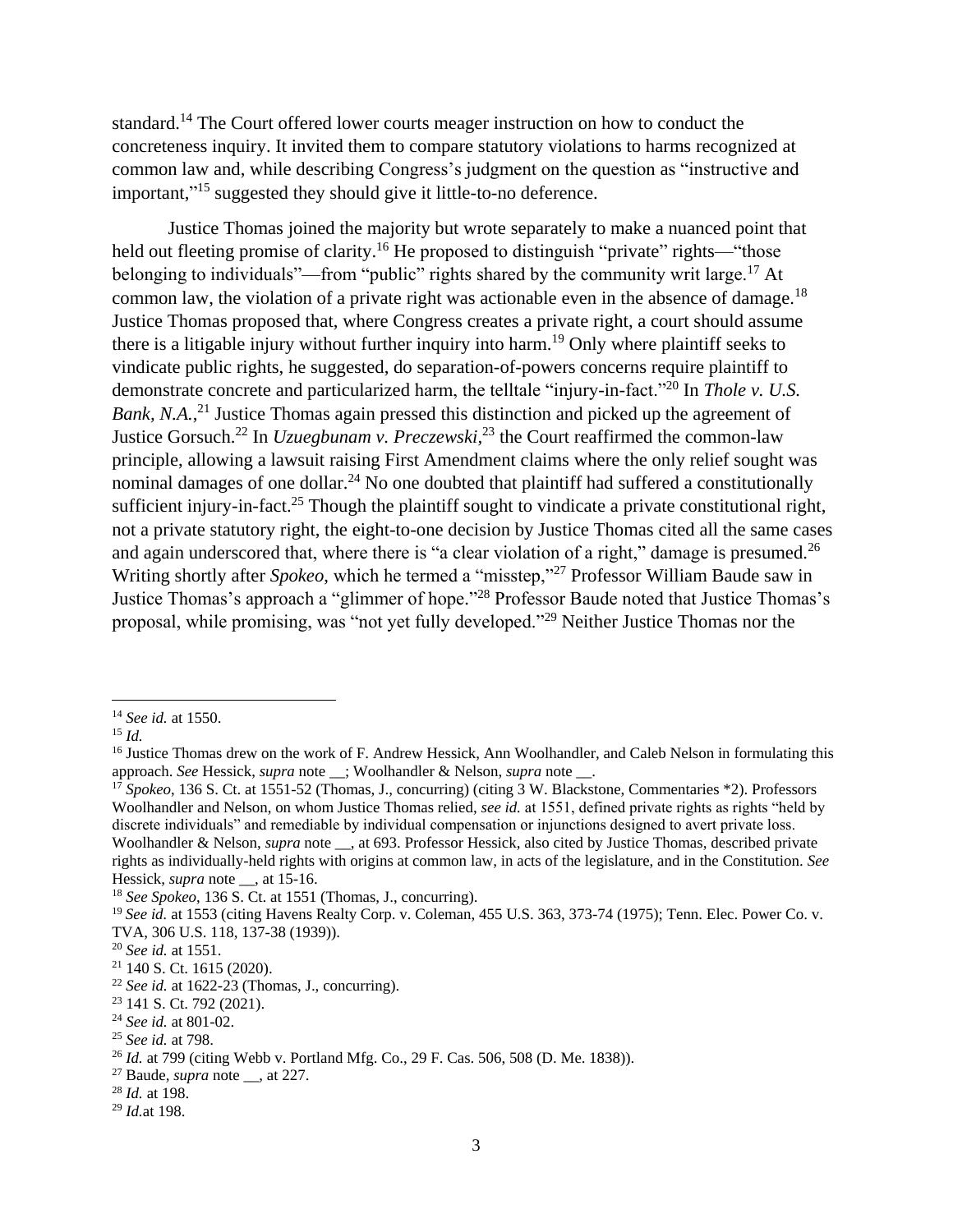standard.[14] The Court offered lower courts meager instruction on how to conduct the concreteness inquiry. It invited them to compare statutory violations to harms recognized at common law and, while describing Congress's judgment on the question as "instructive and important,"[15] suggested they should give it little-to-no deference.

Justice Thomas joined the majority but wrote separately to make a nuanced point that held out fleeting promise of clarity.[16] He proposed to distinguish "private" rights—"those belonging to individuals"—from "public" rights shared by the community writ large.[17] At common law, the violation of a private right was actionable even in the absence of damage.[18] Justice Thomas proposed that, where Congress creates a private right, a court should assume there is a litigable injury without further inquiry into harm.[19] Only where plaintiff seeks to vindicate public rights, he suggested, do separation-of-powers concerns require plaintiff to demonstrate concrete and particularized harm, the telltale "injury-in-fact."[20] In *Thole v. U.S. Bank, N.A.*,[21] Justice Thomas again pressed this distinction and picked up the agreement of Justice Gorsuch.[22] In *Uzuegbunam v. Preczewski*,[23] the Court reaffirmed the common-law principle, allowing a lawsuit raising First Amendment claims where the only relief sought was nominal damages of one dollar.[24] No one doubted that plaintiff had suffered a constitutionally sufficient injury-in-fact.[25] Though the plaintiff sought to vindicate a private constitutional right, not a private statutory right, the eight-to-one decision by Justice Thomas cited all the same cases and again underscored that, where there is "a clear violation of a right," damage is presumed.[26] Writing shortly after *Spokeo*, which he termed a "misstep,"[27] Professor William Baude saw in Justice Thomas's approach a "glimmer of hope."[28] Professor Baude noted that Justice Thomas's proposal, while promising, was "not yet fully developed."[29] Neither Justice Thomas nor the

---

[14] *See id.* at 1550.

[15] *Id.*

[16] Justice Thomas drew on the work of F. Andrew Hessick, Ann Woolhandler, and Caleb Nelson in formulating this approach. *See* Hessick, *supra* note __; Woolhandler & Nelson, *supra* note __.

[17] *Spokeo*, 136 S. Ct. at 1551-52 (Thomas, J., concurring) (citing 3 W. Blackstone, Commentaries *2). Professors Woolhandler and Nelson, on whom Justice Thomas relied, *see id.* at 1551, defined private rights as rights "held by discrete individuals" and remediable by individual compensation or injunctions designed to avert private loss. Woolhandler & Nelson, *supra* note __, at 693. Professor Hessick, also cited by Justice Thomas, described private rights as individually-held rights with origins at common law, in acts of the legislature, and in the Constitution. *See* Hessick, *supra* note __, at 15-16.

[18] *See Spokeo*, 136 S. Ct. at 1551 (Thomas, J., concurring).

[19] *See id.* at 1553 (citing Havens Realty Corp. v. Coleman, 455 U.S. 363, 373-74 (1975); Tenn. Elec. Power Co. v. TVA, 306 U.S. 118, 137-38 (1939)).

[20] *See id.* at 1551.

[21] 140 S. Ct. 1615 (2020).

[22] *See id.* at 1622-23 (Thomas, J., concurring).

[23] 141 S. Ct. 792 (2021).

[24] *See id.* at 801-02.

[25] *See id.* at 798.

[26] *Id.* at 799 (citing Webb v. Portland Mfg. Co., 29 F. Cas. 506, 508 (D. Me. 1838)).

[27] Baude, *supra* note __, at 227.

[28] *Id.* at 198.

[29] *Id.*at 198.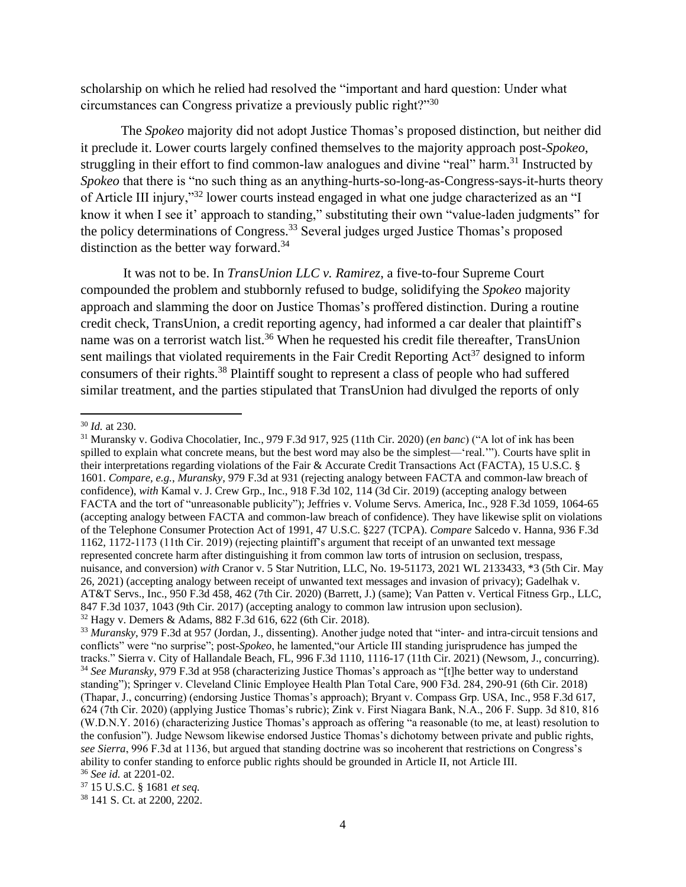scholarship on which he relied had resolved the "important and hard question: Under what circumstances can Congress privatize a previously public right?"[30]

The *Spokeo* majority did not adopt Justice Thomas's proposed distinction, but neither did it preclude it. Lower courts largely confined themselves to the majority approach post-*Spokeo*, struggling in their effort to find common-law analogues and divine "real" harm.[31] Instructed by *Spokeo* that there is "no such thing as an anything-hurts-so-long-as-Congress-says-it-hurts theory of Article III injury,"[32] lower courts instead engaged in what one judge characterized as an "I know it when I see it' approach to standing," substituting their own "value-laden judgments" for the policy determinations of Congress.[33] Several judges urged Justice Thomas's proposed distinction as the better way forward.[34]

It was not to be. In *TransUnion LLC v. Ramirez*, a five-to-four Supreme Court compounded the problem and stubbornly refused to budge, solidifying the *Spokeo* majority approach and slamming the door on Justice Thomas's proffered distinction. During a routine credit check, TransUnion, a credit reporting agency, had informed a car dealer that plaintiff's name was on a terrorist watch list.[36] When he requested his credit file thereafter, TransUnion sent mailings that violated requirements in the Fair Credit Reporting Act[37] designed to inform consumers of their rights.[38] Plaintiff sought to represent a class of people who had suffered similar treatment, and the parties stipulated that TransUnion had divulged the reports of only

---

[30] *Id.* at 230.

[31] Muransky v. Godiva Chocolatier, Inc., 979 F.3d 917, 925 (11th Cir. 2020) (*en banc*) ("A lot of ink has been spilled to explain what concrete means, but the best word may also be the simplest—'real.'"). Courts have split in their interpretations regarding violations of the Fair & Accurate Credit Transactions Act (FACTA), 15 U.S.C. § 1601. *Compare, e.g.*, *Muransky*, 979 F.3d at 931 (rejecting analogy between FACTA and common-law breach of confidence), *with* Kamal v. J. Crew Grp., Inc., 918 F.3d 102, 114 (3d Cir. 2019) (accepting analogy between FACTA and the tort of "unreasonable publicity"); Jeffries v. Volume Servs. America, Inc., 928 F.3d 1059, 1064-65 (accepting analogy between FACTA and common-law breach of confidence). They have likewise split on violations of the Telephone Consumer Protection Act of 1991, 47 U.S.C. §227 (TCPA). *Compare* Salcedo v. Hanna, 936 F.3d 1162, 1172-1173 (11th Cir. 2019) (rejecting plaintiff's argument that receipt of an unwanted text message represented concrete harm after distinguishing it from common law torts of intrusion on seclusion, trespass, nuisance, and conversion) *with* Cranor v. 5 Star Nutrition, LLC, No. 19-51173, 2021 WL 2133433, *3 (5th Cir. May 26, 2021) (accepting analogy between receipt of unwanted text messages and invasion of privacy); Gadelhak v. AT&T Servs., Inc., 950 F.3d 458, 462 (7th Cir. 2020) (Barrett, J.) (same); Van Patten v. Vertical Fitness Grp., LLC, 847 F.3d 1037, 1043 (9th Cir. 2017) (accepting analogy to common law intrusion upon seclusion).

[32] Hagy v. Demers & Adams, 882 F.3d 616, 622 (6th Cir. 2018).

[33] *Muransky*, 979 F.3d at 957 (Jordan, J., dissenting). Another judge noted that "inter- and intra-circuit tensions and conflicts" were "no surprise"; post-*Spokeo*, he lamented,"our Article III standing jurisprudence has jumped the tracks." Sierra v. City of Hallandale Beach, FL, 996 F.3d 1110, 1116-17 (11th Cir. 2021) (Newsom, J., concurring).

[34] *See Muransky*, 979 F.3d at 958 (characterizing Justice Thomas's approach as "[t]he better way to understand standing"); Springer v. Cleveland Clinic Employee Health Plan Total Care, 900 F3d. 284, 290-91 (6th Cir. 2018) (Thapar, J., concurring) (endorsing Justice Thomas's approach); Bryant v. Compass Grp. USA, Inc., 958 F.3d 617, 624 (7th Cir. 2020) (applying Justice Thomas's rubric); Zink v. First Niagara Bank, N.A., 206 F. Supp. 3d 810, 816 (W.D.N.Y. 2016) (characterizing Justice Thomas's approach as offering "a reasonable (to me, at least) resolution to the confusion"). Judge Newsom likewise endorsed Justice Thomas's dichotomy between private and public rights, *see Sierra*, 996 F.3d at 1136, but argued that standing doctrine was so incoherent that restrictions on Congress's ability to confer standing to enforce public rights should be grounded in Article II, not Article III.

[36] *See id.* at 2201-02.

[37] 15 U.S.C. § 1681 *et seq.*

[38] 141 S. Ct. at 2200, 2202.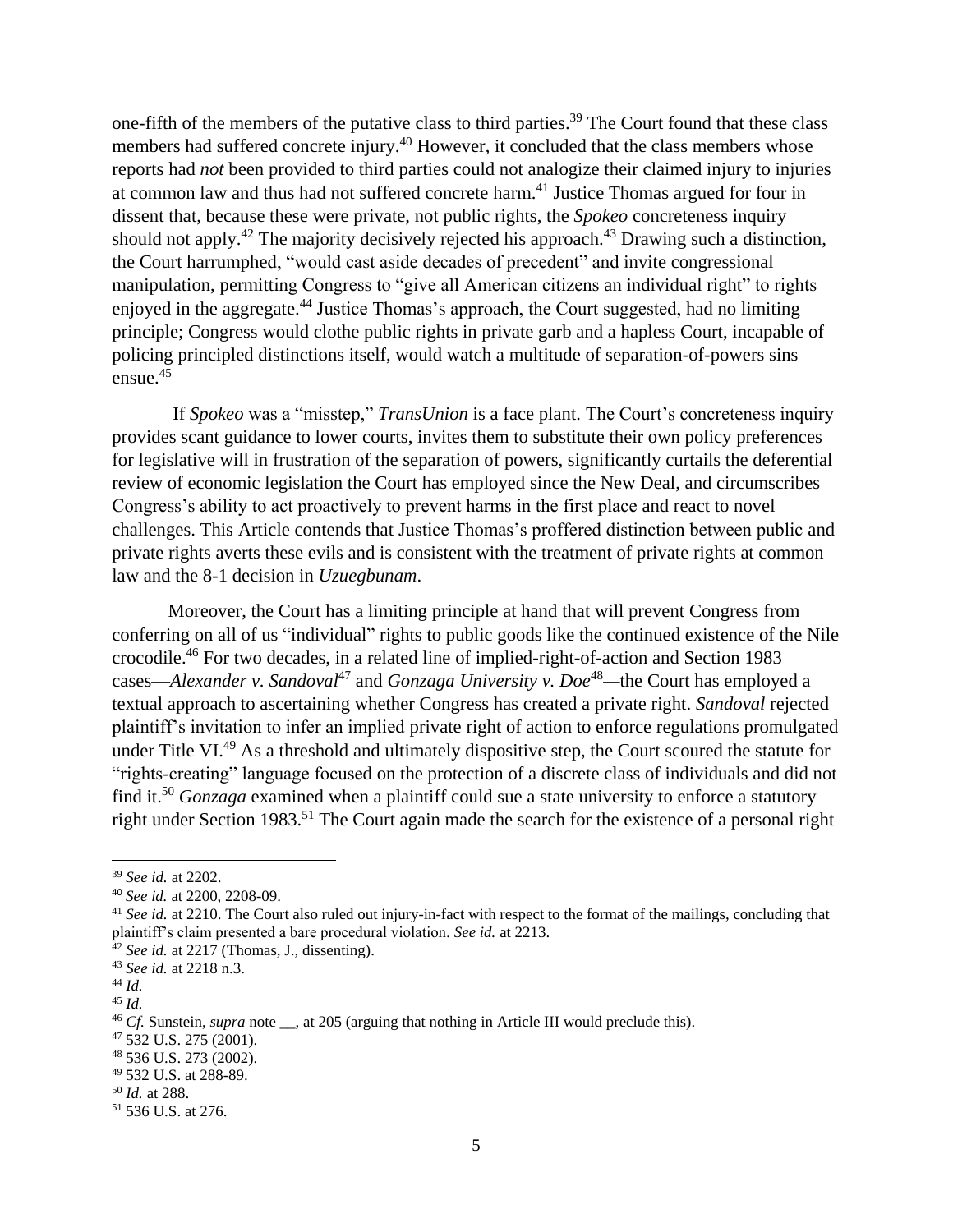one-fifth of the members of the putative class to third parties.[39] The Court found that these class members had suffered concrete injury.[40] However, it concluded that the class members whose reports had *not* been provided to third parties could not analogize their claimed injury to injuries at common law and thus had not suffered concrete harm.[41] Justice Thomas argued for four in dissent that, because these were private, not public rights, the *Spokeo* concreteness inquiry should not apply.[42] The majority decisively rejected his approach.[43] Drawing such a distinction, the Court harrumphed, "would cast aside decades of precedent" and invite congressional manipulation, permitting Congress to "give all American citizens an individual right" to rights enjoyed in the aggregate.[44] Justice Thomas's approach, the Court suggested, had no limiting principle; Congress would clothe public rights in private garb and a hapless Court, incapable of policing principled distinctions itself, would watch a multitude of separation-of-powers sins ensue.[45]

If *Spokeo* was a "misstep," *TransUnion* is a face plant. The Court's concreteness inquiry provides scant guidance to lower courts, invites them to substitute their own policy preferences for legislative will in frustration of the separation of powers, significantly curtails the deferential review of economic legislation the Court has employed since the New Deal, and circumscribes Congress's ability to act proactively to prevent harms in the first place and react to novel challenges. This Article contends that Justice Thomas's proffered distinction between public and private rights averts these evils and is consistent with the treatment of private rights at common law and the 8-1 decision in *Uzuegbunam*.

Moreover, the Court has a limiting principle at hand that will prevent Congress from conferring on all of us "individual" rights to public goods like the continued existence of the Nile crocodile.[46] For two decades, in a related line of implied-right-of-action and Section 1983 cases—*Alexander v. Sandoval*[47] and *Gonzaga University v. Doe*[48]—the Court has employed a textual approach to ascertaining whether Congress has created a private right. *Sandoval* rejected plaintiff's invitation to infer an implied private right of action to enforce regulations promulgated under Title VI.[49] As a threshold and ultimately dispositive step, the Court scoured the statute for "rights-creating" language focused on the protection of a discrete class of individuals and did not find it.[50] *Gonzaga* examined when a plaintiff could sue a state university to enforce a statutory right under Section 1983.[51] The Court again made the search for the existence of a personal right

---

[39] *See id.* at 2202.

[40] *See id.* at 2200, 2208-09.

[41] *See id.* at 2210. The Court also ruled out injury-in-fact with respect to the format of the mailings, concluding that plaintiff's claim presented a bare procedural violation. *See id.* at 2213.

[42] *See id.* at 2217 (Thomas, J., dissenting).

[43] *See id.* at 2218 n.3.

[44] *Id.*

[45] *Id.*

[46] *Cf.* Sunstein, *supra* note __, at 205 (arguing that nothing in Article III would preclude this).

[47] 532 U.S. 275 (2001).

[48] 536 U.S. 273 (2002).

[49] 532 U.S. at 288-89.

[50] *Id.* at 288.

[51] 536 U.S. at 276.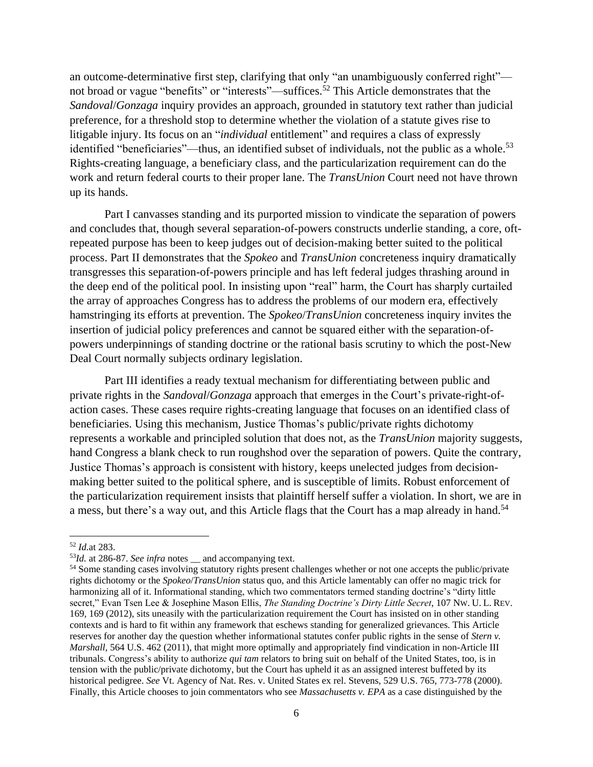an outcome-determinative first step, clarifying that only "an unambiguously conferred right"—not broad or vague "benefits" or "interests"—suffices.[52] This Article demonstrates that the *Sandoval*/*Gonzaga* inquiry provides an approach, grounded in statutory text rather than judicial preference, for a threshold stop to determine whether the violation of a statute gives rise to litigable injury. Its focus on an "*individual* entitlement" and requires a class of expressly identified "beneficiaries"—thus, an identified subset of individuals, not the public as a whole.[53] Rights-creating language, a beneficiary class, and the particularization requirement can do the work and return federal courts to their proper lane. The *TransUnion* Court need not have thrown up its hands.

Part I canvasses standing and its purported mission to vindicate the separation of powers and concludes that, though several separation-of-powers constructs underlie standing, a core, oft-repeated purpose has been to keep judges out of decision-making better suited to the political process. Part II demonstrates that the *Spokeo* and *TransUnion* concreteness inquiry dramatically transgresses this separation-of-powers principle and has left federal judges thrashing around in the deep end of the political pool. In insisting upon "real" harm, the Court has sharply curtailed the array of approaches Congress has to address the problems of our modern era, effectively hamstringing its efforts at prevention. The *Spokeo*/*TransUnion* concreteness inquiry invites the insertion of judicial policy preferences and cannot be squared either with the separation-of-powers underpinnings of standing doctrine or the rational basis scrutiny to which the post-New Deal Court normally subjects ordinary legislation.

Part III identifies a ready textual mechanism for differentiating between public and private rights in the *Sandoval*/*Gonzaga* approach that emerges in the Court's private-right-of-action cases. These cases require rights-creating language that focuses on an identified class of beneficiaries. Using this mechanism, Justice Thomas's public/private rights dichotomy represents a workable and principled solution that does not, as the *TransUnion* majority suggests, hand Congress a blank check to run roughshod over the separation of powers. Quite the contrary, Justice Thomas's approach is consistent with history, keeps unelected judges from decision-making better suited to the political sphere, and is susceptible of limits. Robust enforcement of the particularization requirement insists that plaintiff herself suffer a violation. In short, we are in a mess, but there's a way out, and this Article flags that the Court has a map already in hand.[54]

---

[52] *Id.*at 283.

[53] *Id.* at 286-87. *See infra* notes __ and accompanying text.

[54] Some standing cases involving statutory rights present challenges whether or not one accepts the public/private rights dichotomy or the *Spokeo*/*TransUnion* status quo, and this Article lamentably can offer no magic trick for harmonizing all of it. Informational standing, which two commentators termed standing doctrine's "dirty little secret," Evan Tsen Lee & Josephine Mason Ellis, *The Standing Doctrine's Dirty Little Secret*, 107 NW. U. L. REV. 169, 169 (2012), sits uneasily with the particularization requirement the Court has insisted on in other standing contexts and is hard to fit within any framework that eschews standing for generalized grievances. This Article reserves for another day the question whether informational statutes confer public rights in the sense of *Stern v. Marshall*, 564 U.S. 462 (2011), that might more optimally and appropriately find vindication in non-Article III tribunals. Congress's ability to authorize *qui tam* relators to bring suit on behalf of the United States, too, is in tension with the public/private dichotomy, but the Court has upheld it as an assigned interest buffeted by its historical pedigree. *See* Vt. Agency of Nat. Res. v. United States ex rel. Stevens, 529 U.S. 765, 773-778 (2000). Finally, this Article chooses to join commentators who see *Massachusetts v. EPA* as a case distinguished by the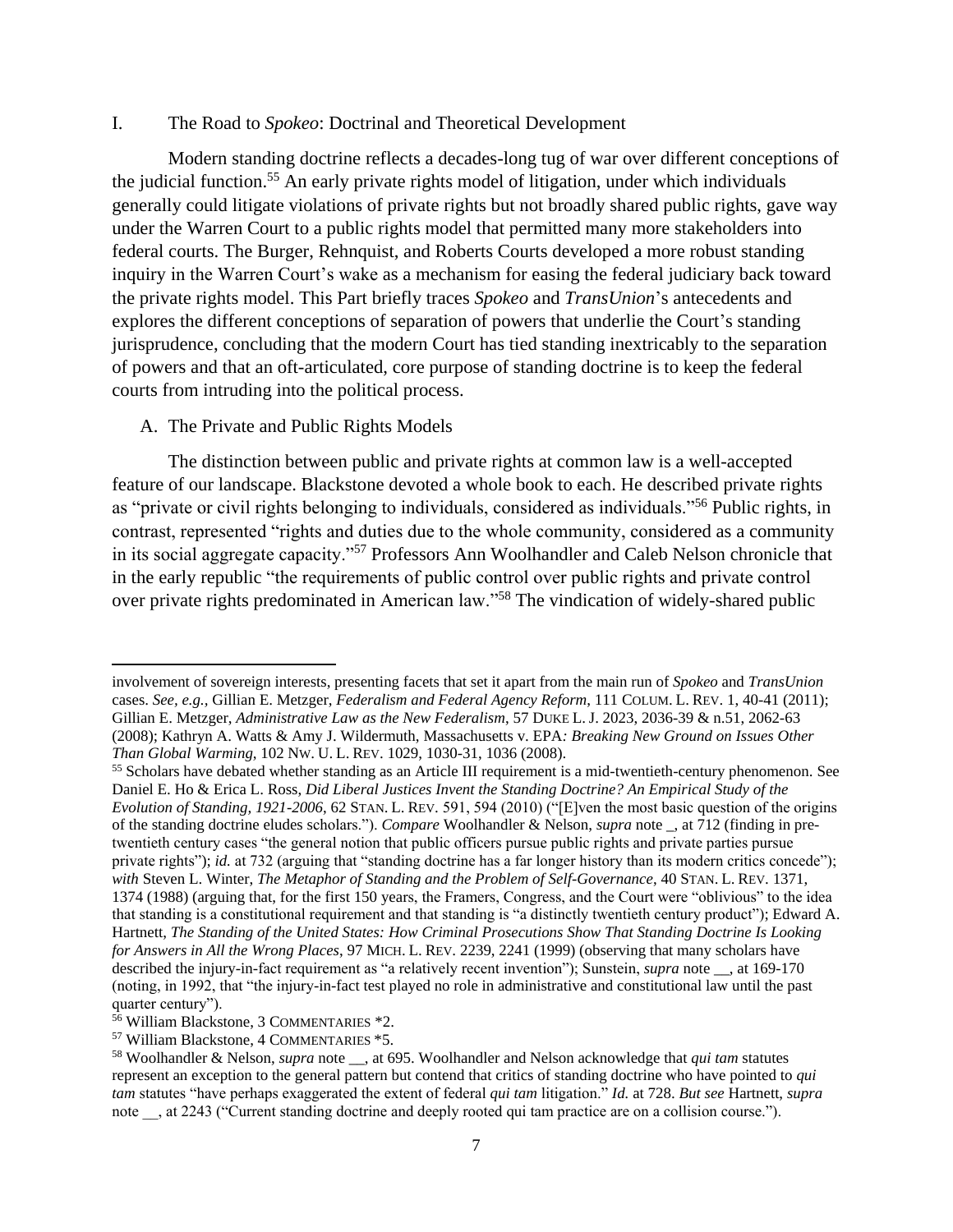## I. The Road to *Spokeo*: Doctrinal and Theoretical Development

Modern standing doctrine reflects a decades-long tug of war over different conceptions of the judicial function.[55] An early private rights model of litigation, under which individuals generally could litigate violations of private rights but not broadly shared public rights, gave way under the Warren Court to a public rights model that permitted many more stakeholders into federal courts. The Burger, Rehnquist, and Roberts Courts developed a more robust standing inquiry in the Warren Court's wake as a mechanism for easing the federal judiciary back toward the private rights model. This Part briefly traces *Spokeo* and *TransUnion*'s antecedents and explores the different conceptions of separation of powers that underlie the Court's standing jurisprudence, concluding that the modern Court has tied standing inextricably to the separation of powers and that an oft-articulated, core purpose of standing doctrine is to keep the federal courts from intruding into the political process.

### A. The Private and Public Rights Models

The distinction between public and private rights at common law is a well-accepted feature of our landscape. Blackstone devoted a whole book to each. He described private rights as "private or civil rights belonging to individuals, considered as individuals."[56] Public rights, in contrast, represented "rights and duties due to the whole community, considered as a community in its social aggregate capacity."[57] Professors Ann Woolhandler and Caleb Nelson chronicle that in the early republic "the requirements of public control over public rights and private control over private rights predominated in American law."[58] The vindication of widely-shared public

---

involvement of sovereign interests, presenting facets that set it apart from the main run of *Spokeo* and *TransUnion* cases. *See, e.g.*, Gillian E. Metzger, *Federalism and Federal Agency Reform*, 111 COLUM. L. REV. 1, 40-41 (2011); Gillian E. Metzger, *Administrative Law as the New Federalism*, 57 DUKE L. J. 2023, 2036-39 & n.51, 2062-63 (2008); Kathryn A. Watts & Amy J. Wildermuth, Massachusetts v. EPA*: Breaking New Ground on Issues Other Than Global Warming*, 102 NW. U. L. REV. 1029, 1030-31, 1036 (2008).

[55] Scholars have debated whether standing as an Article III requirement is a mid-twentieth-century phenomenon. See Daniel E. Ho & Erica L. Ross, *Did Liberal Justices Invent the Standing Doctrine? An Empirical Study of the Evolution of Standing, 1921-2006*, 62 STAN. L. REV. 591, 594 (2010) ("[E]ven the most basic question of the origins of the standing doctrine eludes scholars."). *Compare* Woolhandler & Nelson, *supra* note _, at 712 (finding in pre-twentieth century cases "the general notion that public officers pursue public rights and private parties pursue private rights"); *id.* at 732 (arguing that "standing doctrine has a far longer history than its modern critics concede"); *with* Steven L. Winter, *The Metaphor of Standing and the Problem of Self-Governance*, 40 STAN. L. REV. 1371, 1374 (1988) (arguing that, for the first 150 years, the Framers, Congress, and the Court were "oblivious" to the idea that standing is a constitutional requirement and that standing is "a distinctly twentieth century product"); Edward A. Hartnett, *The Standing of the United States: How Criminal Prosecutions Show That Standing Doctrine Is Looking for Answers in All the Wrong Places*, 97 MICH. L. REV. 2239, 2241 (1999) (observing that many scholars have described the injury-in-fact requirement as "a relatively recent invention"); Sunstein, *supra* note __, at 169-170 (noting, in 1992, that "the injury-in-fact test played no role in administrative and constitutional law until the past quarter century").

[56] William Blackstone, 3 COMMENTARIES *2.

[57] William Blackstone, 4 COMMENTARIES *5.

[58] Woolhandler & Nelson, *supra* note __, at 695. Woolhandler and Nelson acknowledge that *qui tam* statutes represent an exception to the general pattern but contend that critics of standing doctrine who have pointed to *qui tam* statutes "have perhaps exaggerated the extent of federal *qui tam* litigation." *Id.* at 728. *But see* Hartnett, *supra* note __, at 2243 ("Current standing doctrine and deeply rooted qui tam practice are on a collision course.").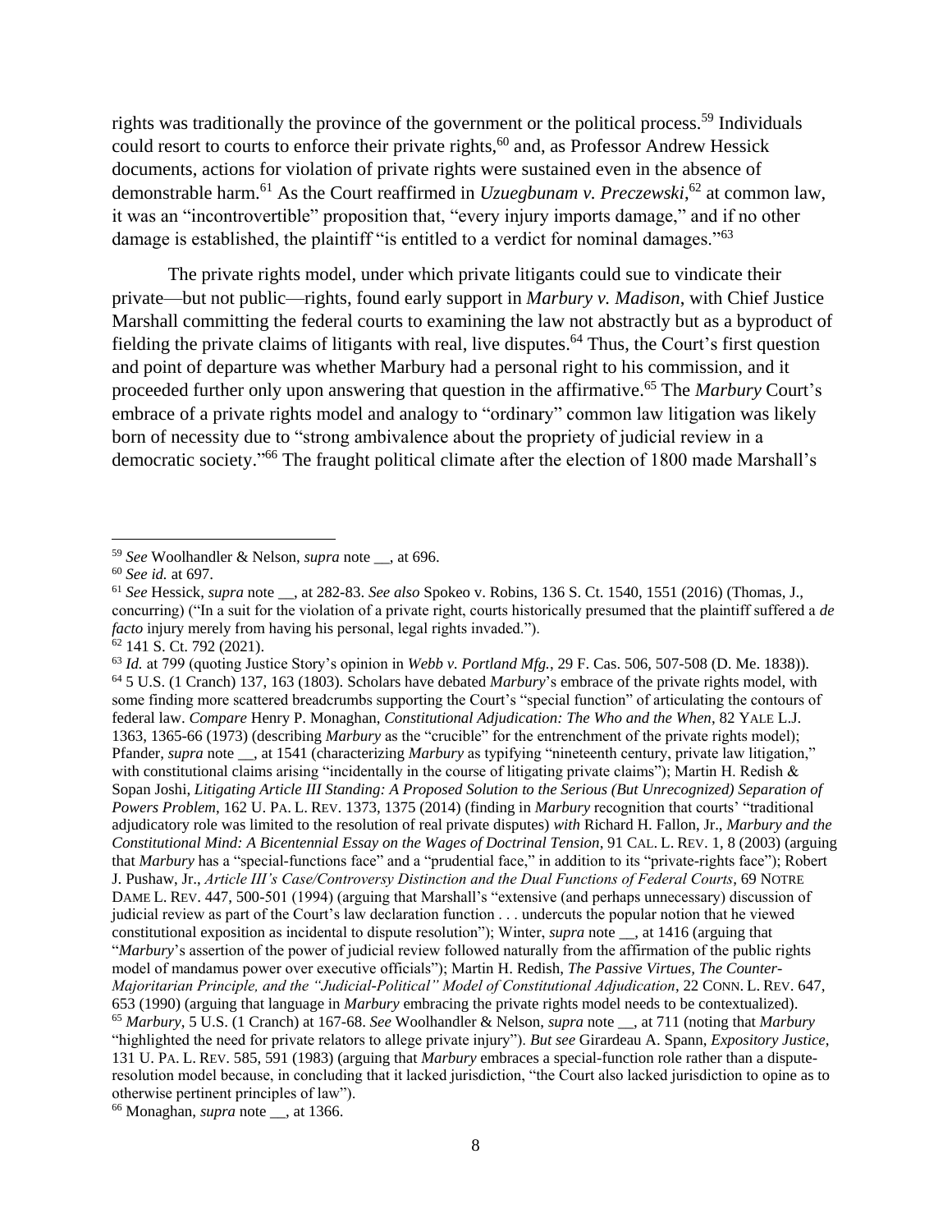rights was traditionally the province of the government or the political process.[59] Individuals could resort to courts to enforce their private rights,[60] and, as Professor Andrew Hessick documents, actions for violation of private rights were sustained even in the absence of demonstrable harm.[61] As the Court reaffirmed in *Uzuegbunam v. Preczewski*,[62] at common law, it was an "incontrovertible" proposition that, "every injury imports damage," and if no other damage is established, the plaintiff "is entitled to a verdict for nominal damages."[63]

The private rights model, under which private litigants could sue to vindicate their private—but not public—rights, found early support in *Marbury v. Madison*, with Chief Justice Marshall committing the federal courts to examining the law not abstractly but as a byproduct of fielding the private claims of litigants with real, live disputes.[64] Thus, the Court's first question and point of departure was whether Marbury had a personal right to his commission, and it proceeded further only upon answering that question in the affirmative.[65] The *Marbury* Court's embrace of a private rights model and analogy to "ordinary" common law litigation was likely born of necessity due to "strong ambivalence about the propriety of judicial review in a democratic society."[66] The fraught political climate after the election of 1800 made Marshall's

---

[59] *See* Woolhandler & Nelson, *supra* note __, at 696.

[60] *See id.* at 697.

[61] *See* Hessick, *supra* note __, at 282-83. *See also* Spokeo v. Robins, 136 S. Ct. 1540, 1551 (2016) (Thomas, J., concurring) ("In a suit for the violation of a private right, courts historically presumed that the plaintiff suffered a *de facto* injury merely from having his personal, legal rights invaded.").

[62] 141 S. Ct. 792 (2021).

[63] *Id.* at 799 (quoting Justice Story's opinion in *Webb v. Portland Mfg.*, 29 F. Cas. 506, 507-508 (D. Me. 1838)).

[64] 5 U.S. (1 Cranch) 137, 163 (1803). Scholars have debated *Marbury*'s embrace of the private rights model, with some finding more scattered breadcrumbs supporting the Court's "special function" of articulating the contours of federal law. *Compare* Henry P. Monaghan, *Constitutional Adjudication: The Who and the When*, 82 YALE L.J. 1363, 1365-66 (1973) (describing *Marbury* as the "crucible" for the entrenchment of the private rights model); Pfander, *supra* note __, at 1541 (characterizing *Marbury* as typifying "nineteenth century, private law litigation," with constitutional claims arising "incidentally in the course of litigating private claims"); Martin H. Redish & Sopan Joshi, *Litigating Article III Standing: A Proposed Solution to the Serious (But Unrecognized) Separation of Powers Problem*, 162 U. PA. L. REV. 1373, 1375 (2014) (finding in *Marbury* recognition that courts' "traditional adjudicatory role was limited to the resolution of real private disputes) *with* Richard H. Fallon, Jr., *Marbury and the Constitutional Mind: A Bicentennial Essay on the Wages of Doctrinal Tension*, 91 CAL. L. REV. 1, 8 (2003) (arguing that *Marbury* has a "special-functions face" and a "prudential face," in addition to its "private-rights face"); Robert J. Pushaw, Jr., *Article III's Case/Controversy Distinction and the Dual Functions of Federal Courts*, 69 NOTRE DAME L. REV. 447, 500-501 (1994) (arguing that Marshall's "extensive (and perhaps unnecessary) discussion of judicial review as part of the Court's law declaration function . . . undercuts the popular notion that he viewed constitutional exposition as incidental to dispute resolution"); Winter, *supra* note __, at 1416 (arguing that "*Marbury*'s assertion of the power of judicial review followed naturally from the affirmation of the public rights model of mandamus power over executive officials"); Martin H. Redish, *The Passive Virtues, The Counter-Majoritarian Principle, and the "Judicial-Political" Model of Constitutional Adjudication*, 22 CONN. L. REV. 647, 653 (1990) (arguing that language in *Marbury* embracing the private rights model needs to be contextualized).

[65] *Marbury*, 5 U.S. (1 Cranch) at 167-68. *See* Woolhandler & Nelson, *supra* note __, at 711 (noting that *Marbury* "highlighted the need for private relators to allege private injury"). *But see* Girardeau A. Spann, *Expository Justice*, 131 U. PA. L. REV. 585, 591 (1983) (arguing that *Marbury* embraces a special-function role rather than a dispute-resolution model because, in concluding that it lacked jurisdiction, "the Court also lacked jurisdiction to opine as to otherwise pertinent principles of law").

[66] Monaghan, *supra* note __, at 1366.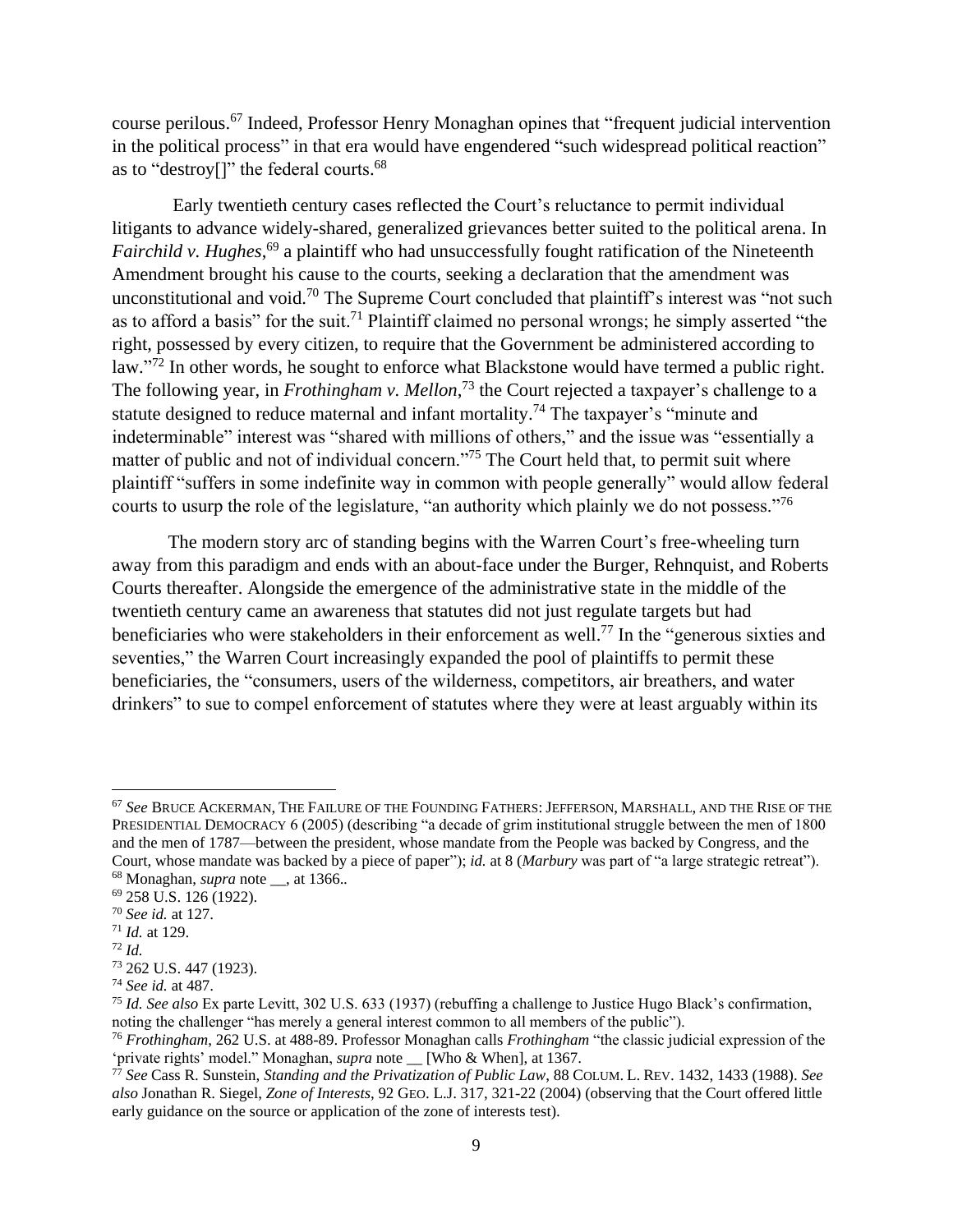course perilous.[67] Indeed, Professor Henry Monaghan opines that "frequent judicial intervention in the political process" in that era would have engendered "such widespread political reaction" as to "destroy[]" the federal courts.[68]

Early twentieth century cases reflected the Court's reluctance to permit individual litigants to advance widely-shared, generalized grievances better suited to the political arena. In *Fairchild v. Hughes*,[69] a plaintiff who had unsuccessfully fought ratification of the Nineteenth Amendment brought his cause to the courts, seeking a declaration that the amendment was unconstitutional and void.[70] The Supreme Court concluded that plaintiff's interest was "not such as to afford a basis" for the suit.[71] Plaintiff claimed no personal wrongs; he simply asserted "the right, possessed by every citizen, to require that the Government be administered according to law."[72] In other words, he sought to enforce what Blackstone would have termed a public right. The following year, in *Frothingham v. Mellon*,[73] the Court rejected a taxpayer's challenge to a statute designed to reduce maternal and infant mortality.[74] The taxpayer's "minute and indeterminable" interest was "shared with millions of others," and the issue was "essentially a matter of public and not of individual concern."[75] The Court held that, to permit suit where plaintiff "suffers in some indefinite way in common with people generally" would allow federal courts to usurp the role of the legislature, "an authority which plainly we do not possess."[76]

The modern story arc of standing begins with the Warren Court's free-wheeling turn away from this paradigm and ends with an about-face under the Burger, Rehnquist, and Roberts Courts thereafter. Alongside the emergence of the administrative state in the middle of the twentieth century came an awareness that statutes did not just regulate targets but had beneficiaries who were stakeholders in their enforcement as well.[77] In the "generous sixties and seventies," the Warren Court increasingly expanded the pool of plaintiffs to permit these beneficiaries, the "consumers, users of the wilderness, competitors, air breathers, and water drinkers" to sue to compel enforcement of statutes where they were at least arguably within its

---

[67] *See* BRUCE ACKERMAN, THE FAILURE OF THE FOUNDING FATHERS: JEFFERSON, MARSHALL, AND THE RISE OF THE PRESIDENTIAL DEMOCRACY 6 (2005) (describing "a decade of grim institutional struggle between the men of 1800 and the men of 1787—between the president, whose mandate from the People was backed by Congress, and the Court, whose mandate was backed by a piece of paper"); *id.* at 8 (*Marbury* was part of "a large strategic retreat").

[68] Monaghan, *supra* note __, at 1366..

[69] 258 U.S. 126 (1922).

[70] *See id.* at 127.

[71] *Id.* at 129.

[72] *Id.*

[73] 262 U.S. 447 (1923).

[74] *See id.* at 487.

[75] *Id. See also* Ex parte Levitt, 302 U.S. 633 (1937) (rebuffing a challenge to Justice Hugo Black's confirmation, noting the challenger "has merely a general interest common to all members of the public").

[76] *Frothingham*, 262 U.S. at 488-89. Professor Monaghan calls *Frothingham* "the classic judicial expression of the 'private rights' model." Monaghan, *supra* note __ [Who & When], at 1367.

[77] *See* Cass R. Sunstein, *Standing and the Privatization of Public Law*, 88 COLUM. L. REV. 1432, 1433 (1988). *See also* Jonathan R. Siegel, *Zone of Interests*, 92 GEO. L.J. 317, 321-22 (2004) (observing that the Court offered little early guidance on the source or application of the zone of interests test).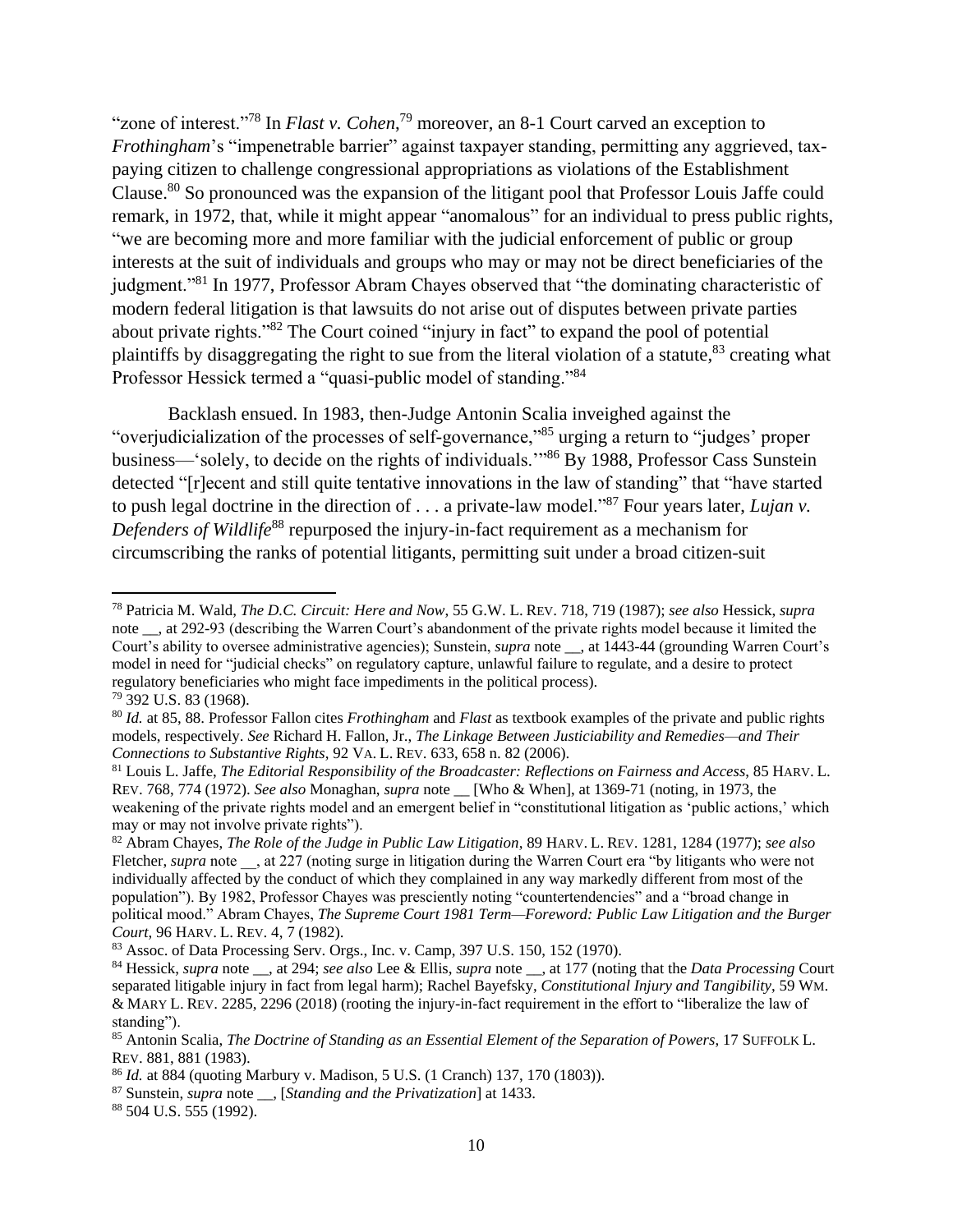"zone of interest."[78] In *Flast v. Cohen*,[79] moreover, an 8-1 Court carved an exception to *Frothingham*'s "impenetrable barrier" against taxpayer standing, permitting any aggrieved, tax-paying citizen to challenge congressional appropriations as violations of the Establishment Clause.[80] So pronounced was the expansion of the litigant pool that Professor Louis Jaffe could remark, in 1972, that, while it might appear "anomalous" for an individual to press public rights, "we are becoming more and more familiar with the judicial enforcement of public or group interests at the suit of individuals and groups who may or may not be direct beneficiaries of the judgment."[81] In 1977, Professor Abram Chayes observed that "the dominating characteristic of modern federal litigation is that lawsuits do not arise out of disputes between private parties about private rights."[82] The Court coined "injury in fact" to expand the pool of potential plaintiffs by disaggregating the right to sue from the literal violation of a statute,[83] creating what Professor Hessick termed a "quasi-public model of standing."[84]

Backlash ensued. In 1983, then-Judge Antonin Scalia inveighed against the "overjudicialization of the processes of self-governance,"[85] urging a return to "judges' proper business—'solely, to decide on the rights of individuals.'"[86] By 1988, Professor Cass Sunstein detected "[r]ecent and still quite tentative innovations in the law of standing" that "have started to push legal doctrine in the direction of . . . a private-law model."[87] Four years later, *Lujan v. Defenders of Wildlife*[88] repurposed the injury-in-fact requirement as a mechanism for circumscribing the ranks of potential litigants, permitting suit under a broad citizen-suit

---

[78] Patricia M. Wald, *The D.C. Circuit: Here and Now*, 55 G.W. L. REV. 718, 719 (1987); *see also* Hessick, *supra* note __, at 292-93 (describing the Warren Court's abandonment of the private rights model because it limited the Court's ability to oversee administrative agencies); Sunstein, *supra* note __, at 1443-44 (grounding Warren Court's model in need for "judicial checks" on regulatory capture, unlawful failure to regulate, and a desire to protect regulatory beneficiaries who might face impediments in the political process).

[79] 392 U.S. 83 (1968).

[80] *Id.* at 85, 88. Professor Fallon cites *Frothingham* and *Flast* as textbook examples of the private and public rights models, respectively. *See* Richard H. Fallon, Jr., *The Linkage Between Justiciability and Remedies—and Their Connections to Substantive Rights*, 92 VA. L. REV. 633, 658 n. 82 (2006).

[81] Louis L. Jaffe, *The Editorial Responsibility of the Broadcaster: Reflections on Fairness and Access*, 85 HARV. L. REV. 768, 774 (1972). *See also* Monaghan, *supra* note __ [Who & When], at 1369-71 (noting, in 1973, the weakening of the private rights model and an emergent belief in "constitutional litigation as 'public actions,' which may or may not involve private rights").

[82] Abram Chayes, *The Role of the Judge in Public Law Litigation*, 89 HARV. L. REV. 1281, 1284 (1977); *see also* Fletcher, *supra* note __, at 227 (noting surge in litigation during the Warren Court era "by litigants who were not individually affected by the conduct of which they complained in any way markedly different from most of the population"). By 1982, Professor Chayes was presciently noting "countertendencies" and a "broad change in political mood." Abram Chayes, *The Supreme Court 1981 Term—Foreword: Public Law Litigation and the Burger Court*, 96 HARV. L. REV. 4, 7 (1982).

[83] Assoc. of Data Processing Serv. Orgs., Inc. v. Camp, 397 U.S. 150, 152 (1970).

[84] Hessick, *supra* note __, at 294; *see also* Lee & Ellis, *supra* note __, at 177 (noting that the *Data Processing* Court separated litigable injury in fact from legal harm); Rachel Bayefsky, *Constitutional Injury and Tangibility*, 59 WM. & MARY L. REV. 2285, 2296 (2018) (rooting the injury-in-fact requirement in the effort to "liberalize the law of standing").

[85] Antonin Scalia, *The Doctrine of Standing as an Essential Element of the Separation of Powers*, 17 SUFFOLK L. REV. 881, 881 (1983).

[86] *Id.* at 884 (quoting Marbury v. Madison, 5 U.S. (1 Cranch) 137, 170 (1803)).

[87] Sunstein, *supra* note __, [*Standing and the Privatization*] at 1433.

[88] 504 U.S. 555 (1992).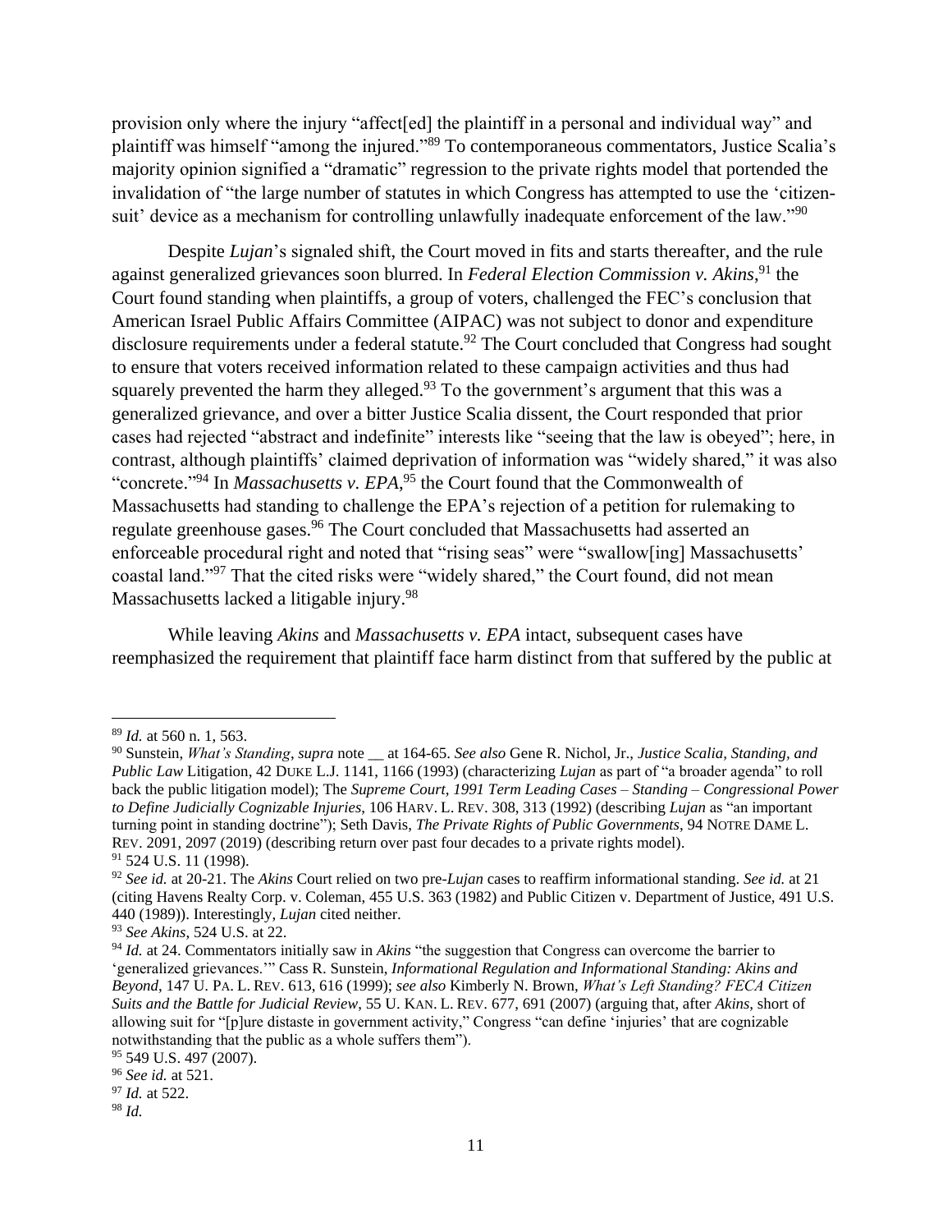provision only where the injury "affect[ed] the plaintiff in a personal and individual way" and plaintiff was himself "among the injured."[89] To contemporaneous commentators, Justice Scalia's majority opinion signified a "dramatic" regression to the private rights model that portended the invalidation of "the large number of statutes in which Congress has attempted to use the 'citizen-suit' device as a mechanism for controlling unlawfully inadequate enforcement of the law."[90]

Despite *Lujan*'s signaled shift, the Court moved in fits and starts thereafter, and the rule against generalized grievances soon blurred. In *Federal Election Commission v. Akins*,[91] the Court found standing when plaintiffs, a group of voters, challenged the FEC's conclusion that American Israel Public Affairs Committee (AIPAC) was not subject to donor and expenditure disclosure requirements under a federal statute.[92] The Court concluded that Congress had sought to ensure that voters received information related to these campaign activities and thus had squarely prevented the harm they alleged.[93] To the government's argument that this was a generalized grievance, and over a bitter Justice Scalia dissent, the Court responded that prior cases had rejected "abstract and indefinite" interests like "seeing that the law is obeyed"; here, in contrast, although plaintiffs' claimed deprivation of information was "widely shared," it was also "concrete."[94] In *Massachusetts v. EPA*,[95] the Court found that the Commonwealth of Massachusetts had standing to challenge the EPA's rejection of a petition for rulemaking to regulate greenhouse gases.[96] The Court concluded that Massachusetts had asserted an enforceable procedural right and noted that "rising seas" were "swallow[ing] Massachusetts' coastal land."[97] That the cited risks were "widely shared," the Court found, did not mean Massachusetts lacked a litigable injury.[98]

While leaving *Akins* and *Massachusetts v. EPA* intact, subsequent cases have reemphasized the requirement that plaintiff face harm distinct from that suffered by the public at

---

[89] *Id.* at 560 n. 1, 563.

[90] Sunstein, *What's Standing*, *supra* note __ at 164-65. *See also* Gene R. Nichol, Jr., *Justice Scalia, Standing, and Public Law* Litigation, 42 DUKE L.J. 1141, 1166 (1993) (characterizing *Lujan* as part of "a broader agenda" to roll back the public litigation model); The *Supreme Court, 1991 Term Leading Cases – Standing – Congressional Power to Define Judicially Cognizable Injuries*, 106 HARV. L. REV. 308, 313 (1992) (describing *Lujan* as "an important turning point in standing doctrine"); Seth Davis, *The Private Rights of Public Governments*, 94 NOTRE DAME L. REV. 2091, 2097 (2019) (describing return over past four decades to a private rights model).

[91] 524 U.S. 11 (1998).

[92] *See id.* at 20-21. The *Akins* Court relied on two pre-*Lujan* cases to reaffirm informational standing. *See id.* at 21 (citing Havens Realty Corp. v. Coleman, 455 U.S. 363 (1982) and Public Citizen v. Department of Justice, 491 U.S. 440 (1989)). Interestingly, *Lujan* cited neither.

[93] *See Akins*, 524 U.S. at 22.

[94] *Id.* at 24. Commentators initially saw in *Akins* "the suggestion that Congress can overcome the barrier to 'generalized grievances.'" Cass R. Sunstein, *Informational Regulation and Informational Standing: Akins and Beyond*, 147 U. PA. L. REV. 613, 616 (1999); *see also* Kimberly N. Brown, *What's Left Standing? FECA Citizen Suits and the Battle for Judicial Review*, 55 U. KAN. L. REV. 677, 691 (2007) (arguing that, after *Akins*, short of allowing suit for "[p]ure distaste in government activity," Congress "can define 'injuries' that are cognizable notwithstanding that the public as a whole suffers them").

[95] 549 U.S. 497 (2007).

[96] *See id.* at 521.

[97] *Id.* at 522.

[98] *Id.*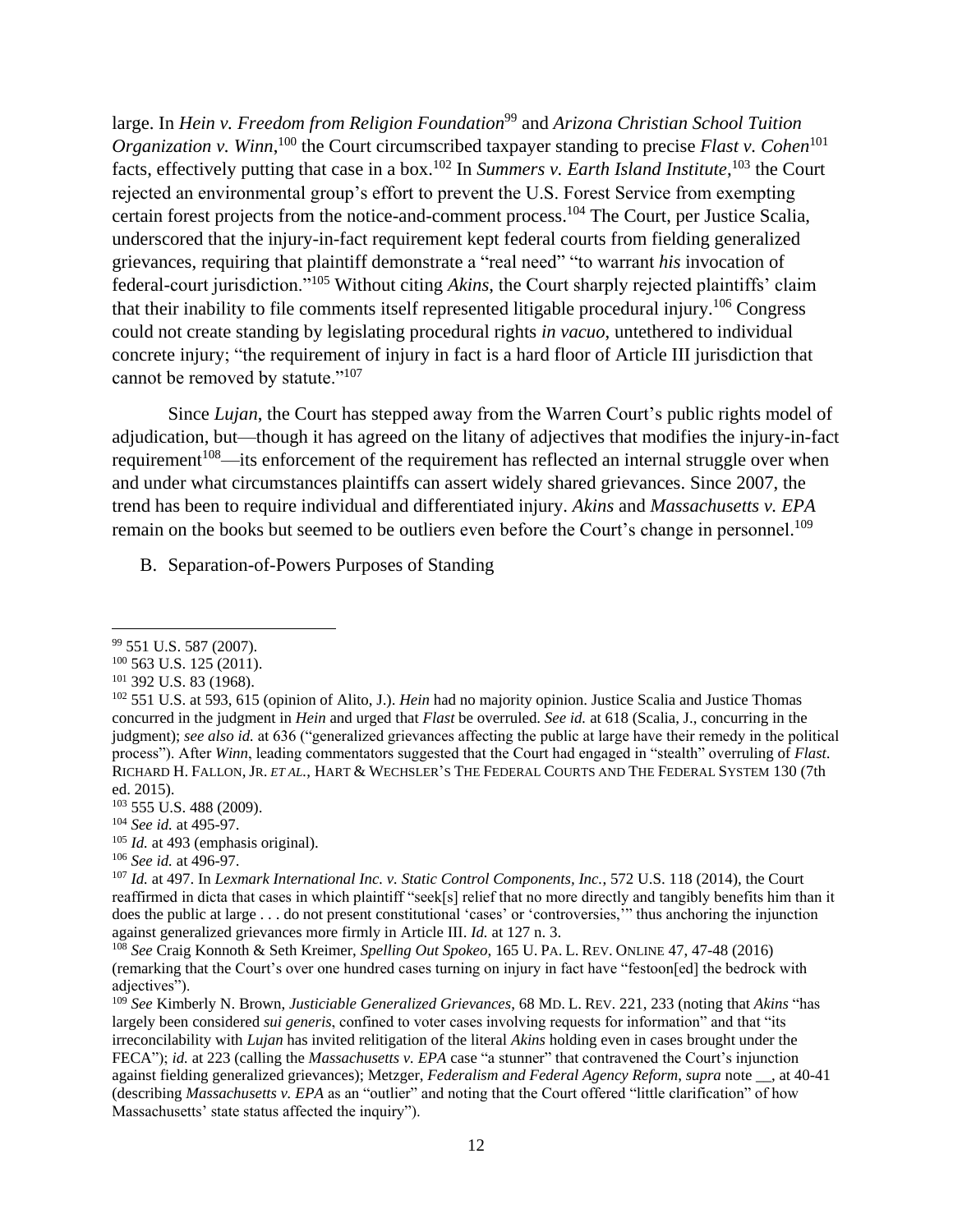large. In *Hein v. Freedom from Religion Foundation*[99] and *Arizona Christian School Tuition Organization v. Winn*,[100] the Court circumscribed taxpayer standing to precise *Flast v. Cohen*[101] facts, effectively putting that case in a box.[102] In *Summers v. Earth Island Institute*,[103] the Court rejected an environmental group's effort to prevent the U.S. Forest Service from exempting certain forest projects from the notice-and-comment process.[104] The Court, per Justice Scalia, underscored that the injury-in-fact requirement kept federal courts from fielding generalized grievances, requiring that plaintiff demonstrate a "real need" "to warrant *his* invocation of federal-court jurisdiction."[105] Without citing *Akins*, the Court sharply rejected plaintiffs' claim that their inability to file comments itself represented litigable procedural injury.[106] Congress could not create standing by legislating procedural rights *in vacuo*, untethered to individual concrete injury; "the requirement of injury in fact is a hard floor of Article III jurisdiction that cannot be removed by statute."[107]

Since *Lujan*, the Court has stepped away from the Warren Court's public rights model of adjudication, but—though it has agreed on the litany of adjectives that modifies the injury-in-fact requirement[108]—its enforcement of the requirement has reflected an internal struggle over when and under what circumstances plaintiffs can assert widely shared grievances. Since 2007, the trend has been to require individual and differentiated injury. *Akins* and *Massachusetts v. EPA* remain on the books but seemed to be outliers even before the Court's change in personnel.[109]

B. Separation-of-Powers Purposes of Standing

---

[99] 551 U.S. 587 (2007).

[100] 563 U.S. 125 (2011).

[101] 392 U.S. 83 (1968).

[102] 551 U.S. at 593, 615 (opinion of Alito, J.). *Hein* had no majority opinion. Justice Scalia and Justice Thomas concurred in the judgment in *Hein* and urged that *Flast* be overruled. *See id.* at 618 (Scalia, J., concurring in the judgment); *see also id.* at 636 ("generalized grievances affecting the public at large have their remedy in the political process"). After *Winn*, leading commentators suggested that the Court had engaged in "stealth" overruling of *Flast*. RICHARD H. FALLON, JR. *ET AL.*, HART & WECHSLER'S THE FEDERAL COURTS AND THE FEDERAL SYSTEM 130 (7th ed. 2015).

[103] 555 U.S. 488 (2009).

[104] *See id.* at 495-97.

[105] *Id.* at 493 (emphasis original).

[106] *See id.* at 496-97.

[107] *Id.* at 497. In *Lexmark International Inc. v. Static Control Components, Inc.*, 572 U.S. 118 (2014), the Court reaffirmed in dicta that cases in which plaintiff "seek[s] relief that no more directly and tangibly benefits him than it does the public at large . . . do not present constitutional 'cases' or 'controversies,'" thus anchoring the injunction against generalized grievances more firmly in Article III. *Id.* at 127 n. 3.

[108] *See* Craig Konnoth & Seth Kreimer, *Spelling Out Spokeo*, 165 U. PA. L. REV. ONLINE 47, 47-48 (2016) (remarking that the Court's over one hundred cases turning on injury in fact have "festoon[ed] the bedrock with adjectives").

[109] *See* Kimberly N. Brown, *Justiciable Generalized Grievances*, 68 MD. L. REV. 221, 233 (noting that *Akins* "has largely been considered *sui generis*, confined to voter cases involving requests for information" and that "its irreconcilability with *Lujan* has invited relitigation of the literal *Akins* holding even in cases brought under the FECA"); *id.* at 223 (calling the *Massachusetts v. EPA* case "a stunner" that contravened the Court's injunction against fielding generalized grievances); Metzger, *Federalism and Federal Agency Reform*, *supra* note __, at 40-41 (describing *Massachusetts v. EPA* as an "outlier" and noting that the Court offered "little clarification" of how Massachusetts' state status affected the inquiry").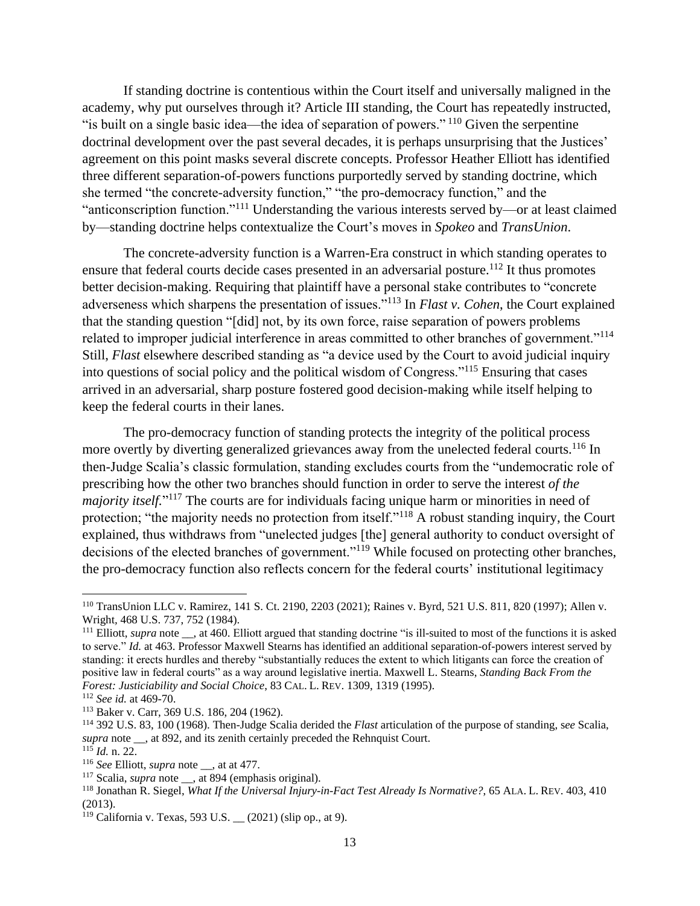If standing doctrine is contentious within the Court itself and universally maligned in the academy, why put ourselves through it? Article III standing, the Court has repeatedly instructed, "is built on a single basic idea—the idea of separation of powers." [110] Given the serpentine doctrinal development over the past several decades, it is perhaps unsurprising that the Justices' agreement on this point masks several discrete concepts. Professor Heather Elliott has identified three different separation-of-powers functions purportedly served by standing doctrine, which she termed "the concrete-adversity function," "the pro-democracy function," and the "anticonscription function."[111] Understanding the various interests served by—or at least claimed by—standing doctrine helps contextualize the Court's moves in *Spokeo* and *TransUnion*.

The concrete-adversity function is a Warren-Era construct in which standing operates to ensure that federal courts decide cases presented in an adversarial posture.[112] It thus promotes better decision-making. Requiring that plaintiff have a personal stake contributes to "concrete adverseness which sharpens the presentation of issues."[113] In *Flast v. Cohen*, the Court explained that the standing question "[did] not, by its own force, raise separation of powers problems related to improper judicial interference in areas committed to other branches of government."[114] Still, *Flast* elsewhere described standing as "a device used by the Court to avoid judicial inquiry into questions of social policy and the political wisdom of Congress."[115] Ensuring that cases arrived in an adversarial, sharp posture fostered good decision-making while itself helping to keep the federal courts in their lanes.

The pro-democracy function of standing protects the integrity of the political process more overtly by diverting generalized grievances away from the unelected federal courts.[116] In then-Judge Scalia's classic formulation, standing excludes courts from the "undemocratic role of prescribing how the other two branches should function in order to serve the interest *of the majority itself*."[117] The courts are for individuals facing unique harm or minorities in need of protection; "the majority needs no protection from itself."[118] A robust standing inquiry, the Court explained, thus withdraws from "unelected judges [the] general authority to conduct oversight of decisions of the elected branches of government."[119] While focused on protecting other branches, the pro-democracy function also reflects concern for the federal courts' institutional legitimacy

---

[110] TransUnion LLC v. Ramirez, 141 S. Ct. 2190, 2203 (2021); Raines v. Byrd, 521 U.S. 811, 820 (1997); Allen v. Wright, 468 U.S. 737, 752 (1984).

[111] Elliott, *supra* note __, at 460. Elliott argued that standing doctrine "is ill-suited to most of the functions it is asked to serve." *Id.* at 463. Professor Maxwell Stearns has identified an additional separation-of-powers interest served by standing: it erects hurdles and thereby "substantially reduces the extent to which litigants can force the creation of positive law in federal courts" as a way around legislative inertia. Maxwell L. Stearns, *Standing Back From the Forest: Justiciability and Social Choice*, 83 CAL. L. REV. 1309, 1319 (1995).

[112] *See id.* at 469-70.

[113] Baker v. Carr, 369 U.S. 186, 204 (1962).

[114] 392 U.S. 83, 100 (1968). Then-Judge Scalia derided the *Flast* articulation of the purpose of standing, *see* Scalia, *supra* note __, at 892, and its zenith certainly preceded the Rehnquist Court.

[115] *Id.* n. 22.

[116] *See* Elliott, *supra* note __, at at 477.

[117] Scalia, *supra* note __, at 894 (emphasis original).

[118] Jonathan R. Siegel, *What If the Universal Injury-in-Fact Test Already Is Normative?*, 65 ALA. L. REV. 403, 410 (2013).

[119] California v. Texas, 593 U.S. __ (2021) (slip op., at 9).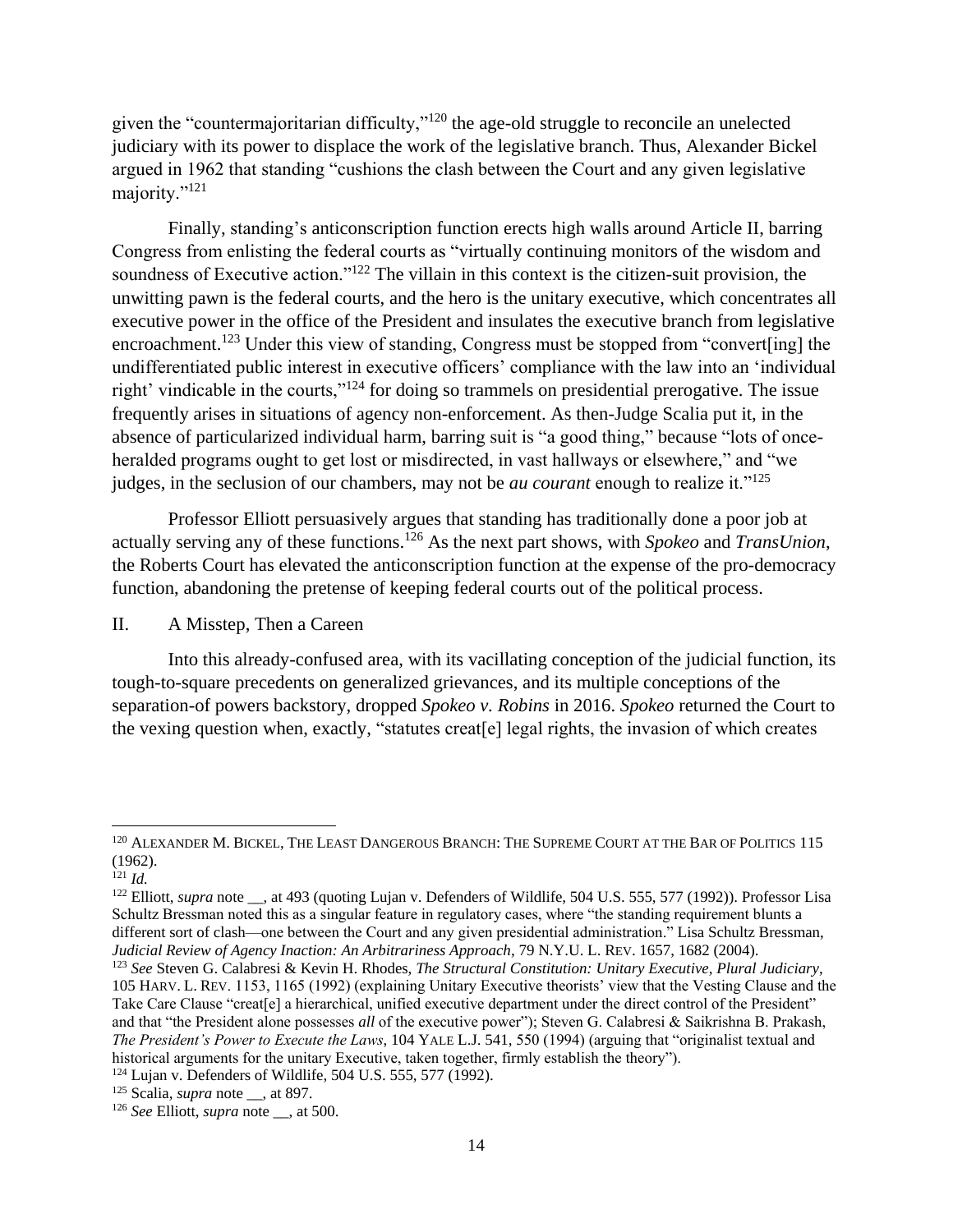given the "countermajoritarian difficulty,"[120] the age-old struggle to reconcile an unelected judiciary with its power to displace the work of the legislative branch. Thus, Alexander Bickel argued in 1962 that standing "cushions the clash between the Court and any given legislative majority."[121]

Finally, standing's anticonscription function erects high walls around Article II, barring Congress from enlisting the federal courts as "virtually continuing monitors of the wisdom and soundness of Executive action."[122] The villain in this context is the citizen-suit provision, the unwitting pawn is the federal courts, and the hero is the unitary executive, which concentrates all executive power in the office of the President and insulates the executive branch from legislative encroachment.[123] Under this view of standing, Congress must be stopped from "convert[ing] the undifferentiated public interest in executive officers' compliance with the law into an 'individual right' vindicable in the courts,"[124] for doing so trammels on presidential prerogative. The issue frequently arises in situations of agency non-enforcement. As then-Judge Scalia put it, in the absence of particularized individual harm, barring suit is "a good thing," because "lots of once-heralded programs ought to get lost or misdirected, in vast hallways or elsewhere," and "we judges, in the seclusion of our chambers, may not be *au courant* enough to realize it."[125]

Professor Elliott persuasively argues that standing has traditionally done a poor job at actually serving any of these functions.[126] As the next part shows, with *Spokeo* and *TransUnion*, the Roberts Court has elevated the anticonscription function at the expense of the pro-democracy function, abandoning the pretense of keeping federal courts out of the political process.

## II. A Misstep, Then a Careen

Into this already-confused area, with its vacillating conception of the judicial function, its tough-to-square precedents on generalized grievances, and its multiple conceptions of the separation-of powers backstory, dropped *Spokeo v. Robins* in 2016. *Spokeo* returned the Court to the vexing question when, exactly, "statutes creat[e] legal rights, the invasion of which creates

---

[120] Alexander M. Bickel, The Least Dangerous Branch: The Supreme Court at the Bar of Politics 115 (1962).

[121] *Id.*

[122] Elliott, *supra* note __, at 493 (quoting Lujan v. Defenders of Wildlife, 504 U.S. 555, 577 (1992)). Professor Lisa Schultz Bressman noted this as a singular feature in regulatory cases, where "the standing requirement blunts a different sort of clash—one between the Court and any given presidential administration." Lisa Schultz Bressman, *Judicial Review of Agency Inaction: An Arbitrariness Approach*, 79 N.Y.U. L. Rev. 1657, 1682 (2004).

[123] *See* Steven G. Calabresi & Kevin H. Rhodes, *The Structural Constitution: Unitary Executive, Plural Judiciary*, 105 Harv. L. Rev. 1153, 1165 (1992) (explaining Unitary Executive theorists' view that the Vesting Clause and the Take Care Clause "creat[e] a hierarchical, unified executive department under the direct control of the President" and that "the President alone possesses *all* of the executive power"); Steven G. Calabresi & Saikrishna B. Prakash, *The President's Power to Execute the Laws*, 104 Yale L.J. 541, 550 (1994) (arguing that "originalist textual and historical arguments for the unitary Executive, taken together, firmly establish the theory").

[124] Lujan v. Defenders of Wildlife, 504 U.S. 555, 577 (1992).

[125] Scalia, *supra* note __, at 897.

[126] *See* Elliott, *supra* note __, at 500.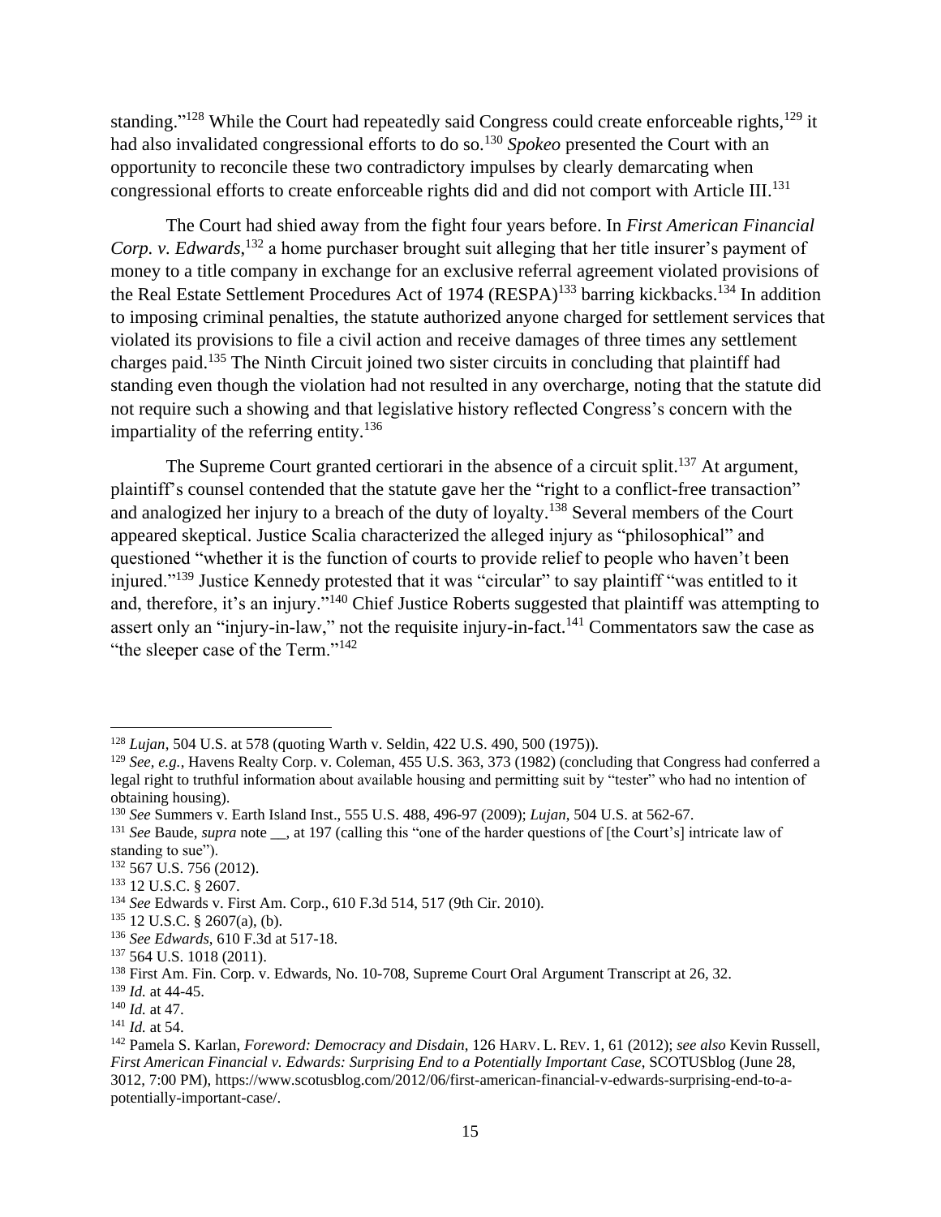standing."[128] While the Court had repeatedly said Congress could create enforceable rights,[129] it had also invalidated congressional efforts to do so.[130] *Spokeo* presented the Court with an opportunity to reconcile these two contradictory impulses by clearly demarcating when congressional efforts to create enforceable rights did and did not comport with Article III.[131]

The Court had shied away from the fight four years before. In *First American Financial Corp. v. Edwards*,[132] a home purchaser brought suit alleging that her title insurer's payment of money to a title company in exchange for an exclusive referral agreement violated provisions of the Real Estate Settlement Procedures Act of 1974 (RESPA)[133] barring kickbacks.[134] In addition to imposing criminal penalties, the statute authorized anyone charged for settlement services that violated its provisions to file a civil action and receive damages of three times any settlement charges paid.[135] The Ninth Circuit joined two sister circuits in concluding that plaintiff had standing even though the violation had not resulted in any overcharge, noting that the statute did not require such a showing and that legislative history reflected Congress's concern with the impartiality of the referring entity.[136]

The Supreme Court granted certiorari in the absence of a circuit split.[137] At argument, plaintiff's counsel contended that the statute gave her the "right to a conflict-free transaction" and analogized her injury to a breach of the duty of loyalty.[138] Several members of the Court appeared skeptical. Justice Scalia characterized the alleged injury as "philosophical" and questioned "whether it is the function of courts to provide relief to people who haven't been injured."[139] Justice Kennedy protested that it was "circular" to say plaintiff "was entitled to it and, therefore, it's an injury."[140] Chief Justice Roberts suggested that plaintiff was attempting to assert only an "injury-in-law," not the requisite injury-in-fact.[141] Commentators saw the case as "the sleeper case of the Term."[142]

---

[128] *Lujan*, 504 U.S. at 578 (quoting Warth v. Seldin, 422 U.S. 490, 500 (1975)).

[129] *See, e.g.*, Havens Realty Corp. v. Coleman, 455 U.S. 363, 373 (1982) (concluding that Congress had conferred a legal right to truthful information about available housing and permitting suit by "tester" who had no intention of obtaining housing).

[130] *See* Summers v. Earth Island Inst., 555 U.S. 488, 496-97 (2009); *Lujan*, 504 U.S. at 562-67.

[131] *See* Baude, *supra* note __, at 197 (calling this "one of the harder questions of [the Court's] intricate law of standing to sue").

[132] 567 U.S. 756 (2012).

[133] 12 U.S.C. § 2607.

[134] *See* Edwards v. First Am. Corp., 610 F.3d 514, 517 (9th Cir. 2010).

[135] 12 U.S.C. § 2607(a), (b).

[136] *See Edwards*, 610 F.3d at 517-18.

[137] 564 U.S. 1018 (2011).

[138] First Am. Fin. Corp. v. Edwards, No. 10-708, Supreme Court Oral Argument Transcript at 26, 32.

[139] *Id.* at 44-45.

[140] *Id.* at 47.

[141] *Id.* at 54.

[142] Pamela S. Karlan, *Foreword: Democracy and Disdain*, 126 HARV. L. REV. 1, 61 (2012); *see also* Kevin Russell, *First American Financial v. Edwards: Surprising End to a Potentially Important Case*, SCOTUSblog (June 28, 3012, 7:00 PM), https://www.scotusblog.com/2012/06/first-american-financial-v-edwards-surprising-end-to-a-potentially-important-case/.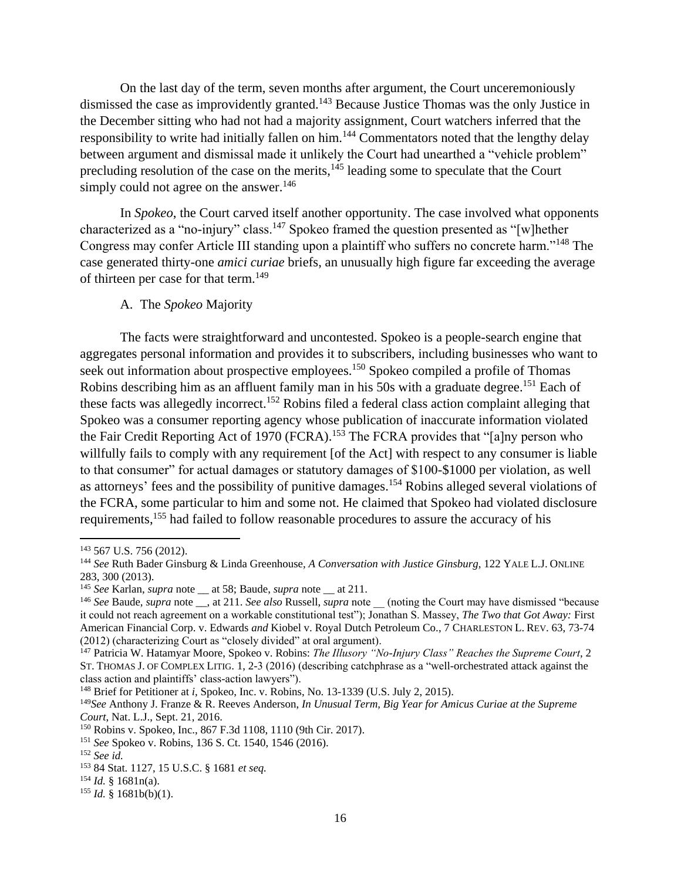On the last day of the term, seven months after argument, the Court unceremoniously dismissed the case as improvidently granted.[143] Because Justice Thomas was the only Justice in the December sitting who had not had a majority assignment, Court watchers inferred that the responsibility to write had initially fallen on him.[144] Commentators noted that the lengthy delay between argument and dismissal made it unlikely the Court had unearthed a "vehicle problem" precluding resolution of the case on the merits,[145] leading some to speculate that the Court simply could not agree on the answer.[146]

In *Spokeo*, the Court carved itself another opportunity. The case involved what opponents characterized as a "no-injury" class.[147] Spokeo framed the question presented as "[w]hether Congress may confer Article III standing upon a plaintiff who suffers no concrete harm."[148] The case generated thirty-one *amici curiae* briefs, an unusually high figure far exceeding the average of thirteen per case for that term.[149]

### A. The *Spokeo* Majority

The facts were straightforward and uncontested. Spokeo is a people-search engine that aggregates personal information and provides it to subscribers, including businesses who want to seek out information about prospective employees.[150] Spokeo compiled a profile of Thomas Robins describing him as an affluent family man in his 50s with a graduate degree.[151] Each of these facts was allegedly incorrect.[152] Robins filed a federal class action complaint alleging that Spokeo was a consumer reporting agency whose publication of inaccurate information violated the Fair Credit Reporting Act of 1970 (FCRA).[153] The FCRA provides that "[a]ny person who willfully fails to comply with any requirement [of the Act] with respect to any consumer is liable to that consumer" for actual damages or statutory damages of $100-$1000 per violation, as well as attorneys' fees and the possibility of punitive damages.[154] Robins alleged several violations of the FCRA, some particular to him and some not. He claimed that Spokeo had violated disclosure requirements,[155] had failed to follow reasonable procedures to assure the accuracy of his

---

[143] 567 U.S. 756 (2012).

[144] *See* Ruth Bader Ginsburg & Linda Greenhouse, *A Conversation with Justice Ginsburg*, 122 YALE L.J. ONLINE 283, 300 (2013).

[145] *See* Karlan, *supra* note __ at 58; Baude, *supra* note __ at 211.

[146] *See* Baude, *supra* note __, at 211. *See also* Russell, *supra* note __ (noting the Court may have dismissed "because it could not reach agreement on a workable constitutional test"); Jonathan S. Massey, *The Two that Got Away:* First American Financial Corp. v. Edwards *and* Kiobel v. Royal Dutch Petroleum Co., 7 CHARLESTON L. REV. 63, 73-74 (2012) (characterizing Court as "closely divided" at oral argument).

[147] Patricia W. Hatamyar Moore, Spokeo v. Robins: *The Illusory "No-Injury Class" Reaches the Supreme Court*, 2 ST. THOMAS J. OF COMPLEX LITIG. 1, 2-3 (2016) (describing catchphrase as a "well-orchestrated attack against the class action and plaintiffs' class-action lawyers").

[148] Brief for Petitioner at *i*, Spokeo, Inc. v. Robins, No. 13-1339 (U.S. July 2, 2015).

[149] *See* Anthony J. Franze & R. Reeves Anderson, *In Unusual Term, Big Year for Amicus Curiae at the Supreme Court*, Nat. L.J., Sept. 21, 2016.

[150] Robins v. Spokeo, Inc., 867 F.3d 1108, 1110 (9th Cir. 2017).

[151] *See* Spokeo v. Robins, 136 S. Ct. 1540, 1546 (2016).

[152] *See id.*

[153] 84 Stat. 1127, 15 U.S.C. § 1681 *et seq.*

[154] *Id.* § 1681n(a).

[155] *Id.* § 1681b(b)(1).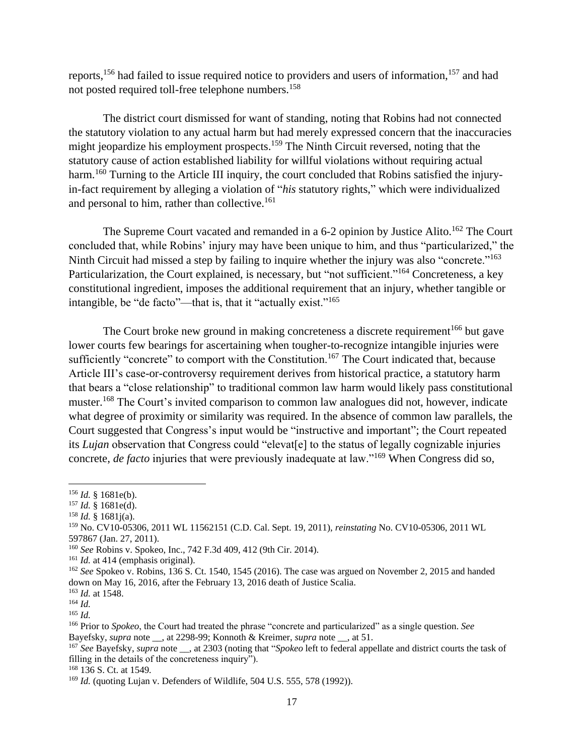reports,[156] had failed to issue required notice to providers and users of information,[157] and had not posted required toll-free telephone numbers.[158]

The district court dismissed for want of standing, noting that Robins had not connected the statutory violation to any actual harm but had merely expressed concern that the inaccuracies might jeopardize his employment prospects.[159] The Ninth Circuit reversed, noting that the statutory cause of action established liability for willful violations without requiring actual harm.[160] Turning to the Article III inquiry, the court concluded that Robins satisfied the injury-in-fact requirement by alleging a violation of "*his* statutory rights," which were individualized and personal to him, rather than collective.[161]

The Supreme Court vacated and remanded in a 6-2 opinion by Justice Alito.[162] The Court concluded that, while Robins' injury may have been unique to him, and thus "particularized," the Ninth Circuit had missed a step by failing to inquire whether the injury was also "concrete."[163] Particularization, the Court explained, is necessary, but "not sufficient."[164] Concreteness, a key constitutional ingredient, imposes the additional requirement that an injury, whether tangible or intangible, be "de facto"—that is, that it "actually exist."[165]

The Court broke new ground in making concreteness a discrete requirement[166] but gave lower courts few bearings for ascertaining when tougher-to-recognize intangible injuries were sufficiently "concrete" to comport with the Constitution.[167] The Court indicated that, because Article III's case-or-controversy requirement derives from historical practice, a statutory harm that bears a "close relationship" to traditional common law harm would likely pass constitutional muster.[168] The Court's invited comparison to common law analogues did not, however, indicate what degree of proximity or similarity was required. In the absence of common law parallels, the Court suggested that Congress's input would be "instructive and important"; the Court repeated its *Lujan* observation that Congress could "elevat[e] to the status of legally cognizable injuries concrete, *de facto* injuries that were previously inadequate at law."[169] When Congress did so,

---

[156] *Id.* § 1681e(b).

[157] *Id.* § 1681e(d).

[158] *Id.* § 1681j(a).

[159] No. CV10-05306, 2011 WL 11562151 (C.D. Cal. Sept. 19, 2011), *reinstating* No. CV10-05306, 2011 WL 597867 (Jan. 27, 2011).

[160] *See* Robins v. Spokeo, Inc., 742 F.3d 409, 412 (9th Cir. 2014).

[161] *Id.* at 414 (emphasis original).

[162] *See* Spokeo v. Robins, 136 S. Ct. 1540, 1545 (2016). The case was argued on November 2, 2015 and handed down on May 16, 2016, after the February 13, 2016 death of Justice Scalia.

[163] *Id.* at 1548.

[164] *Id.*

[165] *Id.*

[166] Prior to *Spokeo*, the Court had treated the phrase "concrete and particularized" as a single question. *See* Bayefsky, *supra* note __, at 2298-99; Konnoth & Kreimer, *supra* note __, at 51.

[167] *See* Bayefsky, *supra* note __, at 2303 (noting that "*Spokeo* left to federal appellate and district courts the task of filling in the details of the concreteness inquiry").

[168] 136 S. Ct. at 1549.

[169] *Id.* (quoting Lujan v. Defenders of Wildlife, 504 U.S. 555, 578 (1992)).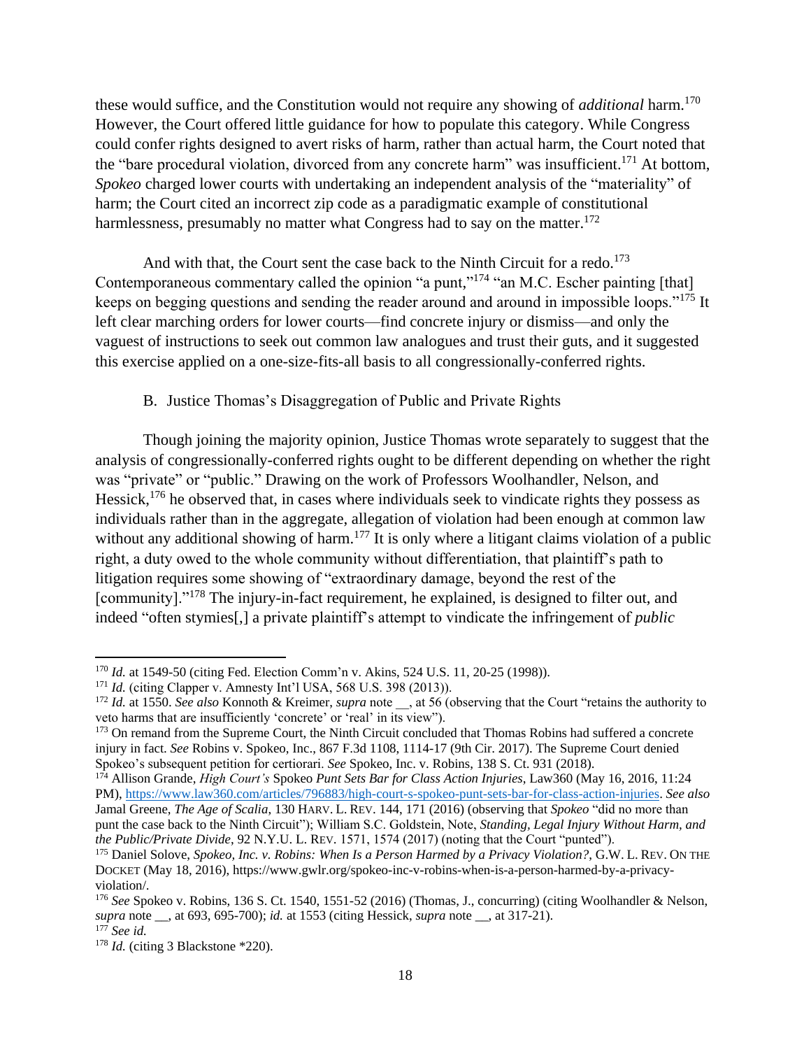these would suffice, and the Constitution would not require any showing of *additional* harm.[170] However, the Court offered little guidance for how to populate this category. While Congress could confer rights designed to avert risks of harm, rather than actual harm, the Court noted that the "bare procedural violation, divorced from any concrete harm" was insufficient.[171] At bottom, *Spokeo* charged lower courts with undertaking an independent analysis of the "materiality" of harm; the Court cited an incorrect zip code as a paradigmatic example of constitutional harmlessness, presumably no matter what Congress had to say on the matter.[172]

And with that, the Court sent the case back to the Ninth Circuit for a redo.[173] Contemporaneous commentary called the opinion "a punt,"[174] "an M.C. Escher painting [that] keeps on begging questions and sending the reader around and around in impossible loops."[175] It left clear marching orders for lower courts—find concrete injury or dismiss—and only the vaguest of instructions to seek out common law analogues and trust their guts, and it suggested this exercise applied on a one-size-fits-all basis to all congressionally-conferred rights.

## B. Justice Thomas's Disaggregation of Public and Private Rights

Though joining the majority opinion, Justice Thomas wrote separately to suggest that the analysis of congressionally-conferred rights ought to be different depending on whether the right was "private" or "public." Drawing on the work of Professors Woolhandler, Nelson, and Hessick,[176] he observed that, in cases where individuals seek to vindicate rights they possess as individuals rather than in the aggregate, allegation of violation had been enough at common law without any additional showing of harm.[177] It is only where a litigant claims violation of a public right, a duty owed to the whole community without differentiation, that plaintiff's path to litigation requires some showing of "extraordinary damage, beyond the rest of the [community]."[178] The injury-in-fact requirement, he explained, is designed to filter out, and indeed "often stymies[,] a private plaintiff's attempt to vindicate the infringement of *public*

---

[170] *Id.* at 1549-50 (citing Fed. Election Comm'n v. Akins, 524 U.S. 11, 20-25 (1998)).

[171] *Id.* (citing Clapper v. Amnesty Int'l USA, 568 U.S. 398 (2013)).

[172] *Id.* at 1550. *See also* Konnoth & Kreimer, *supra* note __, at 56 (observing that the Court "retains the authority to veto harms that are insufficiently 'concrete' or 'real' in its view").

[173] On remand from the Supreme Court, the Ninth Circuit concluded that Thomas Robins had suffered a concrete injury in fact. *See* Robins v. Spokeo, Inc., 867 F.3d 1108, 1114-17 (9th Cir. 2017). The Supreme Court denied Spokeo's subsequent petition for certiorari. *See* Spokeo, Inc. v. Robins, 138 S. Ct. 931 (2018).

[174] Allison Grande, *High Court's* Spokeo *Punt Sets Bar for Class Action Injuries*, Law360 (May 16, 2016, 11:24 PM), https://www.law360.com/articles/796883/high-court-s-spokeo-punt-sets-bar-for-class-action-injuries. *See also* Jamal Greene, *The Age of Scalia*, 130 HARV. L. REV. 144, 171 (2016) (observing that *Spokeo* "did no more than punt the case back to the Ninth Circuit"); William S.C. Goldstein, Note, *Standing, Legal Injury Without Harm, and the Public/Private Divide*, 92 N.Y.U. L. REV. 1571, 1574 (2017) (noting that the Court "punted").

[175] Daniel Solove, *Spokeo, Inc. v. Robins: When Is a Person Harmed by a Privacy Violation?*, G.W. L. REV. ON THE DOCKET (May 18, 2016), https://www.gwlr.org/spokeo-inc-v-robins-when-is-a-person-harmed-by-a-privacy-violation/.

[176] *See* Spokeo v. Robins, 136 S. Ct. 1540, 1551-52 (2016) (Thomas, J., concurring) (citing Woolhandler & Nelson, *supra* note __, at 693, 695-700); *id.* at 1553 (citing Hessick, *supra* note __, at 317-21).

[177] *See id.*

[178] *Id.* (citing 3 Blackstone *220).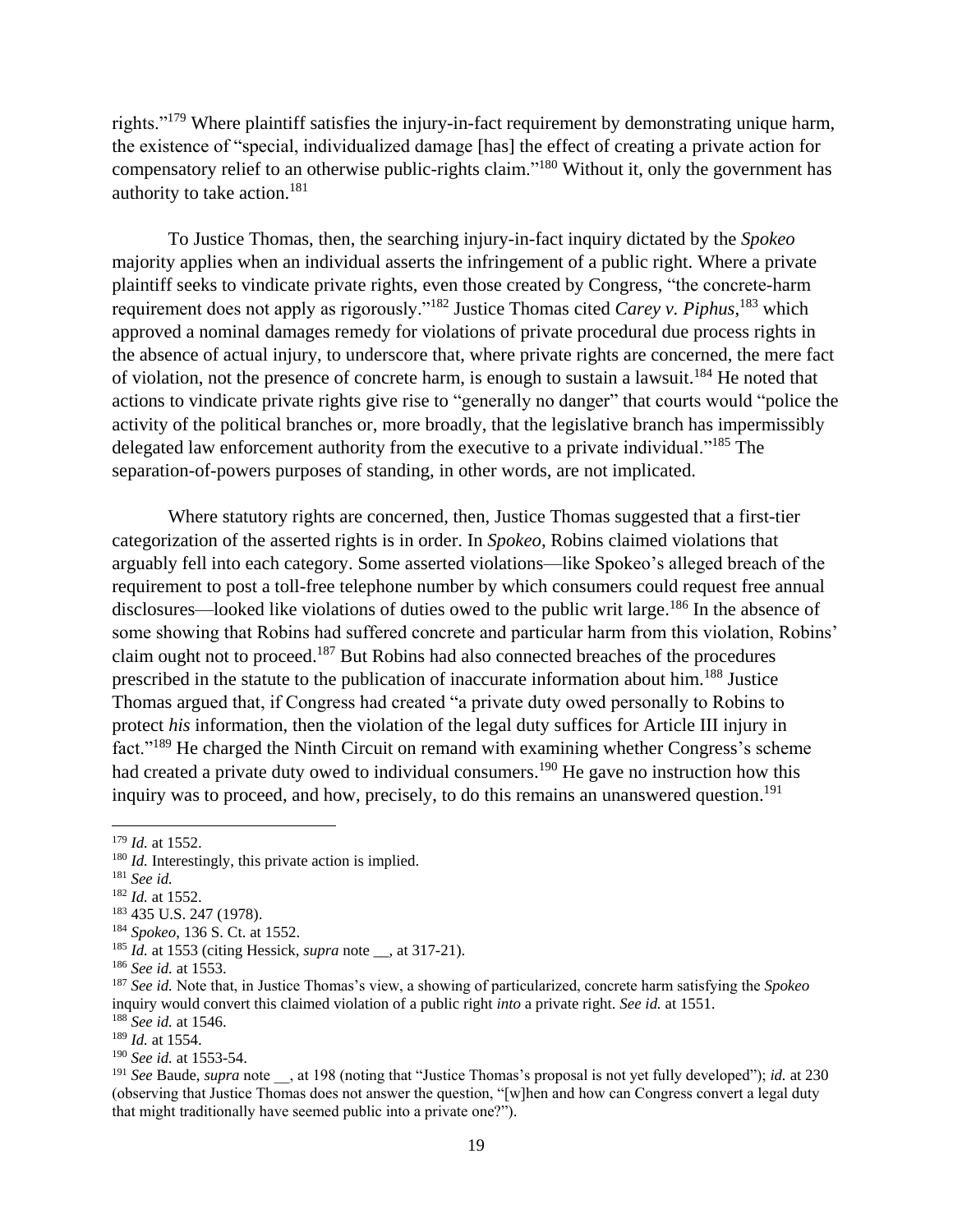rights."[179] Where plaintiff satisfies the injury-in-fact requirement by demonstrating unique harm, the existence of "special, individualized damage [has] the effect of creating a private action for compensatory relief to an otherwise public-rights claim."[180] Without it, only the government has authority to take action.[181]

To Justice Thomas, then, the searching injury-in-fact inquiry dictated by the *Spokeo* majority applies when an individual asserts the infringement of a public right. Where a private plaintiff seeks to vindicate private rights, even those created by Congress, "the concrete-harm requirement does not apply as rigorously."[182] Justice Thomas cited *Carey v. Piphus*,[183] which approved a nominal damages remedy for violations of private procedural due process rights in the absence of actual injury, to underscore that, where private rights are concerned, the mere fact of violation, not the presence of concrete harm, is enough to sustain a lawsuit.[184] He noted that actions to vindicate private rights give rise to "generally no danger" that courts would "police the activity of the political branches or, more broadly, that the legislative branch has impermissibly delegated law enforcement authority from the executive to a private individual."[185] The separation-of-powers purposes of standing, in other words, are not implicated.

Where statutory rights are concerned, then, Justice Thomas suggested that a first-tier categorization of the asserted rights is in order. In *Spokeo*, Robins claimed violations that arguably fell into each category. Some asserted violations—like Spokeo's alleged breach of the requirement to post a toll-free telephone number by which consumers could request free annual disclosures—looked like violations of duties owed to the public writ large.[186] In the absence of some showing that Robins had suffered concrete and particular harm from this violation, Robins' claim ought not to proceed.[187] But Robins had also connected breaches of the procedures prescribed in the statute to the publication of inaccurate information about him.[188] Justice Thomas argued that, if Congress had created "a private duty owed personally to Robins to protect *his* information, then the violation of the legal duty suffices for Article III injury in fact."[189] He charged the Ninth Circuit on remand with examining whether Congress's scheme had created a private duty owed to individual consumers.[190] He gave no instruction how this inquiry was to proceed, and how, precisely, to do this remains an unanswered question.[191]

---

[179] *Id.* at 1552.

[180] *Id.* Interestingly, this private action is implied.

[181] *See id.*

[182] *Id.* at 1552.

[183] 435 U.S. 247 (1978).

[184] *Spokeo*, 136 S. Ct. at 1552.

[185] *Id.* at 1553 (citing Hessick, *supra* note __, at 317-21).

[186] *See id.* at 1553.

[187] *See id.* Note that, in Justice Thomas's view, a showing of particularized, concrete harm satisfying the *Spokeo* inquiry would convert this claimed violation of a public right *into* a private right. *See id.* at 1551.

[188] *See id.* at 1546.

[189] *Id.* at 1554.

[190] *See id.* at 1553-54.

[191] *See* Baude, *supra* note __, at 198 (noting that "Justice Thomas's proposal is not yet fully developed"); *id.* at 230 (observing that Justice Thomas does not answer the question, "[w]hen and how can Congress convert a legal duty that might traditionally have seemed public into a private one?").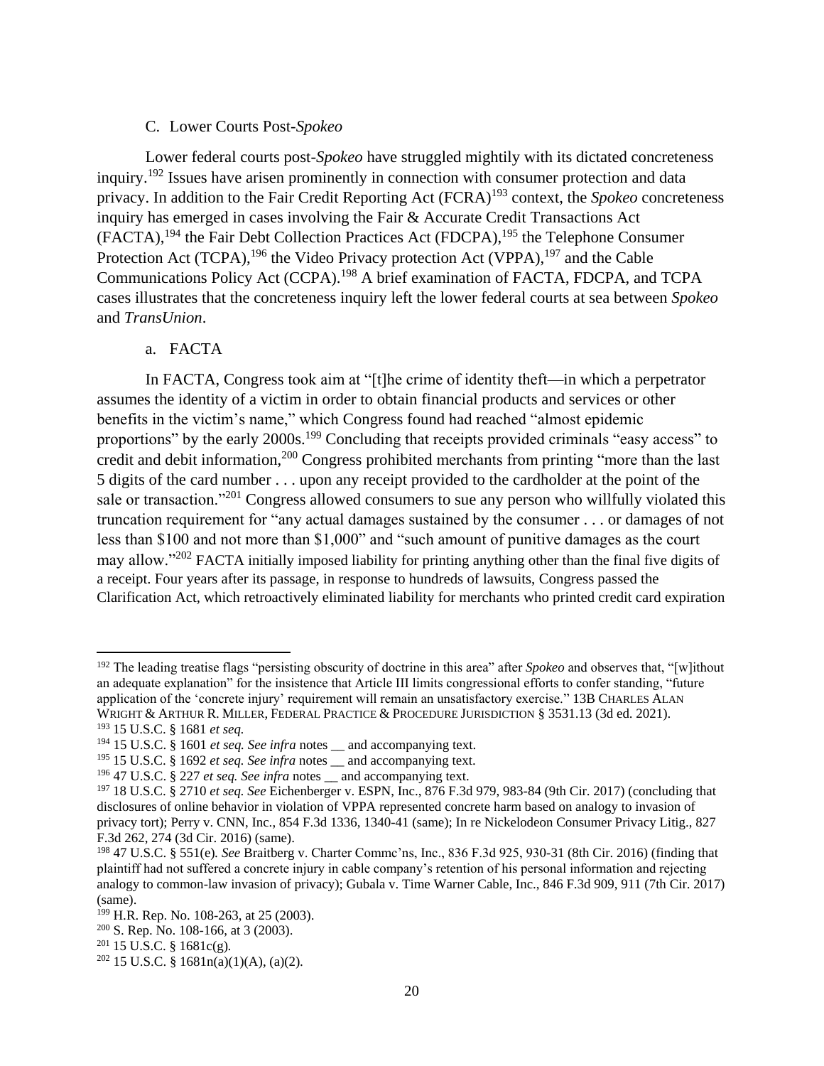### C. Lower Courts Post-*Spokeo*

Lower federal courts post-*Spokeo* have struggled mightily with its dictated concreteness inquiry.[192] Issues have arisen prominently in connection with consumer protection and data privacy. In addition to the Fair Credit Reporting Act (FCRA)[193] context, the *Spokeo* concreteness inquiry has emerged in cases involving the Fair & Accurate Credit Transactions Act (FACTA),[194] the Fair Debt Collection Practices Act (FDCPA),[195] the Telephone Consumer Protection Act (TCPA),[196] the Video Privacy protection Act (VPPA),[197] and the Cable Communications Policy Act (CCPA).[198] A brief examination of FACTA, FDCPA, and TCPA cases illustrates that the concreteness inquiry left the lower federal courts at sea between *Spokeo* and *TransUnion*.

#### a. FACTA

In FACTA, Congress took aim at "[t]he crime of identity theft—in which a perpetrator assumes the identity of a victim in order to obtain financial products and services or other benefits in the victim's name," which Congress found had reached "almost epidemic proportions" by the early 2000s.[199] Concluding that receipts provided criminals "easy access" to credit and debit information,[200] Congress prohibited merchants from printing "more than the last 5 digits of the card number . . . upon any receipt provided to the cardholder at the point of the sale or transaction."[201] Congress allowed consumers to sue any person who willfully violated this truncation requirement for "any actual damages sustained by the consumer . . . or damages of not less than $100 and not more than $1,000" and "such amount of punitive damages as the court may allow."[202] FACTA initially imposed liability for printing anything other than the final five digits of a receipt. Four years after its passage, in response to hundreds of lawsuits, Congress passed the Clarification Act, which retroactively eliminated liability for merchants who printed credit card expiration

---

[192] The leading treatise flags "persisting obscurity of doctrine in this area" after *Spokeo* and observes that, "[w]ithout an adequate explanation" for the insistence that Article III limits congressional efforts to confer standing, "future application of the 'concrete injury' requirement will remain an unsatisfactory exercise." 13B CHARLES ALAN WRIGHT & ARTHUR R. MILLER, FEDERAL PRACTICE & PROCEDURE JURISDICTION § 3531.13 (3d ed. 2021).

[193] 15 U.S.C. § 1681 *et seq.*

[194] 15 U.S.C. § 1601 *et seq. See infra* notes __ and accompanying text.

[195] 15 U.S.C. § 1692 *et seq. See infra* notes __ and accompanying text.

[196] 47 U.S.C. § 227 *et seq. See infra* notes __ and accompanying text.

[197] 18 U.S.C. § 2710 *et seq. See* Eichenberger v. ESPN, Inc., 876 F.3d 979, 983-84 (9th Cir. 2017) (concluding that disclosures of online behavior in violation of VPPA represented concrete harm based on analogy to invasion of privacy tort); Perry v. CNN, Inc., 854 F.3d 1336, 1340-41 (same); In re Nickelodeon Consumer Privacy Litig., 827 F.3d 262, 274 (3d Cir. 2016) (same).

[198] 47 U.S.C. § 551(e). *See* Braitberg v. Charter Commc'ns, Inc., 836 F.3d 925, 930-31 (8th Cir. 2016) (finding that plaintiff had not suffered a concrete injury in cable company's retention of his personal information and rejecting analogy to common-law invasion of privacy); Gubala v. Time Warner Cable, Inc., 846 F.3d 909, 911 (7th Cir. 2017) (same).

[199] H.R. Rep. No. 108-263, at 25 (2003).

[200] S. Rep. No. 108-166, at 3 (2003).

[201] 15 U.S.C. § 1681c(g).

[202] 15 U.S.C. § 1681n(a)(1)(A), (a)(2).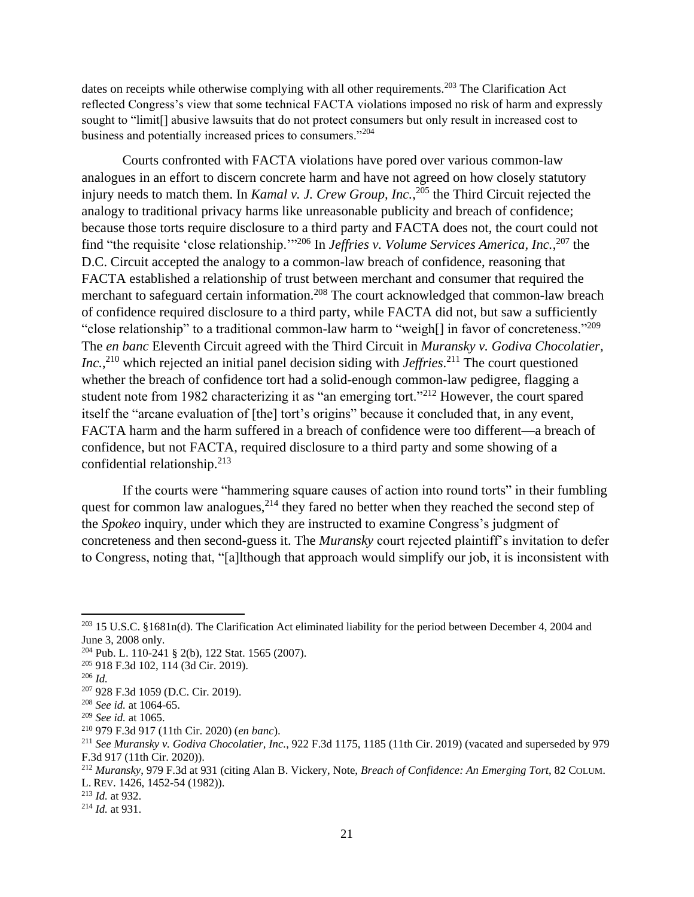dates on receipts while otherwise complying with all other requirements.[203] The Clarification Act reflected Congress's view that some technical FACTA violations imposed no risk of harm and expressly sought to "limit[] abusive lawsuits that do not protect consumers but only result in increased cost to business and potentially increased prices to consumers."[204]

Courts confronted with FACTA violations have pored over various common-law analogues in an effort to discern concrete harm and have not agreed on how closely statutory injury needs to match them. In *Kamal v. J. Crew Group, Inc.*,[205] the Third Circuit rejected the analogy to traditional privacy harms like unreasonable publicity and breach of confidence; because those torts require disclosure to a third party and FACTA does not, the court could not find "the requisite 'close relationship.'"[206] In *Jeffries v. Volume Services America, Inc.*,[207] the D.C. Circuit accepted the analogy to a common-law breach of confidence, reasoning that FACTA established a relationship of trust between merchant and consumer that required the merchant to safeguard certain information.[208] The court acknowledged that common-law breach of confidence required disclosure to a third party, while FACTA did not, but saw a sufficiently "close relationship" to a traditional common-law harm to "weigh[] in favor of concreteness."[209] The *en banc* Eleventh Circuit agreed with the Third Circuit in *Muransky v. Godiva Chocolatier, Inc.*,[210] which rejected an initial panel decision siding with *Jeffries*.[211] The court questioned whether the breach of confidence tort had a solid-enough common-law pedigree, flagging a student note from 1982 characterizing it as "an emerging tort."[212] However, the court spared itself the "arcane evaluation of [the] tort's origins" because it concluded that, in any event, FACTA harm and the harm suffered in a breach of confidence were too different—a breach of confidence, but not FACTA, required disclosure to a third party and some showing of a confidential relationship.[213]

If the courts were "hammering square causes of action into round torts" in their fumbling quest for common law analogues,[214] they fared no better when they reached the second step of the *Spokeo* inquiry, under which they are instructed to examine Congress's judgment of concreteness and then second-guess it. The *Muransky* court rejected plaintiff's invitation to defer to Congress, noting that, "[a]lthough that approach would simplify our job, it is inconsistent with

---

[203] 15 U.S.C. §1681n(d). The Clarification Act eliminated liability for the period between December 4, 2004 and June 3, 2008 only.

[204] Pub. L. 110-241 § 2(b), 122 Stat. 1565 (2007).

[205] 918 F.3d 102, 114 (3d Cir. 2019).

[206] *Id.*

[207] 928 F.3d 1059 (D.C. Cir. 2019).

[208] *See id.* at 1064-65.

[209] *See id.* at 1065.

[210] 979 F.3d 917 (11th Cir. 2020) (*en banc*).

[211] *See Muransky v. Godiva Chocolatier, Inc.*, 922 F.3d 1175, 1185 (11th Cir. 2019) (vacated and superseded by 979 F.3d 917 (11th Cir. 2020)).

[212] *Muransky*, 979 F.3d at 931 (citing Alan B. Vickery, Note, *Breach of Confidence: An Emerging Tort*, 82 COLUM. L. REV. 1426, 1452-54 (1982)).

[213] *Id.* at 932.

[214] *Id.* at 931.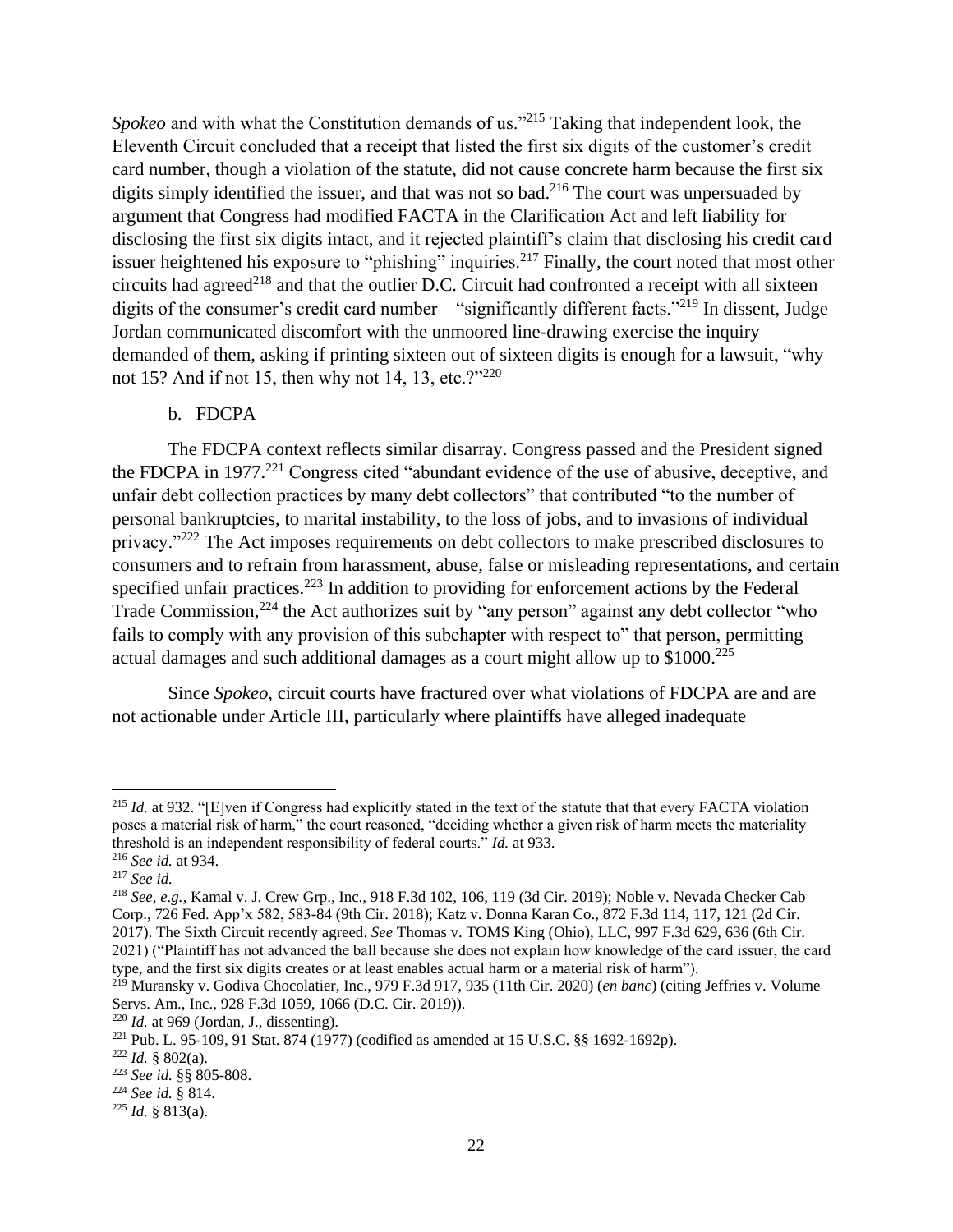*Spokeo* and with what the Constitution demands of us."[215] Taking that independent look, the Eleventh Circuit concluded that a receipt that listed the first six digits of the customer's credit card number, though a violation of the statute, did not cause concrete harm because the first six digits simply identified the issuer, and that was not so bad.[216] The court was unpersuaded by argument that Congress had modified FACTA in the Clarification Act and left liability for disclosing the first six digits intact, and it rejected plaintiff's claim that disclosing his credit card issuer heightened his exposure to "phishing" inquiries.[217] Finally, the court noted that most other circuits had agreed[218] and that the outlier D.C. Circuit had confronted a receipt with all sixteen digits of the consumer's credit card number—"significantly different facts."[219] In dissent, Judge Jordan communicated discomfort with the unmoored line-drawing exercise the inquiry demanded of them, asking if printing sixteen out of sixteen digits is enough for a lawsuit, "why not 15? And if not 15, then why not 14, 13, etc.?"[220]

b. FDCPA

The FDCPA context reflects similar disarray. Congress passed and the President signed the FDCPA in 1977.[221] Congress cited "abundant evidence of the use of abusive, deceptive, and unfair debt collection practices by many debt collectors" that contributed "to the number of personal bankruptcies, to marital instability, to the loss of jobs, and to invasions of individual privacy."[222] The Act imposes requirements on debt collectors to make prescribed disclosures to consumers and to refrain from harassment, abuse, false or misleading representations, and certain specified unfair practices.[223] In addition to providing for enforcement actions by the Federal Trade Commission,[224] the Act authorizes suit by "any person" against any debt collector "who fails to comply with any provision of this subchapter with respect to" that person, permitting actual damages and such additional damages as a court might allow up to $1000.[225]

Since *Spokeo*, circuit courts have fractured over what violations of FDCPA are and are not actionable under Article III, particularly where plaintiffs have alleged inadequate

---

[215] *Id.* at 932. "[E]ven if Congress had explicitly stated in the text of the statute that that every FACTA violation poses a material risk of harm," the court reasoned, "deciding whether a given risk of harm meets the materiality threshold is an independent responsibility of federal courts." *Id.* at 933.

[216] *See id.* at 934.

[217] *See id.*

[218] *See, e.g.*, Kamal v. J. Crew Grp., Inc., 918 F.3d 102, 106, 119 (3d Cir. 2019); Noble v. Nevada Checker Cab Corp., 726 Fed. App'x 582, 583-84 (9th Cir. 2018); Katz v. Donna Karan Co., 872 F.3d 114, 117, 121 (2d Cir. 2017). The Sixth Circuit recently agreed. *See* Thomas v. TOMS King (Ohio), LLC, 997 F.3d 629, 636 (6th Cir. 2021) ("Plaintiff has not advanced the ball because she does not explain how knowledge of the card issuer, the card type, and the first six digits creates or at least enables actual harm or a material risk of harm").

[219] Muransky v. Godiva Chocolatier, Inc., 979 F.3d 917, 935 (11th Cir. 2020) (*en banc*) (citing Jeffries v. Volume Servs. Am., Inc., 928 F.3d 1059, 1066 (D.C. Cir. 2019)).

[220] *Id.* at 969 (Jordan, J., dissenting).

[221] Pub. L. 95-109, 91 Stat. 874 (1977) (codified as amended at 15 U.S.C. §§ 1692-1692p).

[222] *Id.* § 802(a).

[223] *See id.* §§ 805-808.

[224] *See id.* § 814.

[225] *Id.* § 813(a).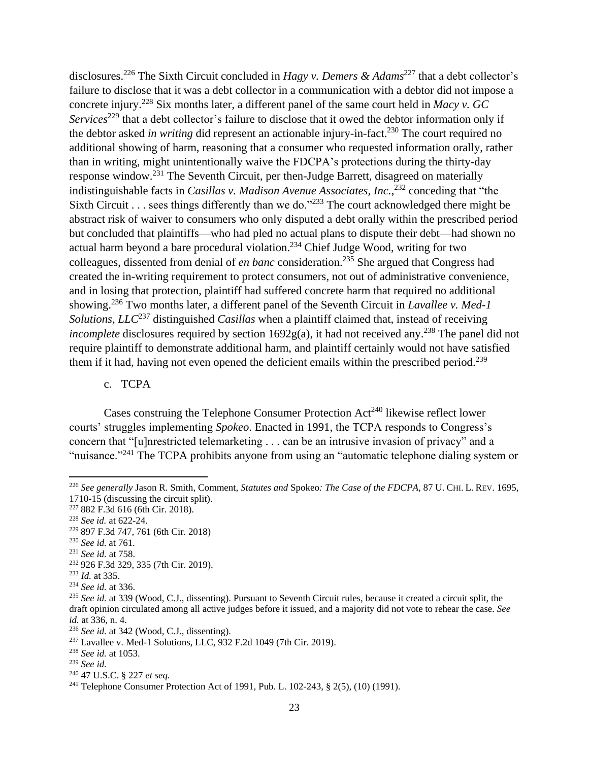disclosures.[226] The Sixth Circuit concluded in *Hagy v. Demers & Adams*[227] that a debt collector's failure to disclose that it was a debt collector in a communication with a debtor did not impose a concrete injury.[228] Six months later, a different panel of the same court held in *Macy v. GC Services*[229] that a debt collector's failure to disclose that it owed the debtor information only if the debtor asked *in writing* did represent an actionable injury-in-fact.[230] The court required no additional showing of harm, reasoning that a consumer who requested information orally, rather than in writing, might unintentionally waive the FDCPA's protections during the thirty-day response window.[231] The Seventh Circuit, per then-Judge Barrett, disagreed on materially indistinguishable facts in *Casillas v. Madison Avenue Associates, Inc.*,[232] conceding that "the Sixth Circuit . . . sees things differently than we do."[233] The court acknowledged there might be abstract risk of waiver to consumers who only disputed a debt orally within the prescribed period but concluded that plaintiffs—who had pled no actual plans to dispute their debt—had shown no actual harm beyond a bare procedural violation.[234] Chief Judge Wood, writing for two colleagues, dissented from denial of *en banc* consideration.[235] She argued that Congress had created the in-writing requirement to protect consumers, not out of administrative convenience, and in losing that protection, plaintiff had suffered concrete harm that required no additional showing.[236] Two months later, a different panel of the Seventh Circuit in *Lavallee v. Med-1 Solutions, LLC*[237] distinguished *Casillas* when a plaintiff claimed that, instead of receiving *incomplete* disclosures required by section 1692g(a), it had not received any.[238] The panel did not require plaintiff to demonstrate additional harm, and plaintiff certainly would not have satisfied them if it had, having not even opened the deficient emails within the prescribed period.[239]

c. TCPA

Cases construing the Telephone Consumer Protection Act[240] likewise reflect lower courts' struggles implementing *Spokeo*. Enacted in 1991, the TCPA responds to Congress's concern that "[u]nrestricted telemarketing . . . can be an intrusive invasion of privacy" and a "nuisance."[241] The TCPA prohibits anyone from using an "automatic telephone dialing system or

---

[226] *See generally* Jason R. Smith, Comment, *Statutes and* Spokeo*: The Case of the FDCPA*, 87 U. CHI. L. REV. 1695, 1710-15 (discussing the circuit split).

[227] 882 F.3d 616 (6th Cir. 2018).

[228] *See id.* at 622-24.

[229] 897 F.3d 747, 761 (6th Cir. 2018)

[230] *See id.* at 761.

[231] *See id.* at 758.

[232] 926 F.3d 329, 335 (7th Cir. 2019).

[233] *Id.* at 335.

[234] *See id.* at 336.

[235] *See id.* at 339 (Wood, C.J., dissenting). Pursuant to Seventh Circuit rules, because it created a circuit split, the draft opinion circulated among all active judges before it issued, and a majority did not vote to rehear the case. *See id.* at 336, n. 4.

[236] *See id.* at 342 (Wood, C.J., dissenting).

[237] Lavallee v. Med-1 Solutions, LLC, 932 F.2d 1049 (7th Cir. 2019).

[238] *See id.* at 1053.

[239] *See id.*

[240] 47 U.S.C. § 227 *et seq.*

[241] Telephone Consumer Protection Act of 1991, Pub. L. 102-243, § 2(5), (10) (1991).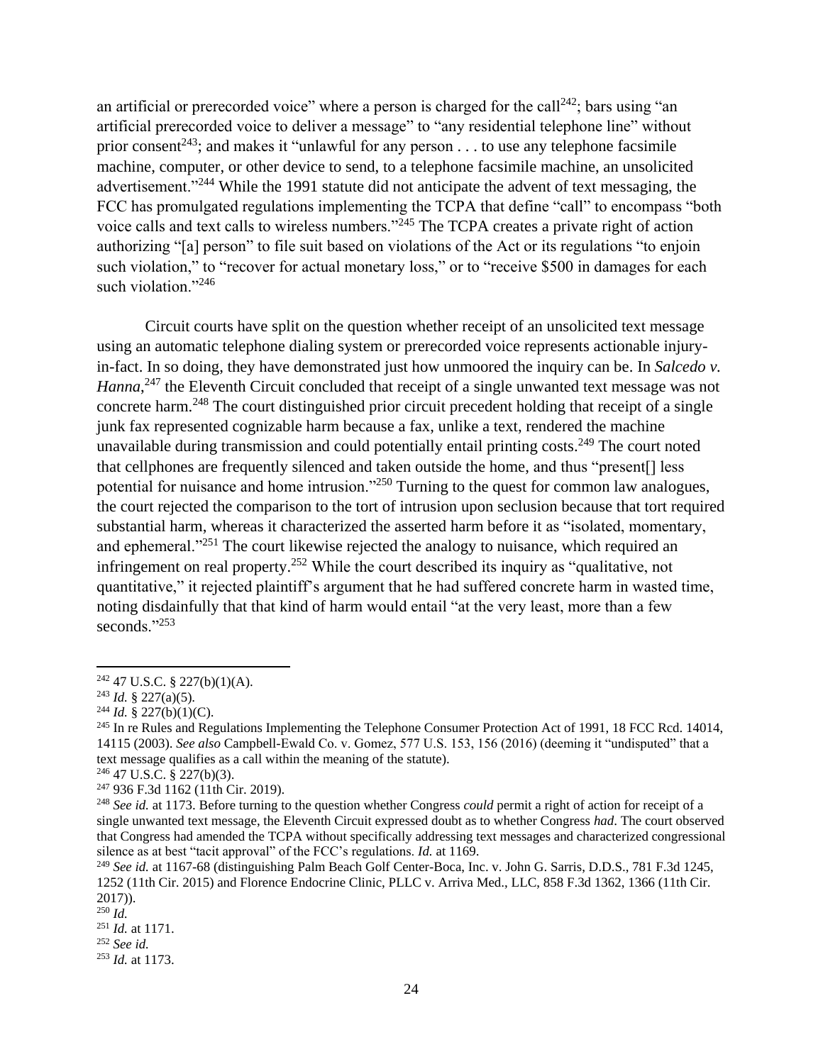an artificial or prerecorded voice" where a person is charged for the call[242]; bars using "an artificial prerecorded voice to deliver a message" to "any residential telephone line" without prior consent[243]; and makes it "unlawful for any person . . . to use any telephone facsimile machine, computer, or other device to send, to a telephone facsimile machine, an unsolicited advertisement."[244] While the 1991 statute did not anticipate the advent of text messaging, the FCC has promulgated regulations implementing the TCPA that define "call" to encompass "both voice calls and text calls to wireless numbers."[245] The TCPA creates a private right of action authorizing "[a] person" to file suit based on violations of the Act or its regulations "to enjoin such violation," to "recover for actual monetary loss," or to "receive $500 in damages for each such violation."[246]

Circuit courts have split on the question whether receipt of an unsolicited text message using an automatic telephone dialing system or prerecorded voice represents actionable injury-in-fact. In so doing, they have demonstrated just how unmoored the inquiry can be. In *Salcedo v. Hanna*,[247] the Eleventh Circuit concluded that receipt of a single unwanted text message was not concrete harm.[248] The court distinguished prior circuit precedent holding that receipt of a single junk fax represented cognizable harm because a fax, unlike a text, rendered the machine unavailable during transmission and could potentially entail printing costs.[249] The court noted that cellphones are frequently silenced and taken outside the home, and thus "present[] less potential for nuisance and home intrusion."[250] Turning to the quest for common law analogues, the court rejected the comparison to the tort of intrusion upon seclusion because that tort required substantial harm, whereas it characterized the asserted harm before it as "isolated, momentary, and ephemeral."[251] The court likewise rejected the analogy to nuisance, which required an infringement on real property.[252] While the court described its inquiry as "qualitative, not quantitative," it rejected plaintiff's argument that he had suffered concrete harm in wasted time, noting disdainfully that that kind of harm would entail "at the very least, more than a few seconds."[253]

---

[242] 47 U.S.C. § 227(b)(1)(A).

[243] *Id.* § 227(a)(5).

[244] *Id.* § 227(b)(1)(C).

[245] In re Rules and Regulations Implementing the Telephone Consumer Protection Act of 1991, 18 FCC Rcd. 14014, 14115 (2003). *See also* Campbell-Ewald Co. v. Gomez, 577 U.S. 153, 156 (2016) (deeming it "undisputed" that a text message qualifies as a call within the meaning of the statute).

[246] 47 U.S.C. § 227(b)(3).

[247] 936 F.3d 1162 (11th Cir. 2019).

[248] *See id.* at 1173. Before turning to the question whether Congress *could* permit a right of action for receipt of a single unwanted text message, the Eleventh Circuit expressed doubt as to whether Congress *had*. The court observed that Congress had amended the TCPA without specifically addressing text messages and characterized congressional silence as at best "tacit approval" of the FCC's regulations. *Id.* at 1169.

[249] *See id.* at 1167-68 (distinguishing Palm Beach Golf Center-Boca, Inc. v. John G. Sarris, D.D.S., 781 F.3d 1245, 1252 (11th Cir. 2015) and Florence Endocrine Clinic, PLLC v. Arriva Med., LLC, 858 F.3d 1362, 1366 (11th Cir. 2017)).

[250] *Id.*

[251] *Id.* at 1171.

[252] *See id.*

[253] *Id.* at 1173.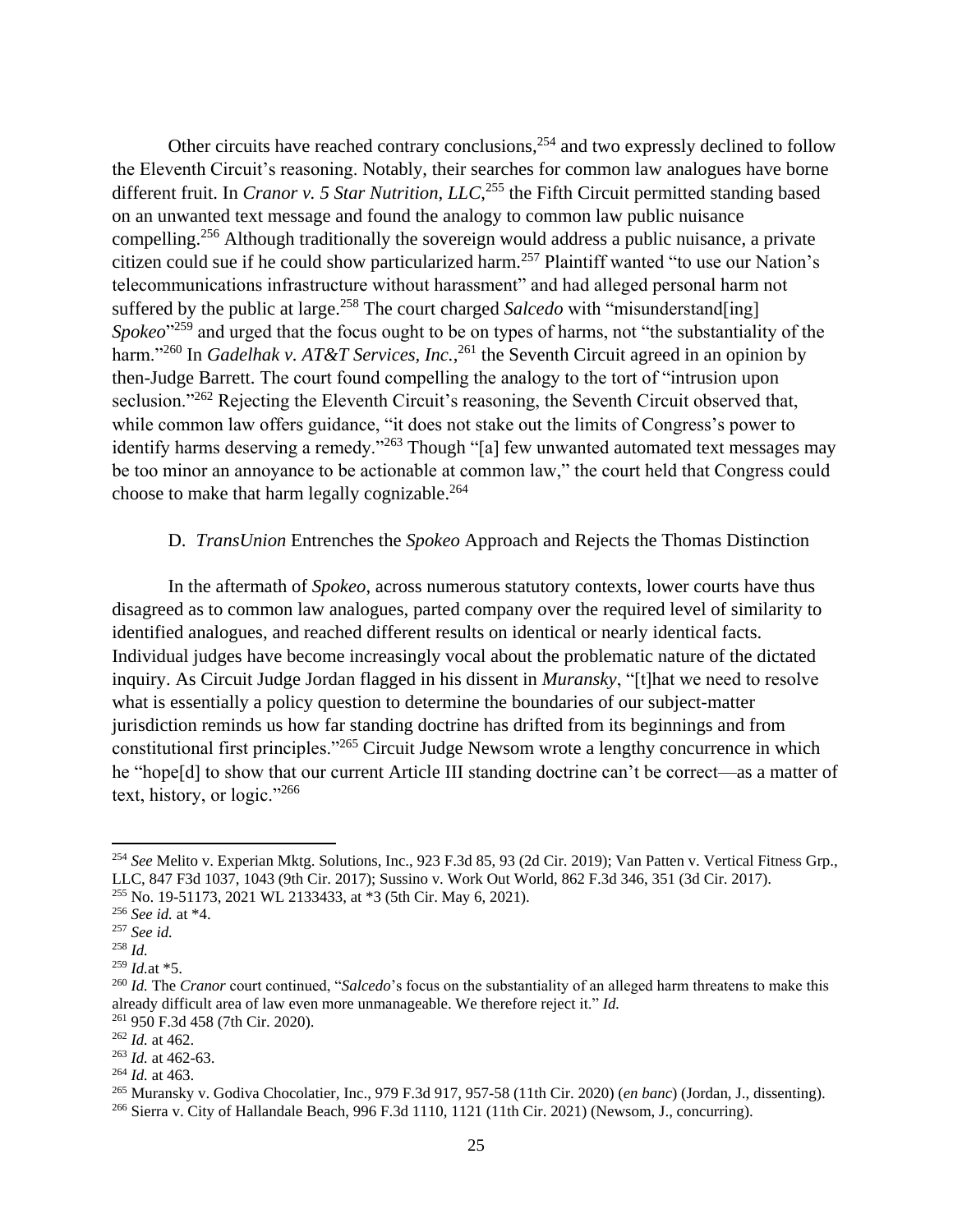Other circuits have reached contrary conclusions,[254] and two expressly declined to follow the Eleventh Circuit's reasoning. Notably, their searches for common law analogues have borne different fruit. In *Cranor v. 5 Star Nutrition, LLC*,[255] the Fifth Circuit permitted standing based on an unwanted text message and found the analogy to common law public nuisance compelling.[256] Although traditionally the sovereign would address a public nuisance, a private citizen could sue if he could show particularized harm.[257] Plaintiff wanted "to use our Nation's telecommunications infrastructure without harassment" and had alleged personal harm not suffered by the public at large.[258] The court charged *Salcedo* with "misunderstand[ing] *Spokeo*"[259] and urged that the focus ought to be on types of harms, not "the substantiality of the harm."[260] In *Gadelhak v. AT&T Services, Inc.*,[261] the Seventh Circuit agreed in an opinion by then-Judge Barrett. The court found compelling the analogy to the tort of "intrusion upon seclusion."[262] Rejecting the Eleventh Circuit's reasoning, the Seventh Circuit observed that, while common law offers guidance, "it does not stake out the limits of Congress's power to identify harms deserving a remedy."[263] Though "[a] few unwanted automated text messages may be too minor an annoyance to be actionable at common law," the court held that Congress could choose to make that harm legally cognizable.[264]

### D. *TransUnion* Entrenches the *Spokeo* Approach and Rejects the Thomas Distinction

In the aftermath of *Spokeo*, across numerous statutory contexts, lower courts have thus disagreed as to common law analogues, parted company over the required level of similarity to identified analogues, and reached different results on identical or nearly identical facts. Individual judges have become increasingly vocal about the problematic nature of the dictated inquiry. As Circuit Judge Jordan flagged in his dissent in *Muransky*, "[t]hat we need to resolve what is essentially a policy question to determine the boundaries of our subject-matter jurisdiction reminds us how far standing doctrine has drifted from its beginnings and from constitutional first principles."[265] Circuit Judge Newsom wrote a lengthy concurrence in which he "hope[d] to show that our current Article III standing doctrine can't be correct—as a matter of text, history, or logic."[266]

---

[254] *See* Melito v. Experian Mktg. Solutions, Inc., 923 F.3d 85, 93 (2d Cir. 2019); Van Patten v. Vertical Fitness Grp., LLC, 847 F3d 1037, 1043 (9th Cir. 2017); Sussino v. Work Out World, 862 F.3d 346, 351 (3d Cir. 2017).

[255] No. 19-51173, 2021 WL 2133433, at *3 (5th Cir. May 6, 2021).

[256] *See id.* at *4.

[257] *See id.*

[258] *Id.*

[259] *Id.*at *5.

[260] *Id.* The *Cranor* court continued, "*Salcedo*'s focus on the substantiality of an alleged harm threatens to make this already difficult area of law even more unmanageable. We therefore reject it." *Id.*

[261] 950 F.3d 458 (7th Cir. 2020).

[262] *Id.* at 462.

[263] *Id.* at 462-63.

[264] *Id.* at 463.

[265] Muransky v. Godiva Chocolatier, Inc., 979 F.3d 917, 957-58 (11th Cir. 2020) (*en banc*) (Jordan, J., dissenting).

[266] Sierra v. City of Hallandale Beach, 996 F.3d 1110, 1121 (11th Cir. 2021) (Newsom, J., concurring).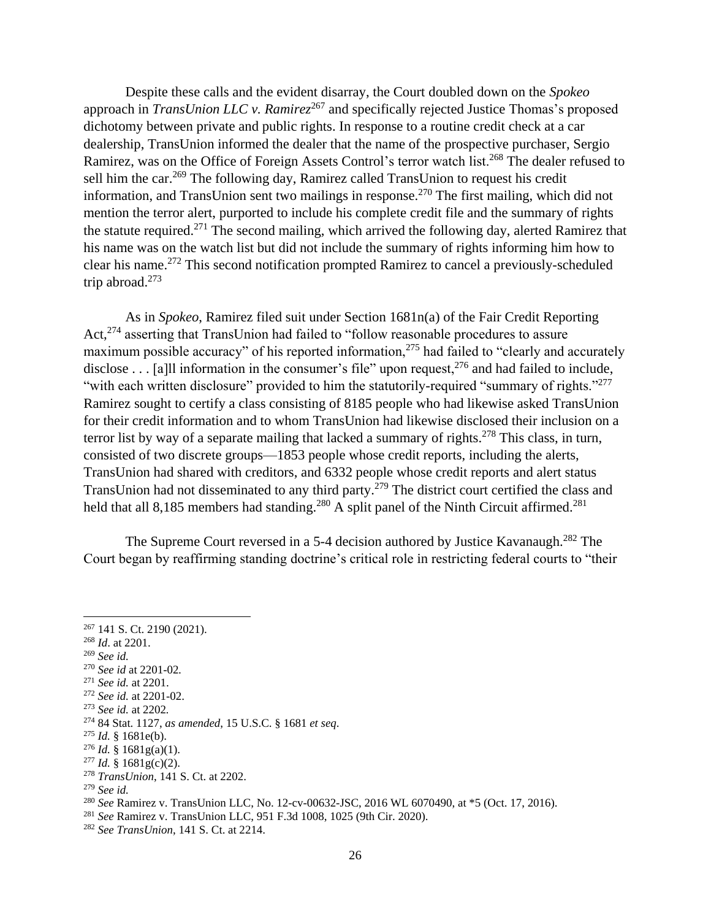Despite these calls and the evident disarray, the Court doubled down on the *Spokeo* approach in *TransUnion LLC v. Ramirez*[267] and specifically rejected Justice Thomas's proposed dichotomy between private and public rights. In response to a routine credit check at a car dealership, TransUnion informed the dealer that the name of the prospective purchaser, Sergio Ramirez, was on the Office of Foreign Assets Control's terror watch list.[268] The dealer refused to sell him the car.[269] The following day, Ramirez called TransUnion to request his credit information, and TransUnion sent two mailings in response.[270] The first mailing, which did not mention the terror alert, purported to include his complete credit file and the summary of rights the statute required.[271] The second mailing, which arrived the following day, alerted Ramirez that his name was on the watch list but did not include the summary of rights informing him how to clear his name.[272] This second notification prompted Ramirez to cancel a previously-scheduled trip abroad.[273]

As in *Spokeo*, Ramirez filed suit under Section 1681n(a) of the Fair Credit Reporting Act,[274] asserting that TransUnion had failed to "follow reasonable procedures to assure maximum possible accuracy" of his reported information,[275] had failed to "clearly and accurately disclose . . . [a]ll information in the consumer's file" upon request,[276] and had failed to include, "with each written disclosure" provided to him the statutorily-required "summary of rights."[277] Ramirez sought to certify a class consisting of 8185 people who had likewise asked TransUnion for their credit information and to whom TransUnion had likewise disclosed their inclusion on a terror list by way of a separate mailing that lacked a summary of rights.[278] This class, in turn, consisted of two discrete groups—1853 people whose credit reports, including the alerts, TransUnion had shared with creditors, and 6332 people whose credit reports and alert status TransUnion had not disseminated to any third party.[279] The district court certified the class and held that all 8,185 members had standing.[280] A split panel of the Ninth Circuit affirmed.[281]

The Supreme Court reversed in a 5-4 decision authored by Justice Kavanaugh.[282] The Court began by reaffirming standing doctrine's critical role in restricting federal courts to "their

---

[267] 141 S. Ct. 2190 (2021).

[268] *Id*. at 2201.

[269] *See id.*

[270] *See id* at 2201-02.

[271] *See id.* at 2201.

[272] *See id.* at 2201-02.

[273] *See id.* at 2202.

[274] 84 Stat. 1127, *as amended*, 15 U.S.C. § 1681 *et seq*.

[275] *Id.* § 1681e(b).

[276] *Id.* § 1681g(a)(1).

[277] *Id.* § 1681g(c)(2).

[278] *TransUnion*, 141 S. Ct. at 2202.

[279] *See id.*

[280] *See* Ramirez v. TransUnion LLC, No. 12-cv-00632-JSC, 2016 WL 6070490, at *5 (Oct. 17, 2016).

[281] *See* Ramirez v. TransUnion LLC, 951 F.3d 1008, 1025 (9th Cir. 2020).

[282] *See TransUnion*, 141 S. Ct. at 2214.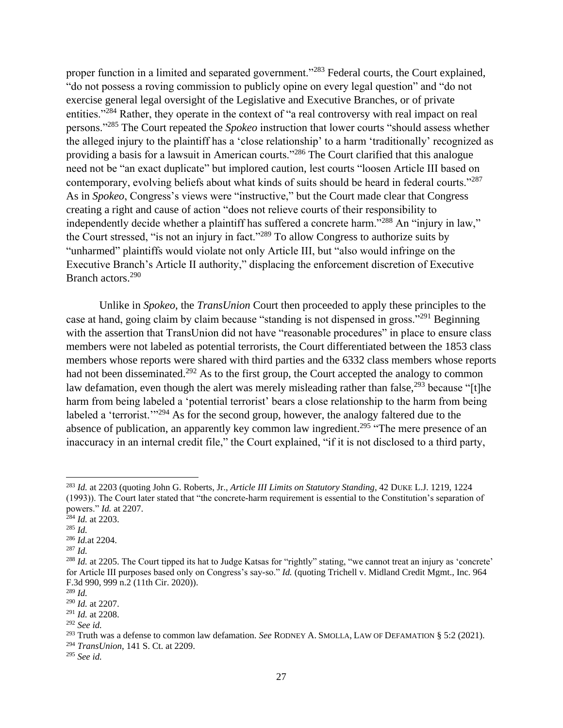proper function in a limited and separated government."[283] Federal courts, the Court explained, "do not possess a roving commission to publicly opine on every legal question" and "do not exercise general legal oversight of the Legislative and Executive Branches, or of private entities."[284] Rather, they operate in the context of "a real controversy with real impact on real persons."[285] The Court repeated the *Spokeo* instruction that lower courts "should assess whether the alleged injury to the plaintiff has a 'close relationship' to a harm 'traditionally' recognized as providing a basis for a lawsuit in American courts."[286] The Court clarified that this analogue need not be "an exact duplicate" but implored caution, lest courts "loosen Article III based on contemporary, evolving beliefs about what kinds of suits should be heard in federal courts."[287] As in *Spokeo*, Congress's views were "instructive," but the Court made clear that Congress creating a right and cause of action "does not relieve courts of their responsibility to independently decide whether a plaintiff has suffered a concrete harm."[288] An "injury in law," the Court stressed, "is not an injury in fact."[289] To allow Congress to authorize suits by "unharmed" plaintiffs would violate not only Article III, but "also would infringe on the Executive Branch's Article II authority," displacing the enforcement discretion of Executive Branch actors.[290]

Unlike in *Spokeo*, the *TransUnion* Court then proceeded to apply these principles to the case at hand, going claim by claim because "standing is not dispensed in gross."[291] Beginning with the assertion that TransUnion did not have "reasonable procedures" in place to ensure class members were not labeled as potential terrorists, the Court differentiated between the 1853 class members whose reports were shared with third parties and the 6332 class members whose reports had not been disseminated.[292] As to the first group, the Court accepted the analogy to common law defamation, even though the alert was merely misleading rather than false,[293] because "[t]he harm from being labeled a 'potential terrorist' bears a close relationship to the harm from being labeled a 'terrorist.'"[294] As for the second group, however, the analogy faltered due to the absence of publication, an apparently key common law ingredient.[295] "The mere presence of an inaccuracy in an internal credit file," the Court explained, "if it is not disclosed to a third party,

---

[283] *Id.* at 2203 (quoting John G. Roberts, Jr., *Article III Limits on Statutory Standing*, 42 DUKE L.J. 1219, 1224 (1993)). The Court later stated that "the concrete-harm requirement is essential to the Constitution's separation of powers." *Id.* at 2207.

[284] *Id.* at 2203.

[285] *Id.*

[286] *Id.*at 2204.

[287] *Id.*

[288] *Id.* at 2205. The Court tipped its hat to Judge Katsas for "rightly" stating, "we cannot treat an injury as 'concrete' for Article III purposes based only on Congress's say-so." *Id.* (quoting Trichell v. Midland Credit Mgmt., Inc. 964 F.3d 990, 999 n.2 (11th Cir. 2020)).

[289] *Id.*

[290] *Id.* at 2207.

[291] *Id.* at 2208.

[292] *See id.*

[293] Truth was a defense to common law defamation. *See* RODNEY A. SMOLLA, LAW OF DEFAMATION § 5:2 (2021).

[294] *TransUnion*, 141 S. Ct. at 2209.

[295] *See id.*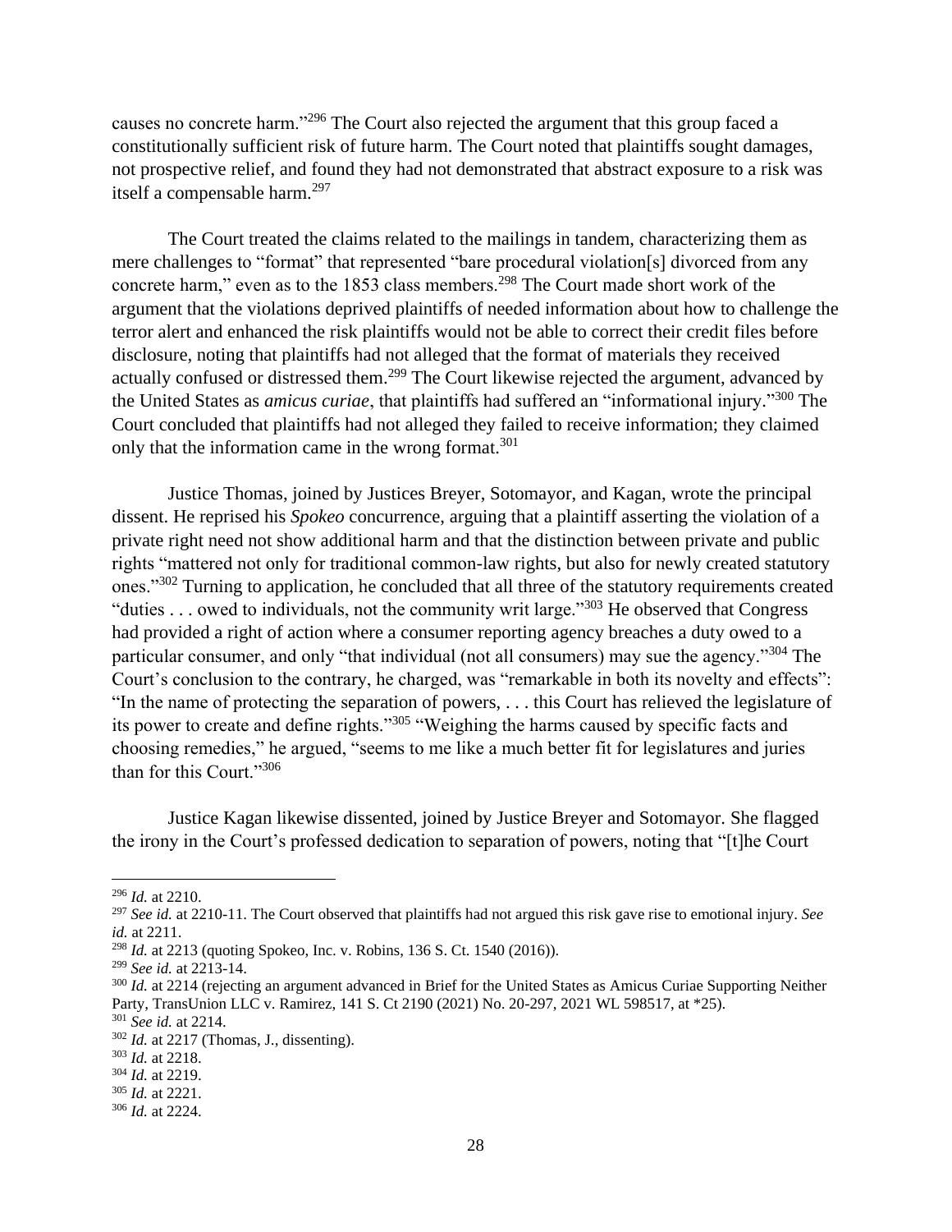causes no concrete harm."[296] The Court also rejected the argument that this group faced a constitutionally sufficient risk of future harm. The Court noted that plaintiffs sought damages, not prospective relief, and found they had not demonstrated that abstract exposure to a risk was itself a compensable harm.[297]

The Court treated the claims related to the mailings in tandem, characterizing them as mere challenges to "format" that represented "bare procedural violation[s] divorced from any concrete harm," even as to the 1853 class members.[298] The Court made short work of the argument that the violations deprived plaintiffs of needed information about how to challenge the terror alert and enhanced the risk plaintiffs would not be able to correct their credit files before disclosure, noting that plaintiffs had not alleged that the format of materials they received actually confused or distressed them.[299] The Court likewise rejected the argument, advanced by the United States as *amicus curiae*, that plaintiffs had suffered an "informational injury."[300] The Court concluded that plaintiffs had not alleged they failed to receive information; they claimed only that the information came in the wrong format.[301]

Justice Thomas, joined by Justices Breyer, Sotomayor, and Kagan, wrote the principal dissent. He reprised his *Spokeo* concurrence, arguing that a plaintiff asserting the violation of a private right need not show additional harm and that the distinction between private and public rights "mattered not only for traditional common-law rights, but also for newly created statutory ones."[302] Turning to application, he concluded that all three of the statutory requirements created "duties . . . owed to individuals, not the community writ large."[303] He observed that Congress had provided a right of action where a consumer reporting agency breaches a duty owed to a particular consumer, and only "that individual (not all consumers) may sue the agency."[304] The Court's conclusion to the contrary, he charged, was "remarkable in both its novelty and effects": "In the name of protecting the separation of powers, . . . this Court has relieved the legislature of its power to create and define rights."[305] "Weighing the harms caused by specific facts and choosing remedies," he argued, "seems to me like a much better fit for legislatures and juries than for this Court."[306]

Justice Kagan likewise dissented, joined by Justice Breyer and Sotomayor. She flagged the irony in the Court's professed dedication to separation of powers, noting that "[t]he Court

---

[296] *Id.* at 2210.

[297] *See id.* at 2210-11. The Court observed that plaintiffs had not argued this risk gave rise to emotional injury. *See id.* at 2211.

[298] *Id.* at 2213 (quoting Spokeo, Inc. v. Robins, 136 S. Ct. 1540 (2016)).

[299] *See id.* at 2213-14.

[300] *Id.* at 2214 (rejecting an argument advanced in Brief for the United States as Amicus Curiae Supporting Neither Party, TransUnion LLC v. Ramirez, 141 S. Ct 2190 (2021) No. 20-297, 2021 WL 598517, at *25).

[301] *See id.* at 2214.

[302] *Id.* at 2217 (Thomas, J., dissenting).

[303] *Id.* at 2218.

[304] *Id.* at 2219.

[305] *Id.* at 2221.

[306] *Id.* at 2224.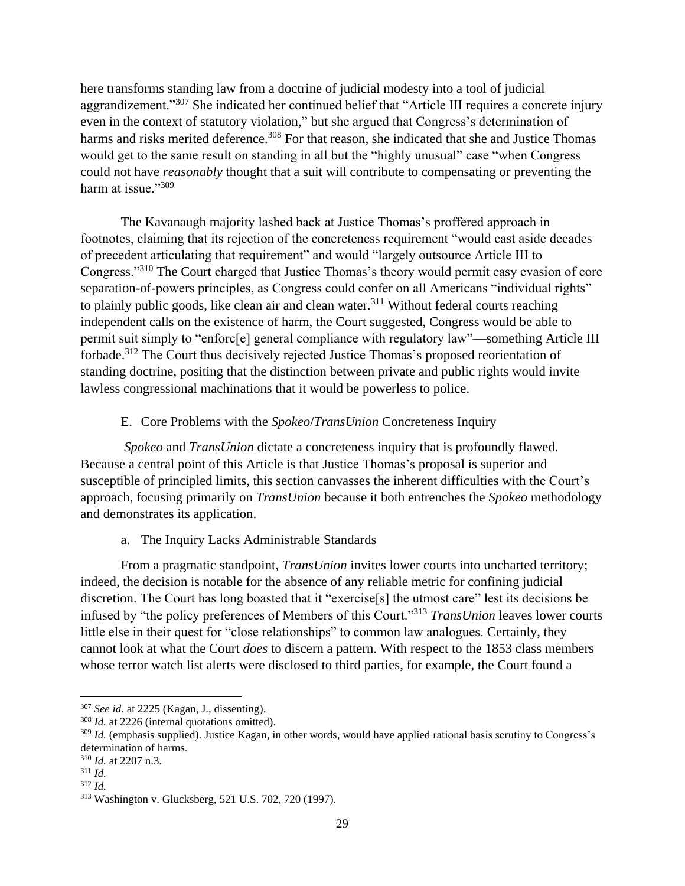here transforms standing law from a doctrine of judicial modesty into a tool of judicial aggrandizement."[307] She indicated her continued belief that "Article III requires a concrete injury even in the context of statutory violation," but she argued that Congress's determination of harms and risks merited deference.[308] For that reason, she indicated that she and Justice Thomas would get to the same result on standing in all but the "highly unusual" case "when Congress could not have *reasonably* thought that a suit will contribute to compensating or preventing the harm at issue."[309]

The Kavanaugh majority lashed back at Justice Thomas's proffered approach in footnotes, claiming that its rejection of the concreteness requirement "would cast aside decades of precedent articulating that requirement" and would "largely outsource Article III to Congress."[310] The Court charged that Justice Thomas's theory would permit easy evasion of core separation-of-powers principles, as Congress could confer on all Americans "individual rights" to plainly public goods, like clean air and clean water.[311] Without federal courts reaching independent calls on the existence of harm, the Court suggested, Congress would be able to permit suit simply to "enforc[e] general compliance with regulatory law"—something Article III forbade.[312] The Court thus decisively rejected Justice Thomas's proposed reorientation of standing doctrine, positing that the distinction between private and public rights would invite lawless congressional machinations that it would be powerless to police.

## E. Core Problems with the *Spokeo*/*TransUnion* Concreteness Inquiry

*Spokeo* and *TransUnion* dictate a concreteness inquiry that is profoundly flawed. Because a central point of this Article is that Justice Thomas's proposal is superior and susceptible of principled limits, this section canvasses the inherent difficulties with the Court's approach, focusing primarily on *TransUnion* because it both entrenches the *Spokeo* methodology and demonstrates its application.

### a. The Inquiry Lacks Administrable Standards

From a pragmatic standpoint, *TransUnion* invites lower courts into uncharted territory; indeed, the decision is notable for the absence of any reliable metric for confining judicial discretion. The Court has long boasted that it "exercise[s] the utmost care" lest its decisions be infused by "the policy preferences of Members of this Court."[313] *TransUnion* leaves lower courts little else in their quest for "close relationships" to common law analogues. Certainly, they cannot look at what the Court *does* to discern a pattern. With respect to the 1853 class members whose terror watch list alerts were disclosed to third parties, for example, the Court found a

---

[307] *See id.* at 2225 (Kagan, J., dissenting).

[308] *Id.* at 2226 (internal quotations omitted).

[309] *Id.* (emphasis supplied). Justice Kagan, in other words, would have applied rational basis scrutiny to Congress's determination of harms.

[310] *Id.* at 2207 n.3.

[311] *Id.*

[312] *Id.*

[313] Washington v. Glucksberg, 521 U.S. 702, 720 (1997).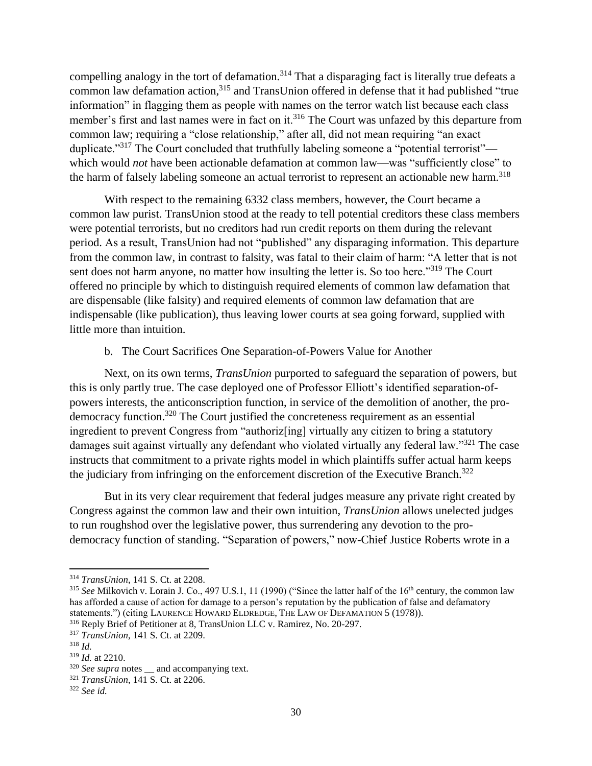compelling analogy in the tort of defamation.[314] That a disparaging fact is literally true defeats a common law defamation action,[315] and TransUnion offered in defense that it had published "true information" in flagging them as people with names on the terror watch list because each class member's first and last names were in fact on it.[316] The Court was unfazed by this departure from common law; requiring a "close relationship," after all, did not mean requiring "an exact duplicate."[317] The Court concluded that truthfully labeling someone a "potential terrorist"—which would *not* have been actionable defamation at common law—was "sufficiently close" to the harm of falsely labeling someone an actual terrorist to represent an actionable new harm.[318]

With respect to the remaining 6332 class members, however, the Court became a common law purist. TransUnion stood at the ready to tell potential creditors these class members were potential terrorists, but no creditors had run credit reports on them during the relevant period. As a result, TransUnion had not "published" any disparaging information. This departure from the common law, in contrast to falsity, was fatal to their claim of harm: "A letter that is not sent does not harm anyone, no matter how insulting the letter is. So too here."[319] The Court offered no principle by which to distinguish required elements of common law defamation that are dispensable (like falsity) and required elements of common law defamation that are indispensable (like publication), thus leaving lower courts at sea going forward, supplied with little more than intuition.

b. The Court Sacrifices One Separation-of-Powers Value for Another

Next, on its own terms, *TransUnion* purported to safeguard the separation of powers, but this is only partly true. The case deployed one of Professor Elliott's identified separation-of-powers interests, the anticonscription function, in service of the demolition of another, the pro-democracy function.[320] The Court justified the concreteness requirement as an essential ingredient to prevent Congress from "authoriz[ing] virtually any citizen to bring a statutory damages suit against virtually any defendant who violated virtually any federal law."[321] The case instructs that commitment to a private rights model in which plaintiffs suffer actual harm keeps the judiciary from infringing on the enforcement discretion of the Executive Branch.[322]

But in its very clear requirement that federal judges measure any private right created by Congress against the common law and their own intuition, *TransUnion* allows unelected judges to run roughshod over the legislative power, thus surrendering any devotion to the pro-democracy function of standing. "Separation of powers," now-Chief Justice Roberts wrote in a

---

[314] *TransUnion*, 141 S. Ct. at 2208.

[315] *See* Milkovich v. Lorain J. Co., 497 U.S.1, 11 (1990) ("Since the latter half of the 16th century, the common law has afforded a cause of action for damage to a person's reputation by the publication of false and defamatory statements.") (citing LAURENCE HOWARD ELDREDGE, THE LAW OF DEFAMATION 5 (1978)).

[316] Reply Brief of Petitioner at 8, TransUnion LLC v. Ramirez, No. 20-297.

[317] *TransUnion*, 141 S. Ct. at 2209.

[318] *Id.*

[319] *Id.* at 2210.

[320] *See supra* notes __ and accompanying text.

[321] *TransUnion*, 141 S. Ct. at 2206.

[322] *See id.*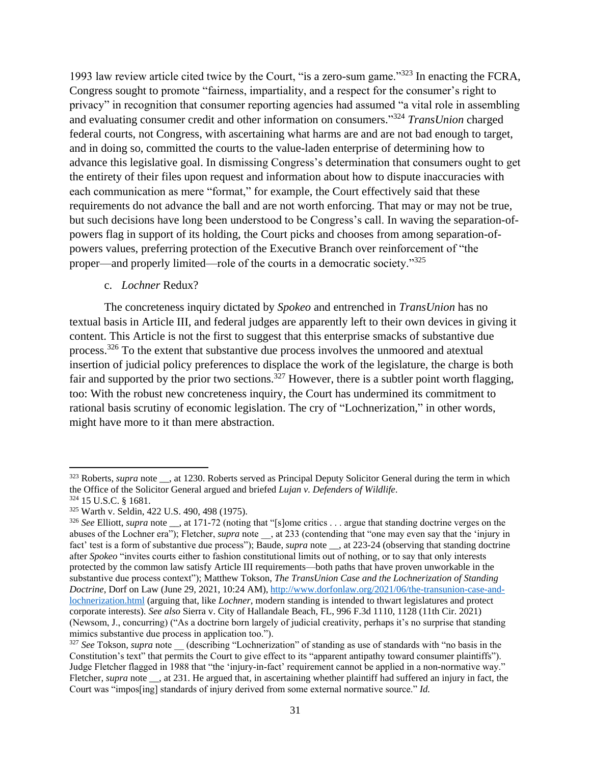1993 law review article cited twice by the Court, "is a zero-sum game."[323] In enacting the FCRA, Congress sought to promote "fairness, impartiality, and a respect for the consumer's right to privacy" in recognition that consumer reporting agencies had assumed "a vital role in assembling and evaluating consumer credit and other information on consumers."[324] *TransUnion* charged federal courts, not Congress, with ascertaining what harms are and are not bad enough to target, and in doing so, committed the courts to the value-laden enterprise of determining how to advance this legislative goal. In dismissing Congress's determination that consumers ought to get the entirety of their files upon request and information about how to dispute inaccuracies with each communication as mere "format," for example, the Court effectively said that these requirements do not advance the ball and are not worth enforcing. That may or may not be true, but such decisions have long been understood to be Congress's call. In waving the separation-of-powers flag in support of its holding, the Court picks and chooses from among separation-of-powers values, preferring protection of the Executive Branch over reinforcement of "the proper—and properly limited—role of the courts in a democratic society."[325]

c. *Lochner* Redux?

The concreteness inquiry dictated by *Spokeo* and entrenched in *TransUnion* has no textual basis in Article III, and federal judges are apparently left to their own devices in giving it content. This Article is not the first to suggest that this enterprise smacks of substantive due process.[326] To the extent that substantive due process involves the unmoored and atextual insertion of judicial policy preferences to displace the work of the legislature, the charge is both fair and supported by the prior two sections.[327] However, there is a subtler point worth flagging, too: With the robust new concreteness inquiry, the Court has undermined its commitment to rational basis scrutiny of economic legislation. The cry of "Lochnerization," in other words, might have more to it than mere abstraction.

---

[323] Roberts, *supra* note __, at 1230. Roberts served as Principal Deputy Solicitor General during the term in which the Office of the Solicitor General argued and briefed *Lujan v. Defenders of Wildlife*.

[324] 15 U.S.C. § 1681.

[325] Warth v. Seldin, 422 U.S. 490, 498 (1975).

[326] *See* Elliott, *supra* note __, at 171-72 (noting that "[s]ome critics . . . argue that standing doctrine verges on the abuses of the Lochner era"); Fletcher, *supra* note __, at 233 (contending that "one may even say that the 'injury in fact' test is a form of substantive due process"); Baude, *supra* note __, at 223-24 (observing that standing doctrine after *Spokeo* "invites courts either to fashion constitutional limits out of nothing, or to say that only interests protected by the common law satisfy Article III requirements—both paths that have proven unworkable in the substantive due process context"); Matthew Tokson, *The TransUnion Case and the Lochnerization of Standing Doctrine*, Dorf on Law (June 29, 2021, 10:24 AM), http://www.dorfonlaw.org/2021/06/the-transunion-case-and-lochnerization.html (arguing that, like *Lochner*, modern standing is intended to thwart legislatures and protect corporate interests). *See also* Sierra v. City of Hallandale Beach, FL, 996 F.3d 1110, 1128 (11th Cir. 2021) (Newsom, J., concurring) ("As a doctrine born largely of judicial creativity, perhaps it's no surprise that standing mimics substantive due process in application too.").

[327] *See* Tokson, *supra* note __ (describing "Lochnerization" of standing as use of standards with "no basis in the Constitution's text" that permits the Court to give effect to its "apparent antipathy toward consumer plaintiffs"). Judge Fletcher flagged in 1988 that "the 'injury-in-fact' requirement cannot be applied in a non-normative way." Fletcher, *supra* note __, at 231. He argued that, in ascertaining whether plaintiff had suffered an injury in fact, the Court was "impos[ing] standards of injury derived from some external normative source." *Id.*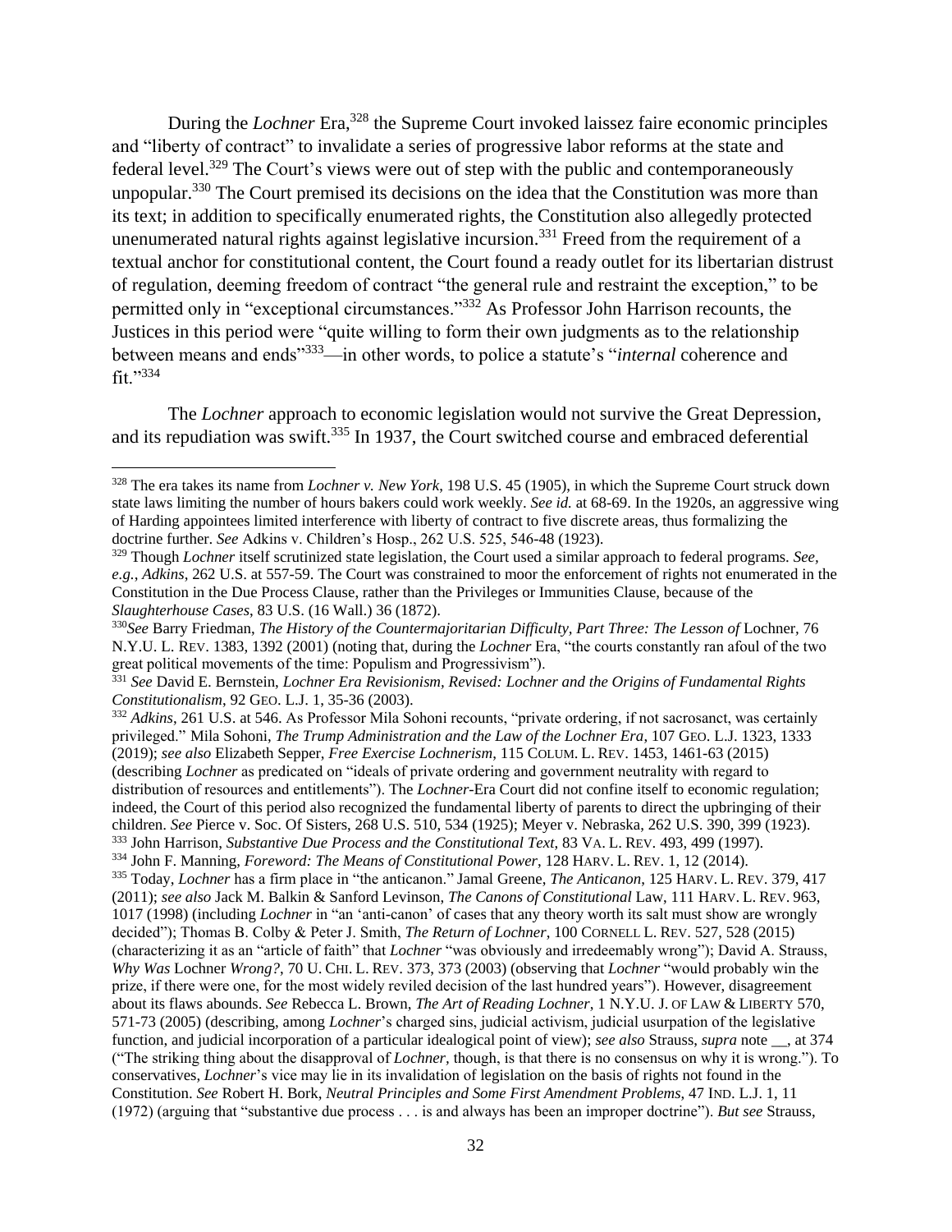During the *Lochner* Era,[328] the Supreme Court invoked laissez faire economic principles and "liberty of contract" to invalidate a series of progressive labor reforms at the state and federal level.[329] The Court's views were out of step with the public and contemporaneously unpopular.[330] The Court premised its decisions on the idea that the Constitution was more than its text; in addition to specifically enumerated rights, the Constitution also allegedly protected unenumerated natural rights against legislative incursion.[331] Freed from the requirement of a textual anchor for constitutional content, the Court found a ready outlet for its libertarian distrust of regulation, deeming freedom of contract "the general rule and restraint the exception," to be permitted only in "exceptional circumstances."[332] As Professor John Harrison recounts, the Justices in this period were "quite willing to form their own judgments as to the relationship between means and ends"[333]—in other words, to police a statute's "*internal* coherence and fit."[334]

The *Lochner* approach to economic legislation would not survive the Great Depression, and its repudiation was swift.[335] In 1937, the Court switched course and embraced deferential

---

[328] The era takes its name from *Lochner v. New York*, 198 U.S. 45 (1905), in which the Supreme Court struck down state laws limiting the number of hours bakers could work weekly. *See id.* at 68-69. In the 1920s, an aggressive wing of Harding appointees limited interference with liberty of contract to five discrete areas, thus formalizing the doctrine further. *See* Adkins v. Children's Hosp., 262 U.S. 525, 546-48 (1923).

[329] Though *Lochner* itself scrutinized state legislation, the Court used a similar approach to federal programs. *See, e.g.*, *Adkins*, 262 U.S. at 557-59. The Court was constrained to moor the enforcement of rights not enumerated in the Constitution in the Due Process Clause, rather than the Privileges or Immunities Clause, because of the *Slaughterhouse Cases*, 83 U.S. (16 Wall.) 36 (1872).

[330] *See* Barry Friedman, *The History of the Countermajoritarian Difficulty, Part Three: The Lesson of* Lochner, 76 N.Y.U. L. REV. 1383, 1392 (2001) (noting that, during the *Lochner* Era, "the courts constantly ran afoul of the two great political movements of the time: Populism and Progressivism").

[331] *See* David E. Bernstein, *Lochner Era Revisionism, Revised: Lochner and the Origins of Fundamental Rights Constitutionalism*, 92 GEO. L.J. 1, 35-36 (2003).

[332] *Adkins*, 261 U.S. at 546. As Professor Mila Sohoni recounts, "private ordering, if not sacrosanct, was certainly privileged." Mila Sohoni, *The Trump Administration and the Law of the Lochner Era*, 107 GEO. L.J. 1323, 1333 (2019); *see also* Elizabeth Sepper, *Free Exercise Lochnerism*, 115 COLUM. L. REV. 1453, 1461-63 (2015) (describing *Lochner* as predicated on "ideals of private ordering and government neutrality with regard to distribution of resources and entitlements"). The *Lochner*-Era Court did not confine itself to economic regulation; indeed, the Court of this period also recognized the fundamental liberty of parents to direct the upbringing of their children. *See* Pierce v. Soc. Of Sisters, 268 U.S. 510, 534 (1925); Meyer v. Nebraska, 262 U.S. 390, 399 (1923).

[333] John Harrison, *Substantive Due Process and the Constitutional Text*, 83 VA. L. REV. 493, 499 (1997).

[334] John F. Manning, *Foreword: The Means of Constitutional Power*, 128 HARV. L. REV. 1, 12 (2014).

[335] Today, *Lochner* has a firm place in "the anticanon." Jamal Greene, *The Anticanon*, 125 HARV. L. REV. 379, 417 (2011); *see also* Jack M. Balkin & Sanford Levinson, *The Canons of Constitutional* Law, 111 HARV. L. REV. 963, 1017 (1998) (including *Lochner* in "an 'anti-canon' of cases that any theory worth its salt must show are wrongly decided"); Thomas B. Colby & Peter J. Smith, *The Return of Lochner*, 100 CORNELL L. REV. 527, 528 (2015) (characterizing it as an "article of faith" that *Lochner* "was obviously and irredeemably wrong"); David A. Strauss, *Why Was* Lochner *Wrong?*, 70 U. CHI. L. REV. 373, 373 (2003) (observing that *Lochner* "would probably win the prize, if there were one, for the most widely reviled decision of the last hundred years"). However, disagreement about its flaws abounds. *See* Rebecca L. Brown, *The Art of Reading Lochner*, 1 N.Y.U. J. OF LAW & LIBERTY 570, 571-73 (2005) (describing, among *Lochner*'s charged sins, judicial activism, judicial usurpation of the legislative function, and judicial incorporation of a particular idealogical point of view); *see also* Strauss, *supra* note __, at 374 ("The striking thing about the disapproval of *Lochner*, though, is that there is no consensus on why it is wrong."). To conservatives, *Lochner*'s vice may lie in its invalidation of legislation on the basis of rights not found in the Constitution. *See* Robert H. Bork, *Neutral Principles and Some First Amendment Problems*, 47 IND. L.J. 1, 11 (1972) (arguing that "substantive due process . . . is and always has been an improper doctrine"). *But see* Strauss,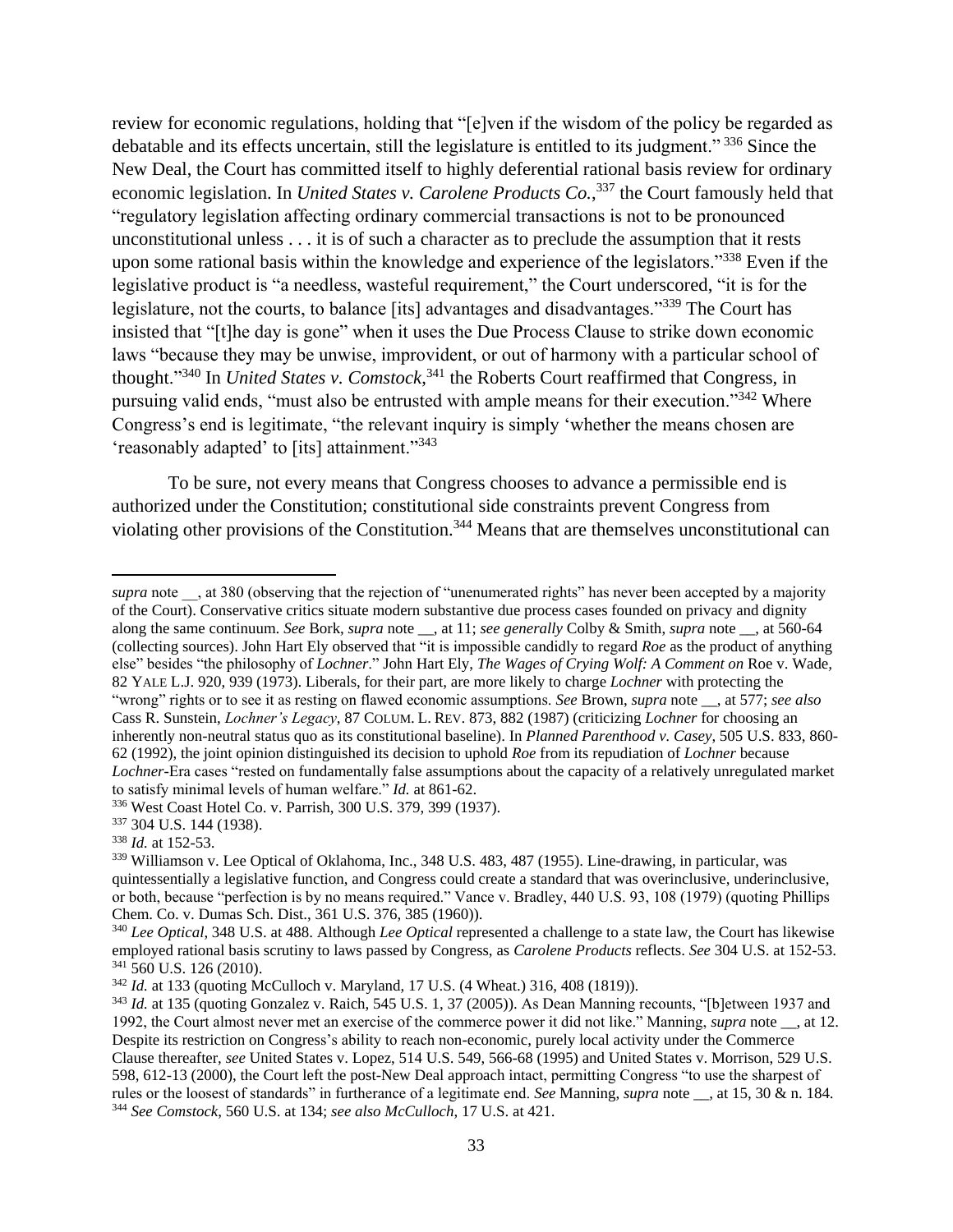review for economic regulations, holding that "[e]ven if the wisdom of the policy be regarded as debatable and its effects uncertain, still the legislature is entitled to its judgment." [336] Since the New Deal, the Court has committed itself to highly deferential rational basis review for ordinary economic legislation. In *United States v. Carolene Products Co.*,[337] the Court famously held that "regulatory legislation affecting ordinary commercial transactions is not to be pronounced unconstitutional unless . . . it is of such a character as to preclude the assumption that it rests upon some rational basis within the knowledge and experience of the legislators."[338] Even if the legislative product is "a needless, wasteful requirement," the Court underscored, "it is for the legislature, not the courts, to balance [its] advantages and disadvantages."[339] The Court has insisted that "[t]he day is gone" when it uses the Due Process Clause to strike down economic laws "because they may be unwise, improvident, or out of harmony with a particular school of thought."[340] In *United States v. Comstock*,[341] the Roberts Court reaffirmed that Congress, in pursuing valid ends, "must also be entrusted with ample means for their execution."[342] Where Congress's end is legitimate, "the relevant inquiry is simply 'whether the means chosen are 'reasonably adapted' to [its] attainment."[343]

To be sure, not every means that Congress chooses to advance a permissible end is authorized under the Constitution; constitutional side constraints prevent Congress from violating other provisions of the Constitution.[344] Means that are themselves unconstitutional can

---

*supra* note __, at 380 (observing that the rejection of "unenumerated rights" has never been accepted by a majority of the Court). Conservative critics situate modern substantive due process cases founded on privacy and dignity along the same continuum. *See* Bork, *supra* note __, at 11; *see generally* Colby & Smith, *supra* note __, at 560-64 (collecting sources). John Hart Ely observed that "it is impossible candidly to regard *Roe* as the product of anything else" besides "the philosophy of *Lochner*." John Hart Ely, *The Wages of Crying Wolf: A Comment on* Roe v. Wade, 82 YALE L.J. 920, 939 (1973). Liberals, for their part, are more likely to charge *Lochner* with protecting the "wrong" rights or to see it as resting on flawed economic assumptions. *See* Brown, *supra* note __, at 577; *see also* Cass R. Sunstein, *Lochner's Legacy*, 87 COLUM. L. REV. 873, 882 (1987) (criticizing *Lochner* for choosing an inherently non-neutral status quo as its constitutional baseline). In *Planned Parenthood v. Casey*, 505 U.S. 833, 860-62 (1992), the joint opinion distinguished its decision to uphold *Roe* from its repudiation of *Lochner* because *Lochner*-Era cases "rested on fundamentally false assumptions about the capacity of a relatively unregulated market to satisfy minimal levels of human welfare." *Id.* at 861-62.

[336] West Coast Hotel Co. v. Parrish, 300 U.S. 379, 399 (1937).

[337] 304 U.S. 144 (1938).

[338] *Id.* at 152-53.

[339] Williamson v. Lee Optical of Oklahoma, Inc., 348 U.S. 483, 487 (1955). Line-drawing, in particular, was quintessentially a legislative function, and Congress could create a standard that was overinclusive, underinclusive, or both, because "perfection is by no means required." Vance v. Bradley, 440 U.S. 93, 108 (1979) (quoting Phillips Chem. Co. v. Dumas Sch. Dist., 361 U.S. 376, 385 (1960)).

[340] *Lee Optical*, 348 U.S. at 488. Although *Lee Optical* represented a challenge to a state law, the Court has likewise employed rational basis scrutiny to laws passed by Congress, as *Carolene Products* reflects. *See* 304 U.S. at 152-53.

[341] 560 U.S. 126 (2010).

[342] *Id.* at 133 (quoting McCulloch v. Maryland, 17 U.S. (4 Wheat.) 316, 408 (1819)).

[343] *Id.* at 135 (quoting Gonzalez v. Raich, 545 U.S. 1, 37 (2005)). As Dean Manning recounts, "[b]etween 1937 and 1992, the Court almost never met an exercise of the commerce power it did not like." Manning, *supra* note __, at 12. Despite its restriction on Congress's ability to reach non-economic, purely local activity under the Commerce Clause thereafter, *see* United States v. Lopez, 514 U.S. 549, 566-68 (1995) and United States v. Morrison, 529 U.S. 598, 612-13 (2000), the Court left the post-New Deal approach intact, permitting Congress "to use the sharpest of rules or the loosest of standards" in furtherance of a legitimate end. *See* Manning, *supra* note __, at 15, 30 & n. 184.

[344] *See Comstock*, 560 U.S. at 134; *see also McCulloch*, 17 U.S. at 421.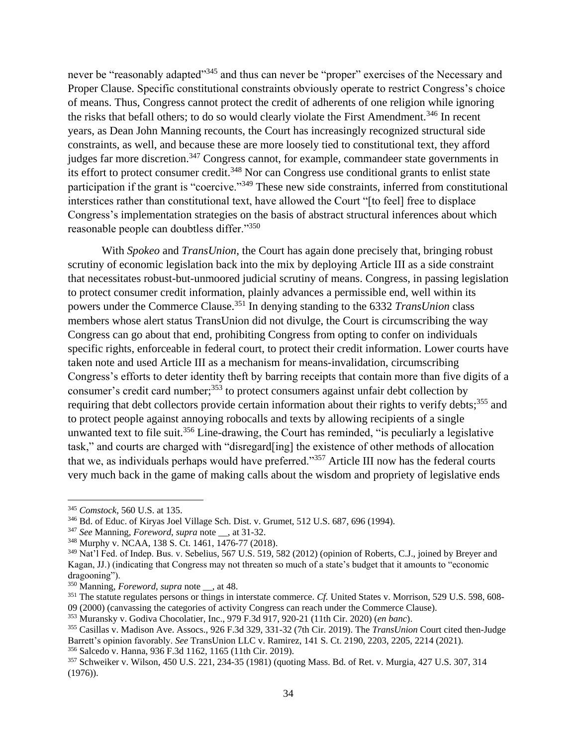never be "reasonably adapted"[345] and thus can never be "proper" exercises of the Necessary and Proper Clause. Specific constitutional constraints obviously operate to restrict Congress's choice of means. Thus, Congress cannot protect the credit of adherents of one religion while ignoring the risks that befall others; to do so would clearly violate the First Amendment.[346] In recent years, as Dean John Manning recounts, the Court has increasingly recognized structural side constraints, as well, and because these are more loosely tied to constitutional text, they afford judges far more discretion.[347] Congress cannot, for example, commandeer state governments in its effort to protect consumer credit.[348] Nor can Congress use conditional grants to enlist state participation if the grant is "coercive."[349] These new side constraints, inferred from constitutional interstices rather than constitutional text, have allowed the Court "[to feel] free to displace Congress's implementation strategies on the basis of abstract structural inferences about which reasonable people can doubtless differ."[350]

With *Spokeo* and *TransUnion*, the Court has again done precisely that, bringing robust scrutiny of economic legislation back into the mix by deploying Article III as a side constraint that necessitates robust-but-unmoored judicial scrutiny of means. Congress, in passing legislation to protect consumer credit information, plainly advances a permissible end, well within its powers under the Commerce Clause.[351] In denying standing to the 6332 *TransUnion* class members whose alert status TransUnion did not divulge, the Court is circumscribing the way Congress can go about that end, prohibiting Congress from opting to confer on individuals specific rights, enforceable in federal court, to protect their credit information. Lower courts have taken note and used Article III as a mechanism for means-invalidation, circumscribing Congress's efforts to deter identity theft by barring receipts that contain more than five digits of a consumer's credit card number;[353] to protect consumers against unfair debt collection by requiring that debt collectors provide certain information about their rights to verify debts;[355] and to protect people against annoying robocalls and texts by allowing recipients of a single unwanted text to file suit.[356] Line-drawing, the Court has reminded, "is peculiarly a legislative task," and courts are charged with "disregard[ing] the existence of other methods of allocation that we, as individuals perhaps would have preferred."[357] Article III now has the federal courts very much back in the game of making calls about the wisdom and propriety of legislative ends

---

[345] *Comstock*, 560 U.S. at 135.

[346] Bd. of Educ. of Kiryas Joel Village Sch. Dist. v. Grumet, 512 U.S. 687, 696 (1994).

[347] *See* Manning, *Foreword*, *supra* note __, at 31-32.

[348] Murphy v. NCAA, 138 S. Ct. 1461, 1476-77 (2018).

[349] Nat'l Fed. of Indep. Bus. v. Sebelius, 567 U.S. 519, 582 (2012) (opinion of Roberts, C.J., joined by Breyer and Kagan, JJ.) (indicating that Congress may not threaten so much of a state's budget that it amounts to "economic dragooning").

[350] Manning, *Foreword*, *supra* note __, at 48.

[351] The statute regulates persons or things in interstate commerce. *Cf.* United States v. Morrison, 529 U.S. 598, 608-09 (2000) (canvassing the categories of activity Congress can reach under the Commerce Clause).

[353] Muransky v. Godiva Chocolatier, Inc., 979 F.3d 917, 920-21 (11th Cir. 2020) (*en banc*).

[355] Casillas v. Madison Ave. Assocs., 926 F.3d 329, 331-32 (7th Cir. 2019). The *TransUnion* Court cited then-Judge Barrett's opinion favorably. *See* TransUnion LLC v. Ramirez, 141 S. Ct. 2190, 2203, 2205, 2214 (2021).

[356] Salcedo v. Hanna, 936 F.3d 1162, 1165 (11th Cir. 2019).

[357] Schweiker v. Wilson, 450 U.S. 221, 234-35 (1981) (quoting Mass. Bd. of Ret. v. Murgia, 427 U.S. 307, 314 (1976)).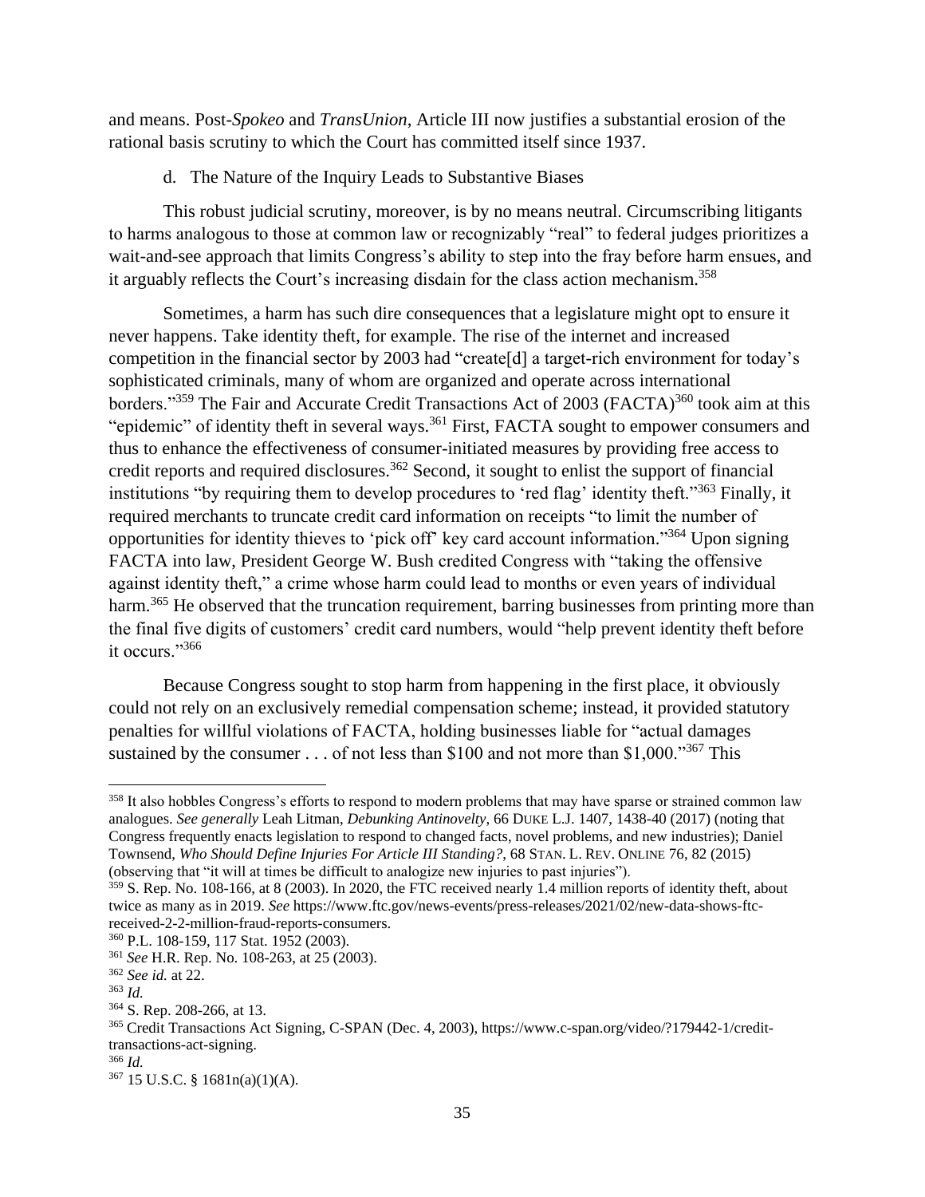and means. Post-*Spokeo* and *TransUnion*, Article III now justifies a substantial erosion of the rational basis scrutiny to which the Court has committed itself since 1937.

#### d. The Nature of the Inquiry Leads to Substantive Biases

This robust judicial scrutiny, moreover, is by no means neutral. Circumscribing litigants to harms analogous to those at common law or recognizably "real" to federal judges prioritizes a wait-and-see approach that limits Congress's ability to step into the fray before harm ensues, and it arguably reflects the Court's increasing disdain for the class action mechanism.[358]

Sometimes, a harm has such dire consequences that a legislature might opt to ensure it never happens. Take identity theft, for example. The rise of the internet and increased competition in the financial sector by 2003 had "create[d] a target-rich environment for today's sophisticated criminals, many of whom are organized and operate across international borders."[359] The Fair and Accurate Credit Transactions Act of 2003 (FACTA)[360] took aim at this "epidemic" of identity theft in several ways.[361] First, FACTA sought to empower consumers and thus to enhance the effectiveness of consumer-initiated measures by providing free access to credit reports and required disclosures.[362] Second, it sought to enlist the support of financial institutions "by requiring them to develop procedures to 'red flag' identity theft."[363] Finally, it required merchants to truncate credit card information on receipts "to limit the number of opportunities for identity thieves to 'pick off' key card account information."[364] Upon signing FACTA into law, President George W. Bush credited Congress with "taking the offensive against identity theft," a crime whose harm could lead to months or even years of individual harm.[365] He observed that the truncation requirement, barring businesses from printing more than the final five digits of customers' credit card numbers, would "help prevent identity theft before it occurs."[366]

Because Congress sought to stop harm from happening in the first place, it obviously could not rely on an exclusively remedial compensation scheme; instead, it provided statutory penalties for willful violations of FACTA, holding businesses liable for "actual damages sustained by the consumer . . . of not less than $100 and not more than $1,000."[367] This

---

[358] It also hobbles Congress's efforts to respond to modern problems that may have sparse or strained common law analogues. *See generally* Leah Litman, *Debunking Antinovelty*, 66 DUKE L.J. 1407, 1438-40 (2017) (noting that Congress frequently enacts legislation to respond to changed facts, novel problems, and new industries); Daniel Townsend, *Who Should Define Injuries For Article III Standing?*, 68 STAN. L. REV. ONLINE 76, 82 (2015) (observing that "it will at times be difficult to analogize new injuries to past injuries").

[359] S. Rep. No. 108-166, at 8 (2003). In 2020, the FTC received nearly 1.4 million reports of identity theft, about twice as many as in 2019. *See* https://www.ftc.gov/news-events/press-releases/2021/02/new-data-shows-ftc-received-2-2-million-fraud-reports-consumers.

[360] P.L. 108-159, 117 Stat. 1952 (2003).

[361] *See* H.R. Rep. No. 108-263, at 25 (2003).

[362] *See id.* at 22.

[363] *Id.*

[364] S. Rep. 208-266, at 13.

[365] Credit Transactions Act Signing, C-SPAN (Dec. 4, 2003), https://www.c-span.org/video/?179442-1/credit-transactions-act-signing.

[366] *Id.*

[367] 15 U.S.C. § 1681n(a)(1)(A).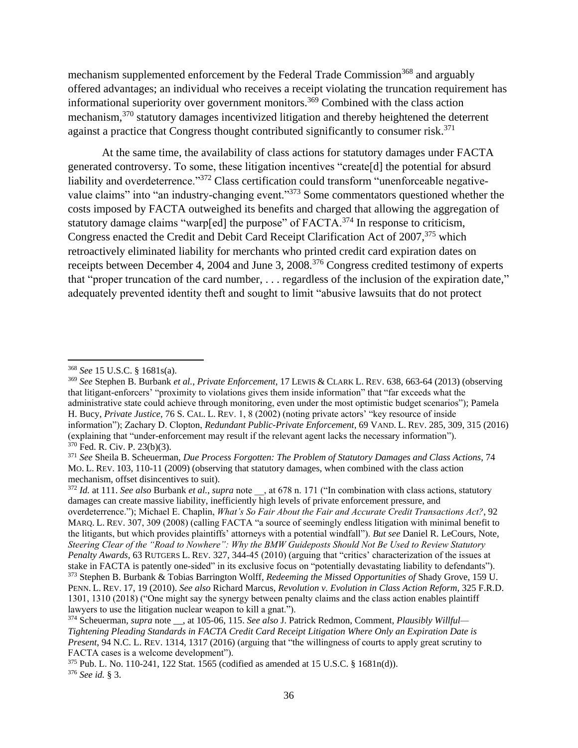mechanism supplemented enforcement by the Federal Trade Commission[368] and arguably offered advantages; an individual who receives a receipt violating the truncation requirement has informational superiority over government monitors.[369] Combined with the class action mechanism,[370] statutory damages incentivized litigation and thereby heightened the deterrent against a practice that Congress thought contributed significantly to consumer risk.[371]

At the same time, the availability of class actions for statutory damages under FACTA generated controversy. To some, these litigation incentives "create[d] the potential for absurd liability and overdeterrence."[372] Class certification could transform "unenforceable negative-value claims" into "an industry-changing event."[373] Some commentators questioned whether the costs imposed by FACTA outweighed its benefits and charged that allowing the aggregation of statutory damage claims "warp[ed] the purpose" of FACTA.[374] In response to criticism, Congress enacted the Credit and Debit Card Receipt Clarification Act of 2007,[375] which retroactively eliminated liability for merchants who printed credit card expiration dates on receipts between December 4, 2004 and June 3, 2008.[376] Congress credited testimony of experts that "proper truncation of the card number, . . . regardless of the inclusion of the expiration date," adequately prevented identity theft and sought to limit "abusive lawsuits that do not protect

---

[368] *See* 15 U.S.C. § 1681s(a).

[369] *See* Stephen B. Burbank *et al.*, *Private Enforcement*, 17 LEWIS & CLARK L. REV. 638, 663-64 (2013) (observing that litigant-enforcers' "proximity to violations gives them inside information" that "far exceeds what the administrative state could achieve through monitoring, even under the most optimistic budget scenarios"); Pamela H. Bucy, *Private Justice*, 76 S. CAL. L. REV. 1, 8 (2002) (noting private actors' "key resource of inside information"); Zachary D. Clopton, *Redundant Public-Private Enforcement*, 69 VAND. L. REV. 285, 309, 315 (2016) (explaining that "under-enforcement may result if the relevant agent lacks the necessary information").

[370] Fed. R. Civ. P. 23(b)(3).

[371] *See* Sheila B. Scheuerman, *Due Process Forgotten: The Problem of Statutory Damages and Class Actions*, 74 MO. L. REV. 103, 110-11 (2009) (observing that statutory damages, when combined with the class action mechanism, offset disincentives to suit).

[372] *Id.* at 111. *See also* Burbank *et al.*, *supra* note __, at 678 n. 171 ("In combination with class actions, statutory damages can create massive liability, inefficiently high levels of private enforcement pressure, and overdeterrence."); Michael E. Chaplin, *What's So Fair About the Fair and Accurate Credit Transactions Act?*, 92 MARQ. L. REV. 307, 309 (2008) (calling FACTA "a source of seemingly endless litigation with minimal benefit to the litigants, but which provides plaintiffs' attorneys with a potential windfall"). *But see* Daniel R. LeCours, Note, *Steering Clear of the "Road to Nowhere": Why the BMW Guideposts Should Not Be Used to Review Statutory Penalty Awards*, 63 RUTGERS L. REV. 327, 344-45 (2010) (arguing that "critics' characterization of the issues at stake in FACTA is patently one-sided" in its exclusive focus on "potentially devastating liability to defendants").

[373] Stephen B. Burbank & Tobias Barrington Wolff, *Redeeming the Missed Opportunities of* Shady Grove, 159 U. PENN. L. REV. 17, 19 (2010). *See also* Richard Marcus, *Revolution v. Evolution in Class Action Reform*, 325 F.R.D. 1301, 1310 (2018) ("One might say the synergy between penalty claims and the class action enables plaintiff lawyers to use the litigation nuclear weapon to kill a gnat.").

[374] Scheuerman, *supra* note __, at 105-06, 115. *See also* J. Patrick Redmon, Comment, *Plausibly Willful—Tightening Pleading Standards in FACTA Credit Card Receipt Litigation Where Only an Expiration Date is Present*, 94 N.C. L. REV. 1314, 1317 (2016) (arguing that "the willingness of courts to apply great scrutiny to FACTA cases is a welcome development").

[375] Pub. L. No. 110-241, 122 Stat. 1565 (codified as amended at 15 U.S.C. § 1681n(d)).

[376] *See id.* § 3.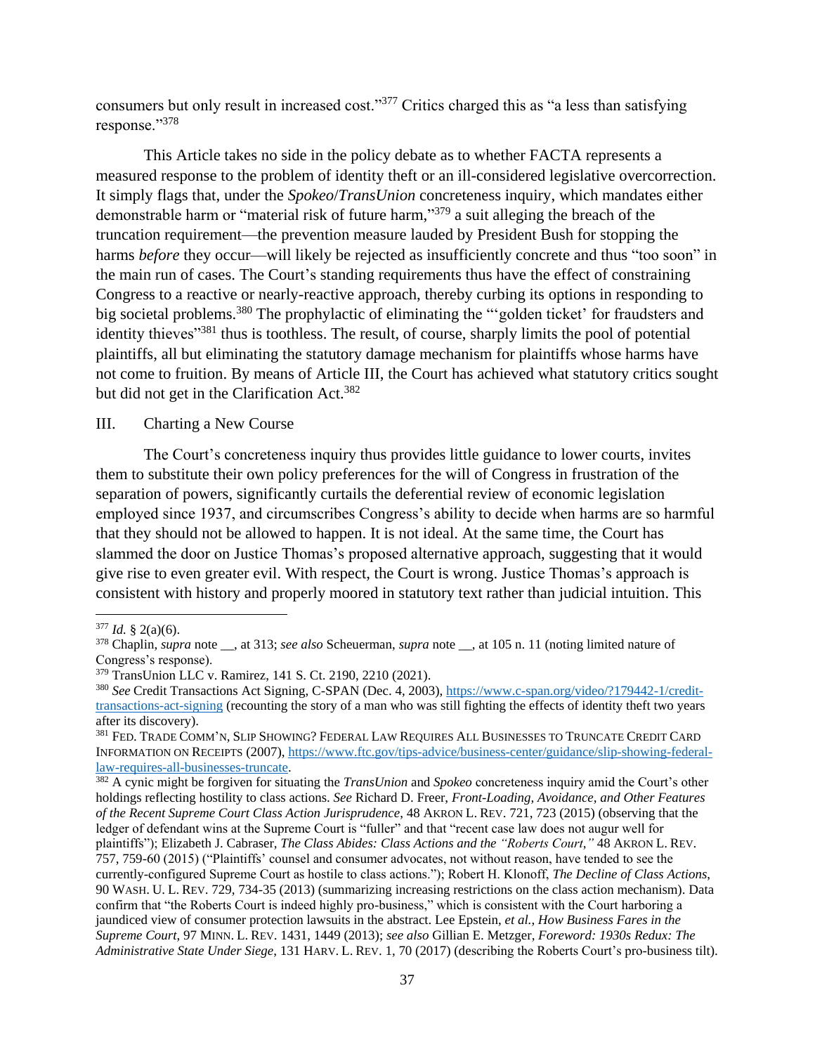consumers but only result in increased cost."[377] Critics charged this as "a less than satisfying response."[378]

This Article takes no side in the policy debate as to whether FACTA represents a measured response to the problem of identity theft or an ill-considered legislative overcorrection. It simply flags that, under the *Spokeo*/*TransUnion* concreteness inquiry, which mandates either demonstrable harm or "material risk of future harm,"[379] a suit alleging the breach of the truncation requirement—the prevention measure lauded by President Bush for stopping the harms *before* they occur—will likely be rejected as insufficiently concrete and thus "too soon" in the main run of cases. The Court's standing requirements thus have the effect of constraining Congress to a reactive or nearly-reactive approach, thereby curbing its options in responding to big societal problems.[380] The prophylactic of eliminating the "'golden ticket' for fraudsters and identity thieves"[381] thus is toothless. The result, of course, sharply limits the pool of potential plaintiffs, all but eliminating the statutory damage mechanism for plaintiffs whose harms have not come to fruition. By means of Article III, the Court has achieved what statutory critics sought but did not get in the Clarification Act.[382]

## III. Charting a New Course

The Court's concreteness inquiry thus provides little guidance to lower courts, invites them to substitute their own policy preferences for the will of Congress in frustration of the separation of powers, significantly curtails the deferential review of economic legislation employed since 1937, and circumscribes Congress's ability to decide when harms are so harmful that they should not be allowed to happen. It is not ideal. At the same time, the Court has slammed the door on Justice Thomas's proposed alternative approach, suggesting that it would give rise to even greater evil. With respect, the Court is wrong. Justice Thomas's approach is consistent with history and properly moored in statutory text rather than judicial intuition. This

---

[377] *Id.* § 2(a)(6).

[378] Chaplin, *supra* note __, at 313; *see also* Scheuerman, *supra* note __, at 105 n. 11 (noting limited nature of Congress's response).

[379] TransUnion LLC v. Ramirez, 141 S. Ct. 2190, 2210 (2021).

[380] *See* Credit Transactions Act Signing, C-SPAN (Dec. 4, 2003), https://www.c-span.org/video/?179442-1/credit-transactions-act-signing (recounting the story of a man who was still fighting the effects of identity theft two years after its discovery).

[381] Fed. Trade Comm'n, Slip Showing? Federal Law Requires All Businesses to Truncate Credit Card Information on Receipts (2007), https://www.ftc.gov/tips-advice/business-center/guidance/slip-showing-federal-law-requires-all-businesses-truncate.

[382] A cynic might be forgiven for situating the *TransUnion* and *Spokeo* concreteness inquiry amid the Court's other holdings reflecting hostility to class actions. *See* Richard D. Freer, *Front-Loading, Avoidance, and Other Features of the Recent Supreme Court Class Action Jurisprudence*, 48 Akron L. Rev. 721, 723 (2015) (observing that the ledger of defendant wins at the Supreme Court is "fuller" and that "recent case law does not augur well for plaintiffs"); Elizabeth J. Cabraser, *The Class Abides: Class Actions and the "Roberts Court,"* 48 Akron L. Rev. 757, 759-60 (2015) ("Plaintiffs' counsel and consumer advocates, not without reason, have tended to see the currently-configured Supreme Court as hostile to class actions."); Robert H. Klonoff, *The Decline of Class Actions*, 90 Wash. U. L. Rev. 729, 734-35 (2013) (summarizing increasing restrictions on the class action mechanism). Data confirm that "the Roberts Court is indeed highly pro-business," which is consistent with the Court harboring a jaundiced view of consumer protection lawsuits in the abstract. Lee Epstein, *et al.*, *How Business Fares in the Supreme Court*, 97 Minn. L. Rev. 1431, 1449 (2013); *see also* Gillian E. Metzger, *Foreword: 1930s Redux: The Administrative State Under Siege*, 131 Harv. L. Rev. 1, 70 (2017) (describing the Roberts Court's pro-business tilt).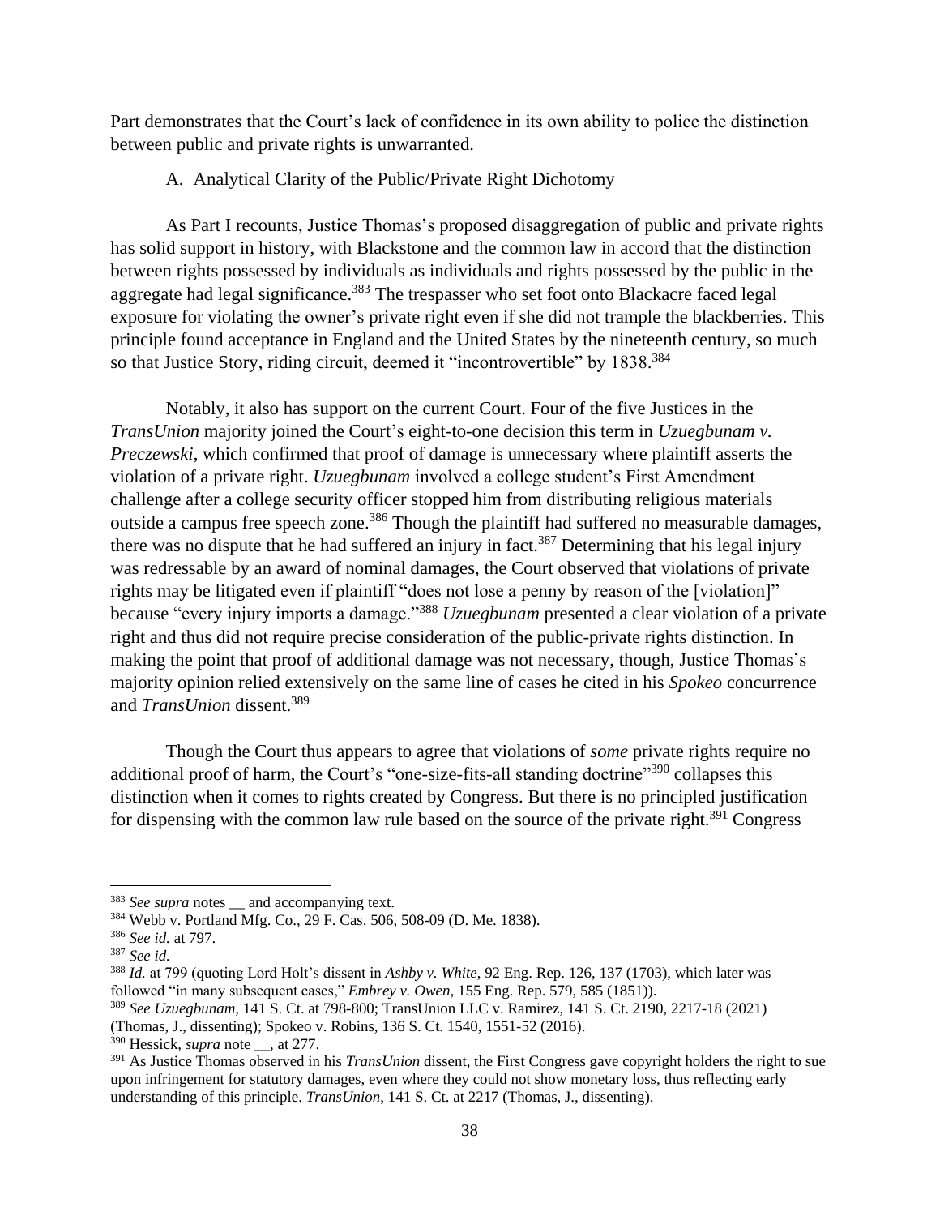Part demonstrates that the Court's lack of confidence in its own ability to police the distinction between public and private rights is unwarranted.

A. Analytical Clarity of the Public/Private Right Dichotomy

As Part I recounts, Justice Thomas's proposed disaggregation of public and private rights has solid support in history, with Blackstone and the common law in accord that the distinction between rights possessed by individuals as individuals and rights possessed by the public in the aggregate had legal significance.[383] The trespasser who set foot onto Blackacre faced legal exposure for violating the owner's private right even if she did not trample the blackberries. This principle found acceptance in England and the United States by the nineteenth century, so much so that Justice Story, riding circuit, deemed it "incontrovertible" by 1838.[384]

Notably, it also has support on the current Court. Four of the five Justices in the *TransUnion* majority joined the Court's eight-to-one decision this term in *Uzuegbunam v. Preczewski*, which confirmed that proof of damage is unnecessary where plaintiff asserts the violation of a private right. *Uzuegbunam* involved a college student's First Amendment challenge after a college security officer stopped him from distributing religious materials outside a campus free speech zone.[386] Though the plaintiff had suffered no measurable damages, there was no dispute that he had suffered an injury in fact.[387] Determining that his legal injury was redressable by an award of nominal damages, the Court observed that violations of private rights may be litigated even if plaintiff "does not lose a penny by reason of the [violation]" because "every injury imports a damage."[388] *Uzuegbunam* presented a clear violation of a private right and thus did not require precise consideration of the public-private rights distinction. In making the point that proof of additional damage was not necessary, though, Justice Thomas's majority opinion relied extensively on the same line of cases he cited in his *Spokeo* concurrence and *TransUnion* dissent.[389]

Though the Court thus appears to agree that violations of *some* private rights require no additional proof of harm, the Court's "one-size-fits-all standing doctrine"[390] collapses this distinction when it comes to rights created by Congress. But there is no principled justification for dispensing with the common law rule based on the source of the private right.[391] Congress

---

[383] *See supra* notes __ and accompanying text.

[384] Webb v. Portland Mfg. Co., 29 F. Cas. 506, 508-09 (D. Me. 1838).

[386] *See id.* at 797.

[387] *See id.*

[388] *Id.* at 799 (quoting Lord Holt's dissent in *Ashby v. White*, 92 Eng. Rep. 126, 137 (1703), which later was followed "in many subsequent cases," *Embrey v. Owen*, 155 Eng. Rep. 579, 585 (1851)).

[389] *See Uzuegbunam*, 141 S. Ct. at 798-800; TransUnion LLC v. Ramirez, 141 S. Ct. 2190, 2217-18 (2021) (Thomas, J., dissenting); Spokeo v. Robins, 136 S. Ct. 1540, 1551-52 (2016).

[390] Hessick, *supra* note __, at 277.

[391] As Justice Thomas observed in his *TransUnion* dissent, the First Congress gave copyright holders the right to sue upon infringement for statutory damages, even where they could not show monetary loss, thus reflecting early understanding of this principle. *TransUnion*, 141 S. Ct. at 2217 (Thomas, J., dissenting).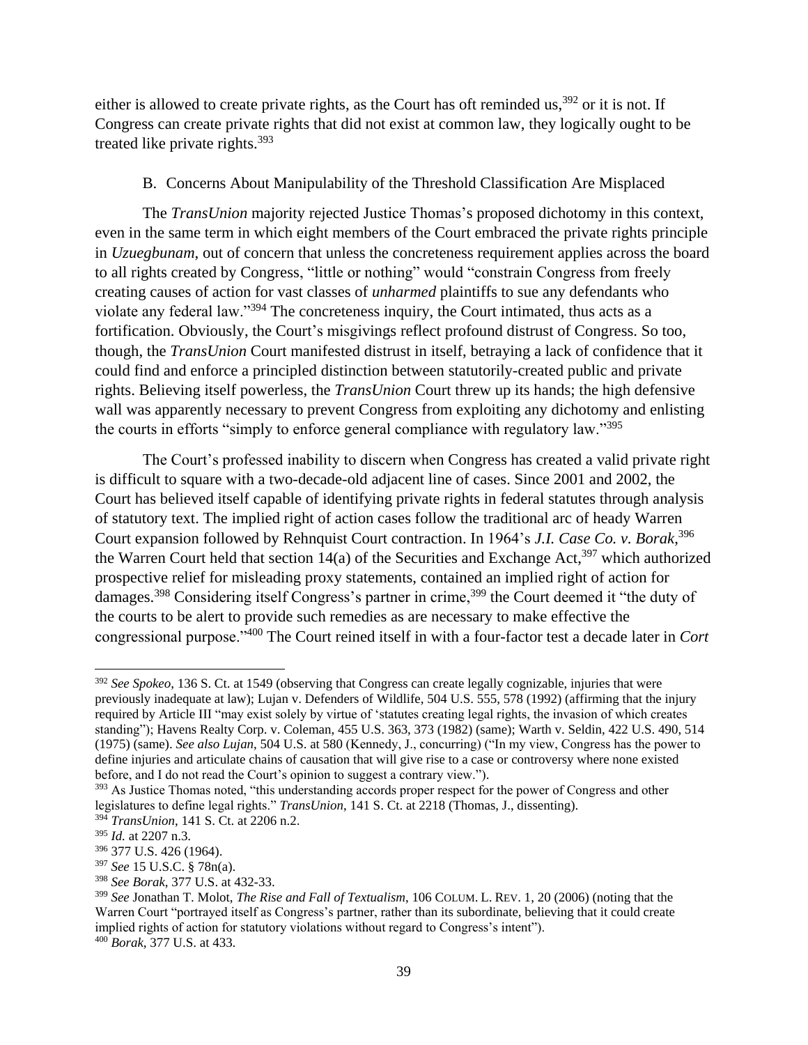either is allowed to create private rights, as the Court has oft reminded us,[392] or it is not. If Congress can create private rights that did not exist at common law, they logically ought to be treated like private rights.[393]

### B. Concerns About Manipulability of the Threshold Classification Are Misplaced

The *TransUnion* majority rejected Justice Thomas's proposed dichotomy in this context, even in the same term in which eight members of the Court embraced the private rights principle in *Uzuegbunam*, out of concern that unless the concreteness requirement applies across the board to all rights created by Congress, "little or nothing" would "constrain Congress from freely creating causes of action for vast classes of *unharmed* plaintiffs to sue any defendants who violate any federal law."[394] The concreteness inquiry, the Court intimated, thus acts as a fortification. Obviously, the Court's misgivings reflect profound distrust of Congress. So too, though, the *TransUnion* Court manifested distrust in itself, betraying a lack of confidence that it could find and enforce a principled distinction between statutorily-created public and private rights. Believing itself powerless, the *TransUnion* Court threw up its hands; the high defensive wall was apparently necessary to prevent Congress from exploiting any dichotomy and enlisting the courts in efforts "simply to enforce general compliance with regulatory law."[395]

The Court's professed inability to discern when Congress has created a valid private right is difficult to square with a two-decade-old adjacent line of cases. Since 2001 and 2002, the Court has believed itself capable of identifying private rights in federal statutes through analysis of statutory text. The implied right of action cases follow the traditional arc of heady Warren Court expansion followed by Rehnquist Court contraction. In 1964's *J.I. Case Co. v. Borak*,[396] the Warren Court held that section 14(a) of the Securities and Exchange Act,[397] which authorized prospective relief for misleading proxy statements, contained an implied right of action for damages.[398] Considering itself Congress's partner in crime,[399] the Court deemed it "the duty of the courts to be alert to provide such remedies as are necessary to make effective the congressional purpose."[400] The Court reined itself in with a four-factor test a decade later in *Cort*

---

[392] *See Spokeo*, 136 S. Ct. at 1549 (observing that Congress can create legally cognizable, injuries that were previously inadequate at law); Lujan v. Defenders of Wildlife, 504 U.S. 555, 578 (1992) (affirming that the injury required by Article III "may exist solely by virtue of 'statutes creating legal rights, the invasion of which creates standing"); Havens Realty Corp. v. Coleman, 455 U.S. 363, 373 (1982) (same); Warth v. Seldin, 422 U.S. 490, 514 (1975) (same). *See also Lujan*, 504 U.S. at 580 (Kennedy, J., concurring) ("In my view, Congress has the power to define injuries and articulate chains of causation that will give rise to a case or controversy where none existed before, and I do not read the Court's opinion to suggest a contrary view.").

[393] As Justice Thomas noted, "this understanding accords proper respect for the power of Congress and other legislatures to define legal rights." *TransUnion*, 141 S. Ct. at 2218 (Thomas, J., dissenting).

[394] *TransUnion*, 141 S. Ct. at 2206 n.2.

[395] *Id.* at 2207 n.3.

[396] 377 U.S. 426 (1964).

[397] *See* 15 U.S.C. § 78n(a).

[398] *See Borak*, 377 U.S. at 432-33.

[399] *See* Jonathan T. Molot, *The Rise and Fall of Textualism*, 106 COLUM. L. REV. 1, 20 (2006) (noting that the Warren Court "portrayed itself as Congress's partner, rather than its subordinate, believing that it could create implied rights of action for statutory violations without regard to Congress's intent").

[400] *Borak*, 377 U.S. at 433.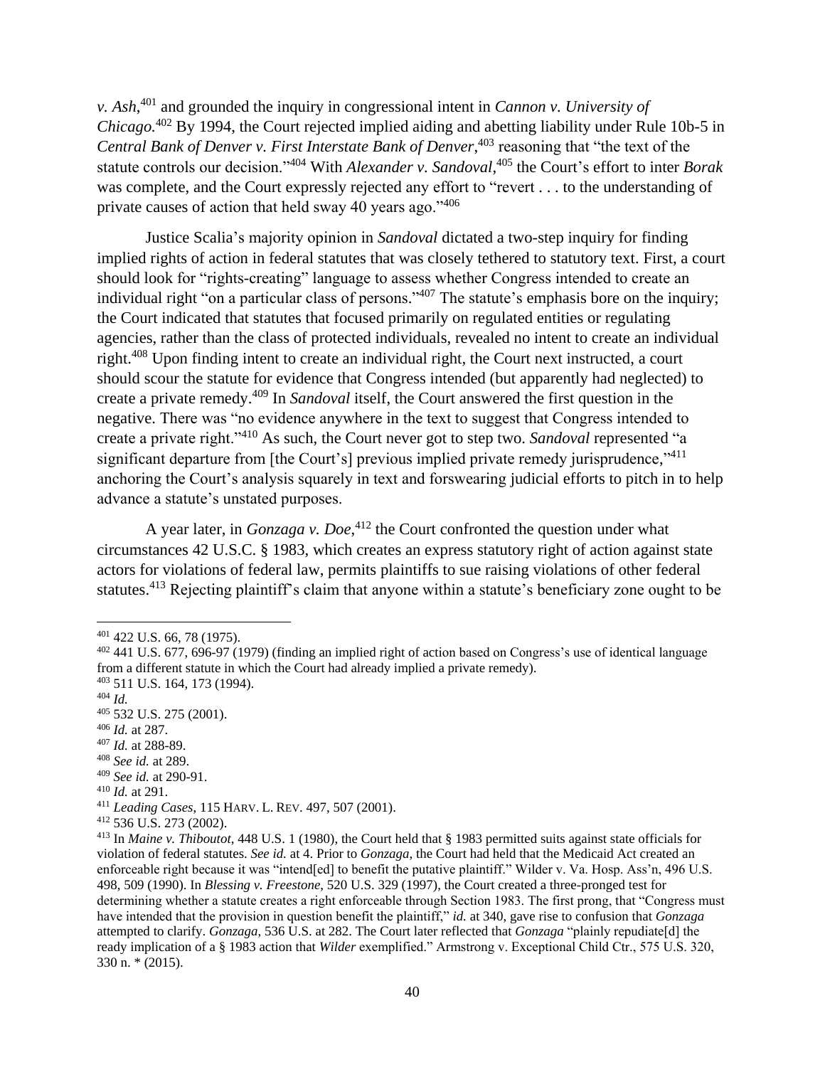*v. Ash*,[401] and grounded the inquiry in congressional intent in *Cannon v. University of Chicago*.[402] By 1994, the Court rejected implied aiding and abetting liability under Rule 10b-5 in *Central Bank of Denver v. First Interstate Bank of Denver*,[403] reasoning that "the text of the statute controls our decision."[404] With *Alexander v. Sandoval*,[405] the Court's effort to inter *Borak* was complete, and the Court expressly rejected any effort to "revert . . . to the understanding of private causes of action that held sway 40 years ago."[406]

Justice Scalia's majority opinion in *Sandoval* dictated a two-step inquiry for finding implied rights of action in federal statutes that was closely tethered to statutory text. First, a court should look for "rights-creating" language to assess whether Congress intended to create an individual right "on a particular class of persons."[407] The statute's emphasis bore on the inquiry; the Court indicated that statutes that focused primarily on regulated entities or regulating agencies, rather than the class of protected individuals, revealed no intent to create an individual right.[408] Upon finding intent to create an individual right, the Court next instructed, a court should scour the statute for evidence that Congress intended (but apparently had neglected) to create a private remedy.[409] In *Sandoval* itself, the Court answered the first question in the negative. There was "no evidence anywhere in the text to suggest that Congress intended to create a private right."[410] As such, the Court never got to step two. *Sandoval* represented "a significant departure from [the Court's] previous implied private remedy jurisprudence,"[411] anchoring the Court's analysis squarely in text and forswearing judicial efforts to pitch in to help advance a statute's unstated purposes.

A year later, in *Gonzaga v. Doe*,[412] the Court confronted the question under what circumstances 42 U.S.C. § 1983, which creates an express statutory right of action against state actors for violations of federal law, permits plaintiffs to sue raising violations of other federal statutes.[413] Rejecting plaintiff's claim that anyone within a statute's beneficiary zone ought to be

---

[401] 422 U.S. 66, 78 (1975).

[402] 441 U.S. 677, 696-97 (1979) (finding an implied right of action based on Congress's use of identical language from a different statute in which the Court had already implied a private remedy).

[403] 511 U.S. 164, 173 (1994).

[404] *Id.*

[405] 532 U.S. 275 (2001).

[406] *Id.* at 287.

[407] *Id.* at 288-89.

[408] *See id.* at 289.

[409] *See id.* at 290-91.

[410] *Id.* at 291.

[411] *Leading Cases*, 115 HARV. L. REV. 497, 507 (2001).

[412] 536 U.S. 273 (2002).

[413] In *Maine v. Thiboutot*, 448 U.S. 1 (1980), the Court held that § 1983 permitted suits against state officials for violation of federal statutes. *See id.* at 4. Prior to *Gonzaga*, the Court had held that the Medicaid Act created an enforceable right because it was "intend[ed] to benefit the putative plaintiff." Wilder v. Va. Hosp. Ass'n, 496 U.S. 498, 509 (1990). In *Blessing v. Freestone*, 520 U.S. 329 (1997), the Court created a three-pronged test for determining whether a statute creates a right enforceable through Section 1983. The first prong, that "Congress must have intended that the provision in question benefit the plaintiff," *id.* at 340, gave rise to confusion that *Gonzaga* attempted to clarify. *Gonzaga*, 536 U.S. at 282. The Court later reflected that *Gonzaga* "plainly repudiate[d] the ready implication of a § 1983 action that *Wilder* exemplified." Armstrong v. Exceptional Child Ctr., 575 U.S. 320, 330 n. * (2015).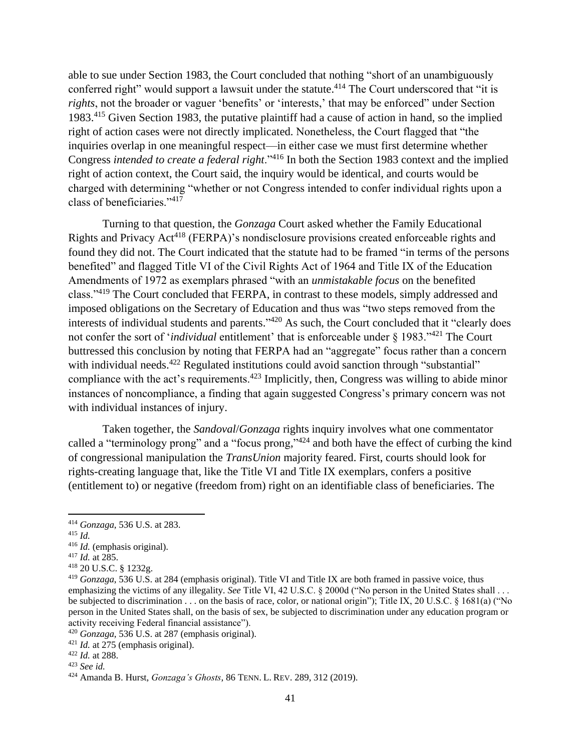able to sue under Section 1983, the Court concluded that nothing "short of an unambiguously conferred right" would support a lawsuit under the statute.[414] The Court underscored that "it is *rights*, not the broader or vaguer 'benefits' or 'interests,' that may be enforced" under Section 1983.[415] Given Section 1983, the putative plaintiff had a cause of action in hand, so the implied right of action cases were not directly implicated. Nonetheless, the Court flagged that "the inquiries overlap in one meaningful respect—in either case we must first determine whether Congress *intended to create a federal right*."[416] In both the Section 1983 context and the implied right of action context, the Court said, the inquiry would be identical, and courts would be charged with determining "whether or not Congress intended to confer individual rights upon a class of beneficiaries."[417]

Turning to that question, the *Gonzaga* Court asked whether the Family Educational Rights and Privacy Act[418] (FERPA)'s nondisclosure provisions created enforceable rights and found they did not. The Court indicated that the statute had to be framed "in terms of the persons benefited" and flagged Title VI of the Civil Rights Act of 1964 and Title IX of the Education Amendments of 1972 as exemplars phrased "with an *unmistakable focus* on the benefited class."[419] The Court concluded that FERPA, in contrast to these models, simply addressed and imposed obligations on the Secretary of Education and thus was "two steps removed from the interests of individual students and parents."[420] As such, the Court concluded that it "clearly does not confer the sort of '*individual* entitlement' that is enforceable under § 1983."[421] The Court buttressed this conclusion by noting that FERPA had an "aggregate" focus rather than a concern with individual needs.[422] Regulated institutions could avoid sanction through "substantial" compliance with the act's requirements.[423] Implicitly, then, Congress was willing to abide minor instances of noncompliance, a finding that again suggested Congress's primary concern was not with individual instances of injury.

Taken together, the *Sandoval*/*Gonzaga* rights inquiry involves what one commentator called a "terminology prong" and a "focus prong,"[424] and both have the effect of curbing the kind of congressional manipulation the *TransUnion* majority feared. First, courts should look for rights-creating language that, like the Title VI and Title IX exemplars, confers a positive (entitlement to) or negative (freedom from) right on an identifiable class of beneficiaries. The

---

[414] *Gonzaga*, 536 U.S. at 283.

[415] *Id.*

[416] *Id.* (emphasis original).

[417] *Id.* at 285.

[418] 20 U.S.C. § 1232g.

[419] *Gonzaga*, 536 U.S. at 284 (emphasis original). Title VI and Title IX are both framed in passive voice, thus emphasizing the victims of any illegality. *See* Title VI, 42 U.S.C. § 2000d ("No person in the United States shall . . . be subjected to discrimination . . . on the basis of race, color, or national origin"); Title IX, 20 U.S.C. § 1681(a) ("No person in the United States shall, on the basis of sex, be subjected to discrimination under any education program or activity receiving Federal financial assistance").

[420] *Gonzaga*, 536 U.S. at 287 (emphasis original).

[421] *Id.* at 275 (emphasis original).

[422] *Id.* at 288.

[423] *See id.*

[424] Amanda B. Hurst, *Gonzaga's Ghosts*, 86 TENN. L. REV. 289, 312 (2019).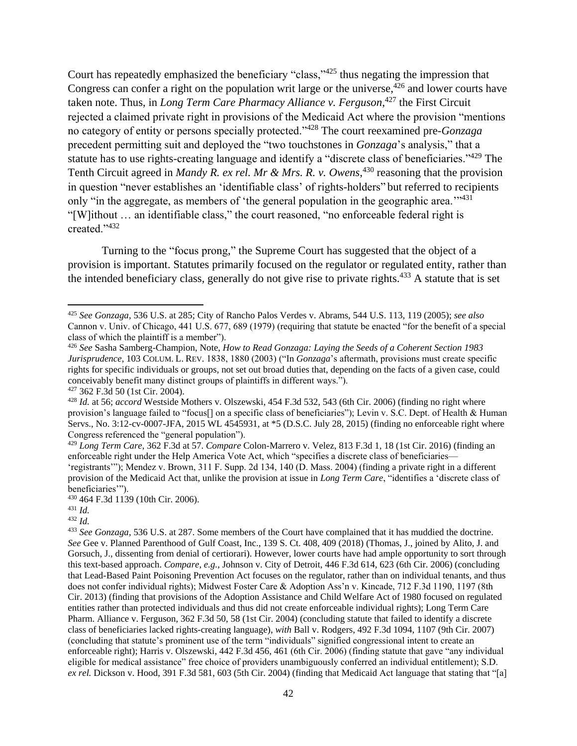Court has repeatedly emphasized the beneficiary "class,"[425] thus negating the impression that Congress can confer a right on the population writ large or the universe,[426] and lower courts have taken note. Thus, in *Long Term Care Pharmacy Alliance v. Ferguson*,[427] the First Circuit rejected a claimed private right in provisions of the Medicaid Act where the provision "mentions no category of entity or persons specially protected."[428] The court reexamined pre-*Gonzaga* precedent permitting suit and deployed the "two touchstones in *Gonzaga*'s analysis," that a statute has to use rights-creating language and identify a "discrete class of beneficiaries."[429] The Tenth Circuit agreed in *Mandy R. ex rel. Mr & Mrs. R. v. Owens*,[430] reasoning that the provision in question "never establishes an 'identifiable class' of rights-holders" but referred to recipients only "in the aggregate, as members of 'the general population in the geographic area.'"[431] "[W]ithout … an identifiable class," the court reasoned, "no enforceable federal right is created."[432]

Turning to the "focus prong," the Supreme Court has suggested that the object of a provision is important. Statutes primarily focused on the regulator or regulated entity, rather than the intended beneficiary class, generally do not give rise to private rights.[433] A statute that is set

---

[425] *See Gonzaga*, 536 U.S. at 285; City of Rancho Palos Verdes v. Abrams, 544 U.S. 113, 119 (2005); *see also* Cannon v. Univ. of Chicago, 441 U.S. 677, 689 (1979) (requiring that statute be enacted "for the benefit of a special class of which the plaintiff is a member").

[426] *See* Sasha Samberg-Champion, Note, *How to Read Gonzaga: Laying the Seeds of a Coherent Section 1983 Jurisprudence*, 103 COLUM. L. REV. 1838, 1880 (2003) ("In *Gonzaga*'s aftermath, provisions must create specific rights for specific individuals or groups, not set out broad duties that, depending on the facts of a given case, could conceivably benefit many distinct groups of plaintiffs in different ways.").

[427] 362 F.3d 50 (1st Cir. 2004).

[428] *Id.* at 56; *accord* Westside Mothers v. Olszewski, 454 F.3d 532, 543 (6th Cir. 2006) (finding no right where provision's language failed to "focus[] on a specific class of beneficiaries"); Levin v. S.C. Dept. of Health & Human Servs., No. 3:12-cv-0007-JFA, 2015 WL 4545931, at *5 (D.S.C. July 28, 2015) (finding no enforceable right where Congress referenced the "general population").

[429] *Long Term Care*, 362 F.3d at 57. *Compare* Colon-Marrero v. Velez, 813 F.3d 1, 18 (1st Cir. 2016) (finding an enforceable right under the Help America Vote Act, which "specifies a discrete class of beneficiaries—'registrants'"); Mendez v. Brown, 311 F. Supp. 2d 134, 140 (D. Mass. 2004) (finding a private right in a different provision of the Medicaid Act that, unlike the provision at issue in *Long Term Care*, "identifies a 'discrete class of beneficiaries'").

[430] 464 F.3d 1139 (10th Cir. 2006).

[431] *Id.*

[432] *Id.*

[433] *See Gonzaga*, 536 U.S. at 287. Some members of the Court have complained that it has muddied the doctrine. *See* Gee v. Planned Parenthood of Gulf Coast, Inc., 139 S. Ct. 408, 409 (2018) (Thomas, J., joined by Alito, J. and Gorsuch, J., dissenting from denial of certiorari). However, lower courts have had ample opportunity to sort through this text-based approach. *Compare, e.g.,* Johnson v. City of Detroit, 446 F.3d 614, 623 (6th Cir. 2006) (concluding that Lead-Based Paint Poisoning Prevention Act focuses on the regulator, rather than on individual tenants, and thus does not confer individual rights); Midwest Foster Care & Adoption Ass'n v. Kincade, 712 F.3d 1190, 1197 (8th Cir. 2013) (finding that provisions of the Adoption Assistance and Child Welfare Act of 1980 focused on regulated entities rather than protected individuals and thus did not create enforceable individual rights); Long Term Care Pharm. Alliance v. Ferguson, 362 F.3d 50, 58 (1st Cir. 2004) (concluding statute that failed to identify a discrete class of beneficiaries lacked rights-creating language), *with* Ball v. Rodgers, 492 F.3d 1094, 1107 (9th Cir. 2007) (concluding that statute's prominent use of the term "individuals" signified congressional intent to create an enforceable right); Harris v. Olszewski, 442 F.3d 456, 461 (6th Cir. 2006) (finding statute that gave "any individual eligible for medical assistance" free choice of providers unambiguously conferred an individual entitlement); S.D. *ex rel.* Dickson v. Hood, 391 F.3d 581, 603 (5th Cir. 2004) (finding that Medicaid Act language that stating that "[a]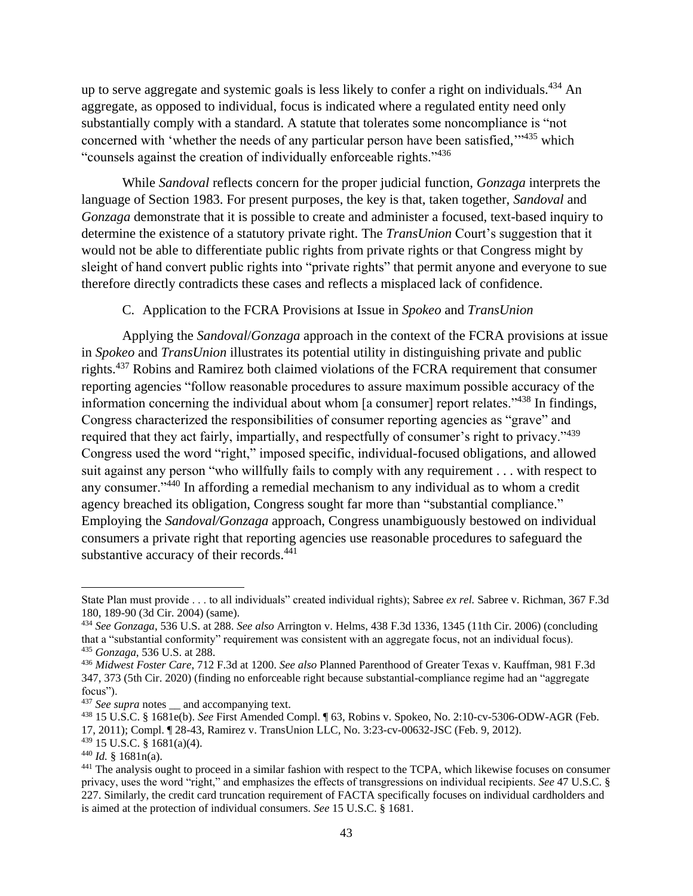up to serve aggregate and systemic goals is less likely to confer a right on individuals.[434] An aggregate, as opposed to individual, focus is indicated where a regulated entity need only substantially comply with a standard. A statute that tolerates some noncompliance is "not concerned with 'whether the needs of any particular person have been satisfied,'"[435] which "counsels against the creation of individually enforceable rights."[436]

While *Sandoval* reflects concern for the proper judicial function, *Gonzaga* interprets the language of Section 1983. For present purposes, the key is that, taken together, *Sandoval* and *Gonzaga* demonstrate that it is possible to create and administer a focused, text-based inquiry to determine the existence of a statutory private right. The *TransUnion* Court's suggestion that it would not be able to differentiate public rights from private rights or that Congress might by sleight of hand convert public rights into "private rights" that permit anyone and everyone to sue therefore directly contradicts these cases and reflects a misplaced lack of confidence.

### C. Application to the FCRA Provisions at Issue in *Spokeo* and *TransUnion*

Applying the *Sandoval*/*Gonzaga* approach in the context of the FCRA provisions at issue in *Spokeo* and *TransUnion* illustrates its potential utility in distinguishing private and public rights.[437] Robins and Ramirez both claimed violations of the FCRA requirement that consumer reporting agencies "follow reasonable procedures to assure maximum possible accuracy of the information concerning the individual about whom [a consumer] report relates."[438] In findings, Congress characterized the responsibilities of consumer reporting agencies as "grave" and required that they act fairly, impartially, and respectfully of consumer's right to privacy."[439] Congress used the word "right," imposed specific, individual-focused obligations, and allowed suit against any person "who willfully fails to comply with any requirement . . . with respect to any consumer."[440] In affording a remedial mechanism to any individual as to whom a credit agency breached its obligation, Congress sought far more than "substantial compliance." Employing the *Sandoval/Gonzaga* approach, Congress unambiguously bestowed on individual consumers a private right that reporting agencies use reasonable procedures to safeguard the substantive accuracy of their records.[441]

---

State Plan must provide . . . to all individuals" created individual rights); Sabree *ex rel.* Sabree v. Richman, 367 F.3d 180, 189-90 (3d Cir. 2004) (same).

[434] *See Gonzaga*, 536 U.S. at 288. *See also* Arrington v. Helms, 438 F.3d 1336, 1345 (11th Cir. 2006) (concluding that a "substantial conformity" requirement was consistent with an aggregate focus, not an individual focus).

[435] *Gonzaga*, 536 U.S. at 288.

[436] *Midwest Foster Care*, 712 F.3d at 1200. *See also* Planned Parenthood of Greater Texas v. Kauffman, 981 F.3d 347, 373 (5th Cir. 2020) (finding no enforceable right because substantial-compliance regime had an "aggregate focus").

[437] *See supra* notes __ and accompanying text.

[438] 15 U.S.C. § 1681e(b). *See* First Amended Compl. ¶ 63, Robins v. Spokeo, No. 2:10-cv-5306-ODW-AGR (Feb. 17, 2011); Compl. ¶ 28-43, Ramirez v. TransUnion LLC, No. 3:23-cv-00632-JSC (Feb. 9, 2012).

[439] 15 U.S.C. § 1681(a)(4).

[440] *Id.* § 1681n(a).

[441] The analysis ought to proceed in a similar fashion with respect to the TCPA, which likewise focuses on consumer privacy, uses the word "right," and emphasizes the effects of transgressions on individual recipients. *See* 47 U.S.C. § 227. Similarly, the credit card truncation requirement of FACTA specifically focuses on individual cardholders and is aimed at the protection of individual consumers. *See* 15 U.S.C. § 1681.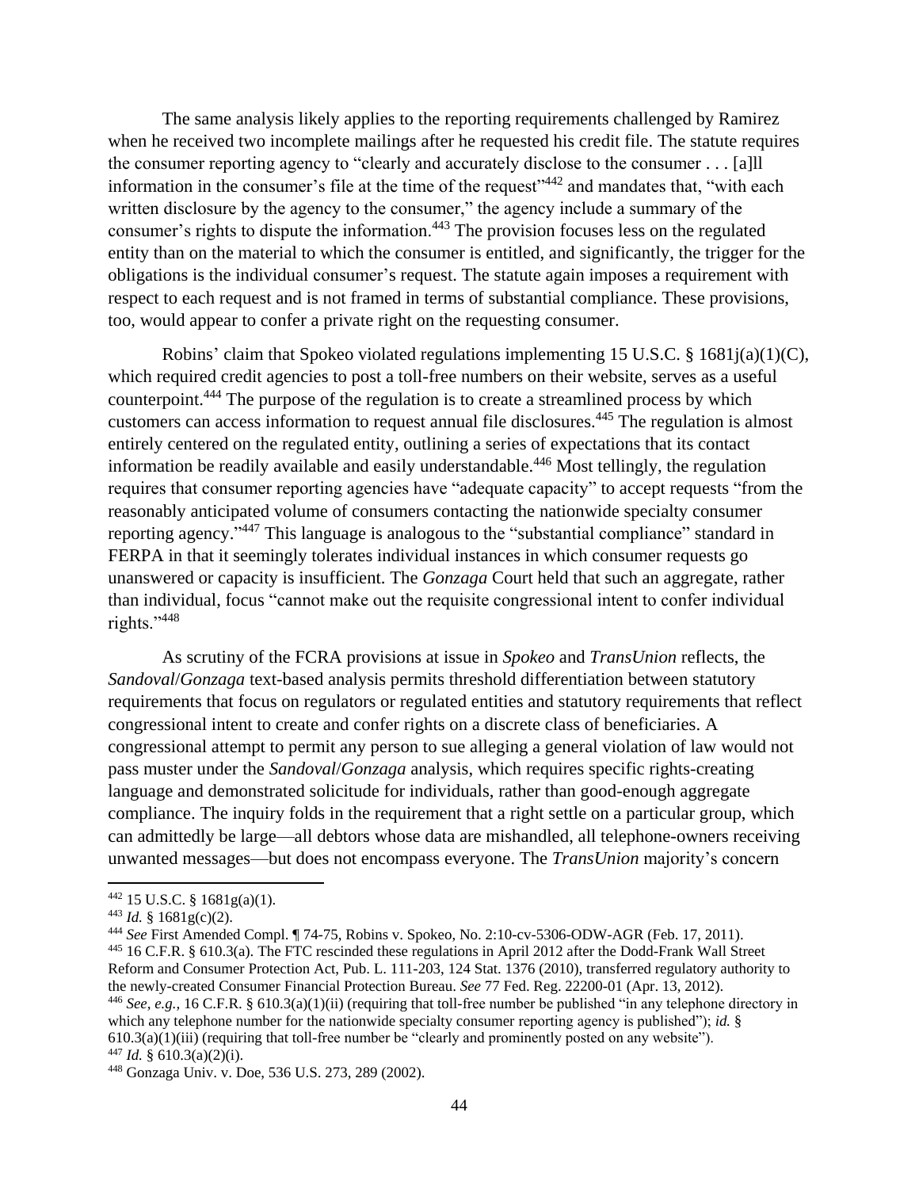The same analysis likely applies to the reporting requirements challenged by Ramirez when he received two incomplete mailings after he requested his credit file. The statute requires the consumer reporting agency to "clearly and accurately disclose to the consumer . . . [a]ll information in the consumer's file at the time of the request"[442] and mandates that, "with each written disclosure by the agency to the consumer," the agency include a summary of the consumer's rights to dispute the information.[443] The provision focuses less on the regulated entity than on the material to which the consumer is entitled, and significantly, the trigger for the obligations is the individual consumer's request. The statute again imposes a requirement with respect to each request and is not framed in terms of substantial compliance. These provisions, too, would appear to confer a private right on the requesting consumer.

Robins' claim that Spokeo violated regulations implementing 15 U.S.C. § 1681j(a)(1)(C), which required credit agencies to post a toll-free numbers on their website, serves as a useful counterpoint.[444] The purpose of the regulation is to create a streamlined process by which customers can access information to request annual file disclosures.[445] The regulation is almost entirely centered on the regulated entity, outlining a series of expectations that its contact information be readily available and easily understandable.[446] Most tellingly, the regulation requires that consumer reporting agencies have "adequate capacity" to accept requests "from the reasonably anticipated volume of consumers contacting the nationwide specialty consumer reporting agency."[447] This language is analogous to the "substantial compliance" standard in FERPA in that it seemingly tolerates individual instances in which consumer requests go unanswered or capacity is insufficient. The *Gonzaga* Court held that such an aggregate, rather than individual, focus "cannot make out the requisite congressional intent to confer individual rights."[448]

As scrutiny of the FCRA provisions at issue in *Spokeo* and *TransUnion* reflects, the *Sandoval*/*Gonzaga* text-based analysis permits threshold differentiation between statutory requirements that focus on regulators or regulated entities and statutory requirements that reflect congressional intent to create and confer rights on a discrete class of beneficiaries. A congressional attempt to permit any person to sue alleging a general violation of law would not pass muster under the *Sandoval*/*Gonzaga* analysis, which requires specific rights-creating language and demonstrated solicitude for individuals, rather than good-enough aggregate compliance. The inquiry folds in the requirement that a right settle on a particular group, which can admittedly be large—all debtors whose data are mishandled, all telephone-owners receiving unwanted messages—but does not encompass everyone. The *TransUnion* majority's concern

---

[442] 15 U.S.C. § 1681g(a)(1).

[443] *Id.* § 1681g(c)(2).

[444] *See* First Amended Compl. ¶ 74-75, Robins v. Spokeo, No. 2:10-cv-5306-ODW-AGR (Feb. 17, 2011).

[445] 16 C.F.R. § 610.3(a). The FTC rescinded these regulations in April 2012 after the Dodd-Frank Wall Street Reform and Consumer Protection Act, Pub. L. 111-203, 124 Stat. 1376 (2010), transferred regulatory authority to the newly-created Consumer Financial Protection Bureau. *See* 77 Fed. Reg. 22200-01 (Apr. 13, 2012).

[446] *See, e.g.,* 16 C.F.R. § 610.3(a)(1)(ii) (requiring that toll-free number be published "in any telephone directory in which any telephone number for the nationwide specialty consumer reporting agency is published"); *id.* § 610.3(a)(1)(iii) (requiring that toll-free number be "clearly and prominently posted on any website").

[447] *Id.* § 610.3(a)(2)(i).

[448] Gonzaga Univ. v. Doe, 536 U.S. 273, 289 (2002).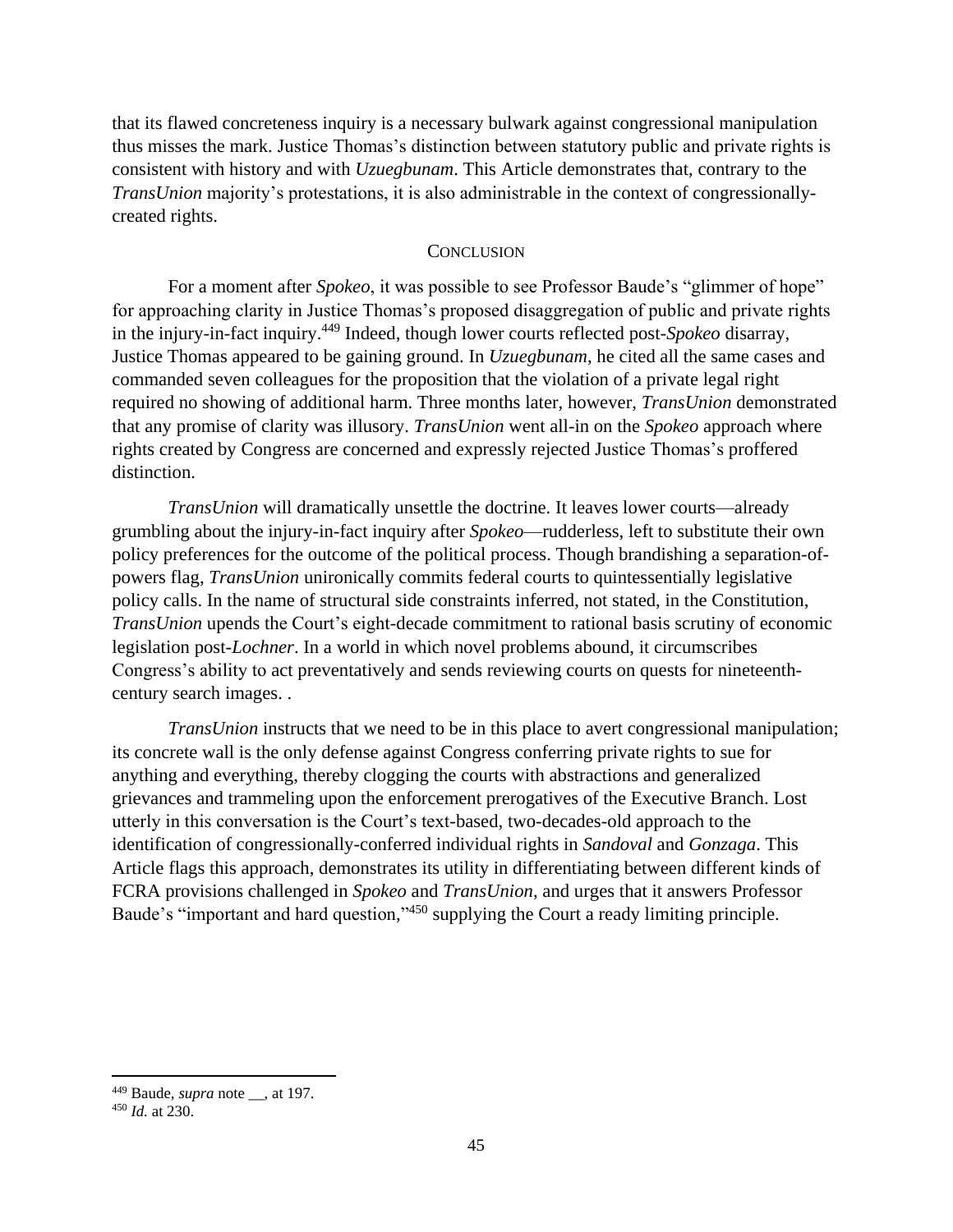that its flawed concreteness inquiry is a necessary bulwark against congressional manipulation thus misses the mark. Justice Thomas's distinction between statutory public and private rights is consistent with history and with *Uzuegbunam*. This Article demonstrates that, contrary to the *TransUnion* majority's protestations, it is also administrable in the context of congressionally-created rights.

## CONCLUSION

For a moment after *Spokeo*, it was possible to see Professor Baude's "glimmer of hope" for approaching clarity in Justice Thomas's proposed disaggregation of public and private rights in the injury-in-fact inquiry.[449] Indeed, though lower courts reflected post-*Spokeo* disarray, Justice Thomas appeared to be gaining ground. In *Uzuegbunam*, he cited all the same cases and commanded seven colleagues for the proposition that the violation of a private legal right required no showing of additional harm. Three months later, however, *TransUnion* demonstrated that any promise of clarity was illusory. *TransUnion* went all-in on the *Spokeo* approach where rights created by Congress are concerned and expressly rejected Justice Thomas's proffered distinction.

*TransUnion* will dramatically unsettle the doctrine. It leaves lower courts—already grumbling about the injury-in-fact inquiry after *Spokeo*—rudderless, left to substitute their own policy preferences for the outcome of the political process. Though brandishing a separation-of-powers flag, *TransUnion* unironically commits federal courts to quintessentially legislative policy calls. In the name of structural side constraints inferred, not stated, in the Constitution, *TransUnion* upends the Court's eight-decade commitment to rational basis scrutiny of economic legislation post-*Lochner*. In a world in which novel problems abound, it circumscribes Congress's ability to act preventatively and sends reviewing courts on quests for nineteenth-century search images. .

*TransUnion* instructs that we need to be in this place to avert congressional manipulation; its concrete wall is the only defense against Congress conferring private rights to sue for anything and everything, thereby clogging the courts with abstractions and generalized grievances and trammeling upon the enforcement prerogatives of the Executive Branch. Lost utterly in this conversation is the Court's text-based, two-decades-old approach to the identification of congressionally-conferred individual rights in *Sandoval* and *Gonzaga*. This Article flags this approach, demonstrates its utility in differentiating between different kinds of FCRA provisions challenged in *Spokeo* and *TransUnion*, and urges that it answers Professor Baude's "important and hard question,"[450] supplying the Court a ready limiting principle.

---

[449] Baude, *supra* note __, at 197.

[450] *Id.* at 230.